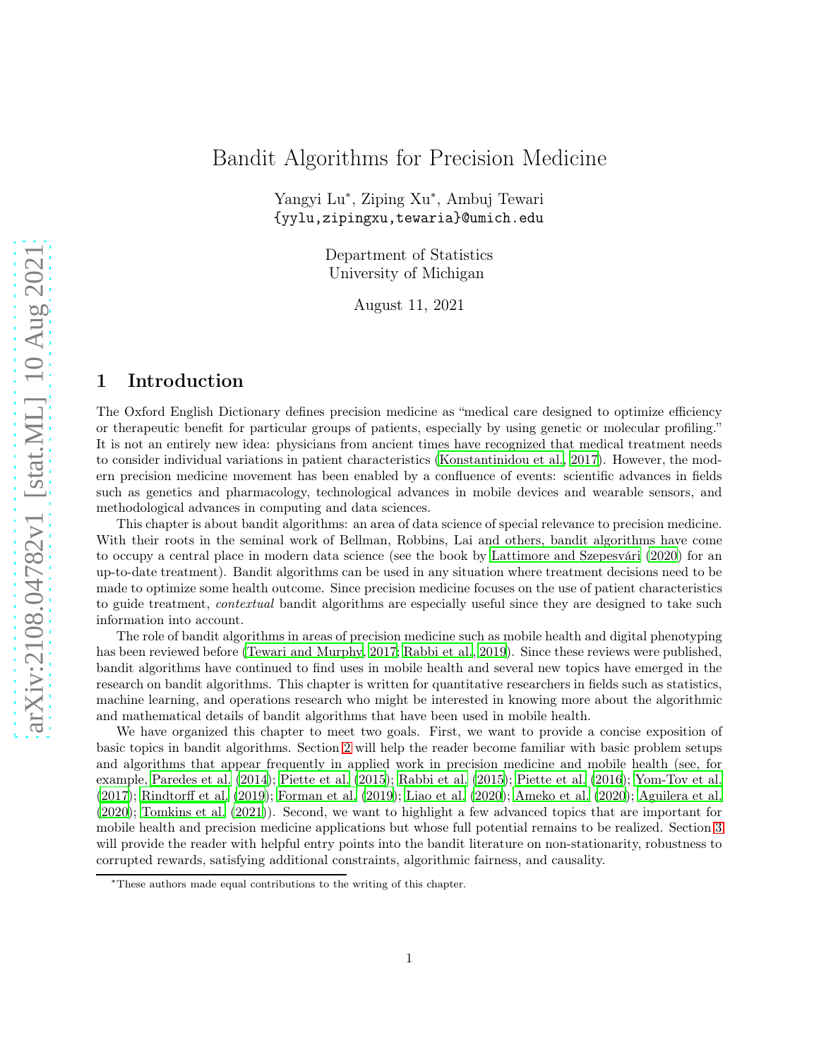# Bandit Algorithms for Precision Medicine

Yangyi Lu*, Ziping Xu*, Ambuj Tewari
{yylu,zipingxu,tewaria}@umich.edu

Department of Statistics
University of Michigan

August 11, 2021

## 1 Introduction

The Oxford English Dictionary defines precision medicine as "medical care designed to optimize efficiency or therapeutic benefit for particular groups of patients, especially by using genetic or molecular profiling." It is not an entirely new idea: physicians from ancient times have recognized that medical treatment needs to consider individual variations in patient characteristics (Konstantinidou et al., 2017). However, the modern precision medicine movement has been enabled by a confluence of events: scientific advances in fields such as genetics and pharmacology, technological advances in mobile devices and wearable sensors, and methodological advances in computing and data sciences.

This chapter is about bandit algorithms: an area of data science of special relevance to precision medicine. With their roots in the seminal work of Bellman, Robbins, Lai and others, bandit algorithms have come to occupy a central place in modern data science (see the book by Lattimore and Szepesvári (2020) for an up-to-date treatment). Bandit algorithms can be used in any situation where treatment decisions need to be made to optimize some health outcome. Since precision medicine focuses on the use of patient characteristics to guide treatment, *contextual* bandit algorithms are especially useful since they are designed to take such information into account.

The role of bandit algorithms in areas of precision medicine such as mobile health and digital phenotyping has been reviewed before (Tewari and Murphy, 2017; Rabbi et al., 2019). Since these reviews were published, bandit algorithms have continued to find uses in mobile health and several new topics have emerged in the research on bandit algorithms. This chapter is written for quantitative researchers in fields such as statistics, machine learning, and operations research who might be interested in knowing more about the algorithmic and mathematical details of bandit algorithms that have been used in mobile health.

We have organized this chapter to meet two goals. First, we want to provide a concise exposition of basic topics in bandit algorithms. Section 2 will help the reader become familiar with basic problem setups and algorithms that appear frequently in applied work in precision medicine and mobile health (see, for example, Paredes et al. (2014); Piette et al. (2015); Rabbi et al. (2015); Piette et al. (2016); Yom-Tov et al. (2017); Rindtorff et al. (2019); Forman et al. (2019); Liao et al. (2020); Ameko et al. (2020); Aguilera et al. (2020); Tomkins et al. (2021)). Second, we want to highlight a few advanced topics that are important for mobile health and precision medicine applications but whose full potential remains to be realized. Section 3 will provide the reader with helpful entry points into the bandit literature on non-stationarity, robustness to corrupted rewards, satisfying additional constraints, algorithmic fairness, and causality.

*These authors made equal contributions to the writing of this chapter.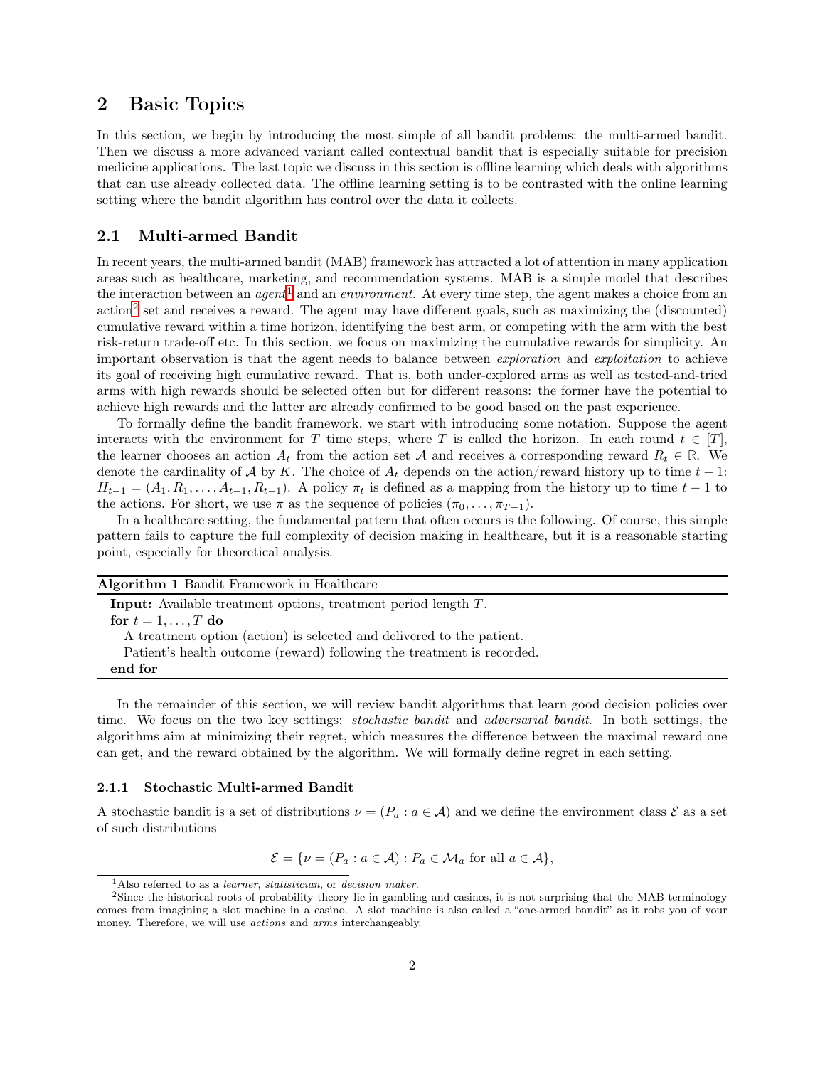# 2 Basic Topics

In this section, we begin by introducing the most simple of all bandit problems: the multi-armed bandit. Then we discuss a more advanced variant called contextual bandit that is especially suitable for precision medicine applications. The last topic we discuss in this section is offline learning which deals with algorithms that can use already collected data. The offline learning setting is to be contrasted with the online learning setting where the bandit algorithm has control over the data it collects.

## 2.1 Multi-armed Bandit

In recent years, the multi-armed bandit (MAB) framework has attracted a lot of attention in many application areas such as healthcare, marketing, and recommendation systems. MAB is a simple model that describes the interaction between an *agent*[1] and an *environment*. At every time step, the agent makes a choice from an action[2] set and receives a reward. The agent may have different goals, such as maximizing the (discounted) cumulative reward within a time horizon, identifying the best arm, or competing with the arm with the best risk-return trade-off etc. In this section, we focus on maximizing the cumulative rewards for simplicity. An important observation is that the agent needs to balance between *exploration* and *exploitation* to achieve its goal of receiving high cumulative reward. That is, both under-explored arms as well as tested-and-tried arms with high rewards should be selected often but for different reasons: the former have the potential to achieve high rewards and the latter are already confirmed to be good based on the past experience.

To formally define the bandit framework, we start with introducing some notation. Suppose the agent interacts with the environment for $T$ time steps, where $T$ is called the horizon. In each round $t \in [T]$, the learner chooses an action $A_t$ from the action set $\mathcal{A}$ and receives a corresponding reward $R_t \in \mathbb{R}$. We denote the cardinality of $\mathcal{A}$ by $K$. The choice of $A_t$ depends on the action/reward history up to time $t-1$: $H_{t-1} = (A_1, R_1, \ldots, A_{t-1}, R_{t-1})$. A policy $\pi_t$ is defined as a mapping from the history up to time $t-1$ to the actions. For short, we use $\pi$ as the sequence of policies $(\pi_0, \ldots, \pi_{T-1})$.

In a healthcare setting, the fundamental pattern that often occurs is the following. Of course, this simple pattern fails to capture the full complexity of decision making in healthcare, but it is a reasonable starting point, especially for theoretical analysis.

---

**Algorithm 1** Bandit Framework in Healthcare

---

**Input:** Available treatment options, treatment period length $T$.
**for** $t = 1, \ldots, T$ **do**
  A treatment option (action) is selected and delivered to the patient.
  Patient's health outcome (reward) following the treatment is recorded.
**end for**

---

In the remainder of this section, we will review bandit algorithms that learn good decision policies over time. We focus on the two key settings: *stochastic bandit* and *adversarial bandit*. In both settings, the algorithms aim at minimizing their regret, which measures the difference between the maximal reward one can get, and the reward obtained by the algorithm. We will formally define regret in each setting.

### 2.1.1 Stochastic Multi-armed Bandit

A stochastic bandit is a set of distributions $\nu = (P_a : a \in \mathcal{A})$ and we define the environment class $\mathcal{E}$ as a set of such distributions

$$\mathcal{E} = \{\nu = (P_a : a \in \mathcal{A}) : P_a \in \mathcal{M}_a \text{ for all } a \in \mathcal{A}\},$$

[1] Also referred to as a *learner*, *statistician*, or *decision maker*.

[2] Since the historical roots of probability theory lie in gambling and casinos, it is not surprising that the MAB terminology comes from imagining a slot machine in a casino. A slot machine is also called a "one-armed bandit" as it robs you of your money. Therefore, we will use *actions* and *arms* interchangeably.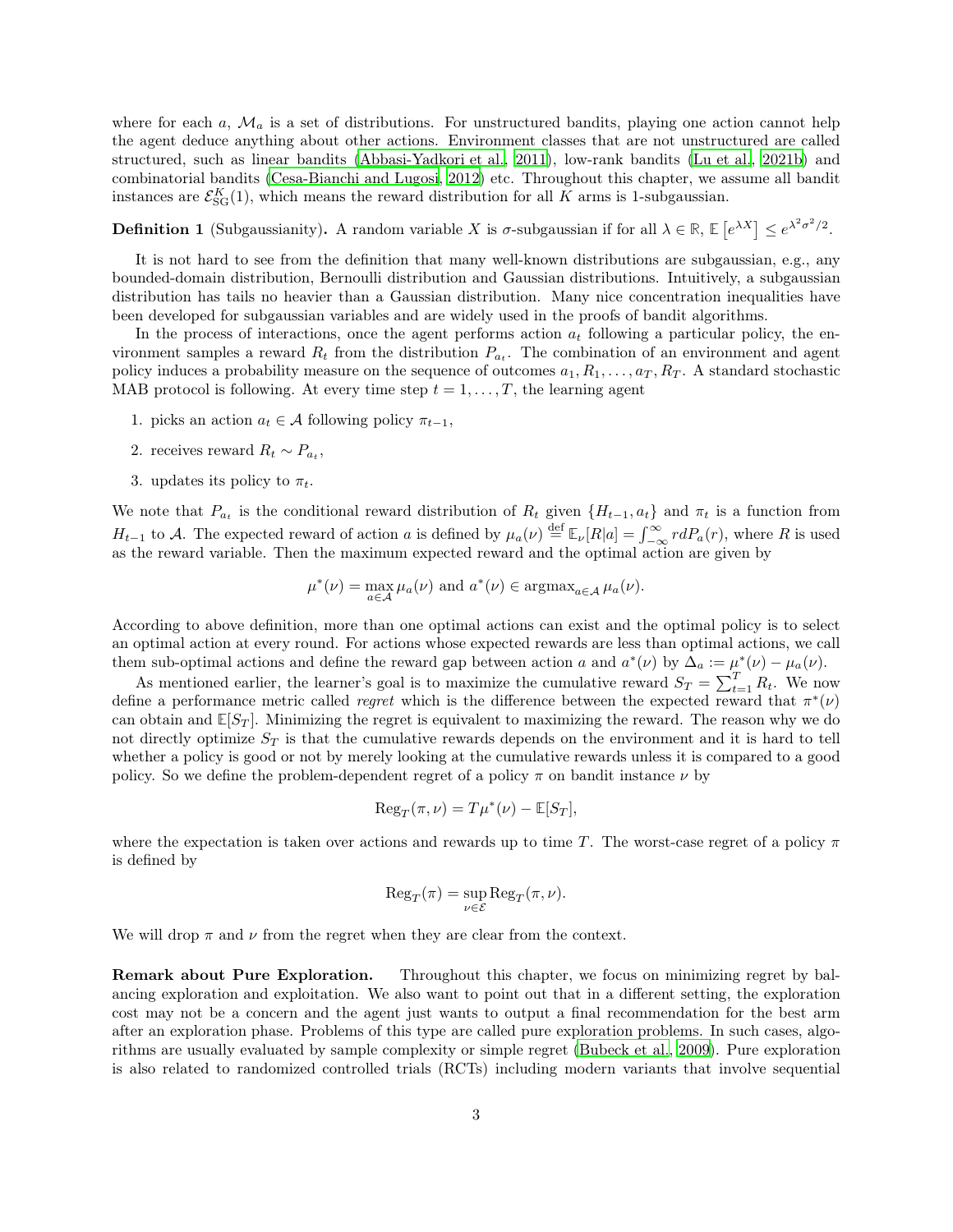where for each $a$, $\mathcal{M}_a$ is a set of distributions. For unstructured bandits, playing one action cannot help the agent deduce anything about other actions. Environment classes that are not unstructured are called structured, such as linear bandits (Abbasi-Yadkori et al., 2011), low-rank bandits (Lu et al., 2021b) and combinatorial bandits (Cesa-Bianchi and Lugosi, 2012) etc. Throughout this chapter, we assume all bandit instances are $\mathcal{E}_{\mathrm{SG}}^K(1)$, which means the reward distribution for all $K$ arms is 1-subgaussian.

**Definition 1** (Subgaussianity)**.** A random variable $X$ is $\sigma$-subgaussian if for all $\lambda \in \mathbb{R}$, $\mathbb{E}\left[e^{\lambda X}\right] \leq e^{\lambda^2 \sigma^2/2}$.

It is not hard to see from the definition that many well-known distributions are subgaussian, e.g., any bounded-domain distribution, Bernoulli distribution and Gaussian distributions. Intuitively, a subgaussian distribution has tails no heavier than a Gaussian distribution. Many nice concentration inequalities have been developed for subgaussian variables and are widely used in the proofs of bandit algorithms.

In the process of interactions, once the agent performs action $a_t$ following a particular policy, the environment samples a reward $R_t$ from the distribution $P_{a_t}$. The combination of an environment and agent policy induces a probability measure on the sequence of outcomes $a_1, R_1, \ldots, a_T, R_T$. A standard stochastic MAB protocol is following. At every time step $t = 1, \ldots, T$, the learning agent

1. picks an action $a_t \in \mathcal{A}$ following policy $\pi_{t-1}$,
2. receives reward $R_t \sim P_{a_t}$,
3. updates its policy to $\pi_t$.

We note that $P_{a_t}$ is the conditional reward distribution of $R_t$ given $\{H_{t-1}, a_t\}$ and $\pi_t$ is a function from $H_{t-1}$ to $\mathcal{A}$. The expected reward of action $a$ is defined by $\mu_a(\nu) \stackrel{\text{def}}{=} \mathbb{E}_\nu[R|a] = \int_{-\infty}^{\infty} r dP_a(r)$, where $R$ is used as the reward variable. Then the maximum expected reward and the optimal action are given by

$$\mu^*(\nu) = \max_{a \in \mathcal{A}} \mu_a(\nu) \text{ and } a^*(\nu) \in \operatorname{argmax}_{a \in \mathcal{A}} \mu_a(\nu).$$

According to above definition, more than one optimal actions can exist and the optimal policy is to select an optimal action at every round. For actions whose expected rewards are less than optimal actions, we call them sub-optimal actions and define the reward gap between action $a$ and $a^*(\nu)$ by $\Delta_a := \mu^*(\nu) - \mu_a(\nu)$.

As mentioned earlier, the learner's goal is to maximize the cumulative reward $S_T = \sum_{t=1}^T R_t$. We now define a performance metric called *regret* which is the difference between the expected reward that $\pi^*(\nu)$ can obtain and $\mathbb{E}[S_T]$. Minimizing the regret is equivalent to maximizing the reward. The reason why we do not directly optimize $S_T$ is that the cumulative rewards depends on the environment and it is hard to tell whether a policy is good or not by merely looking at the cumulative rewards unless it is compared to a good policy. So we define the problem-dependent regret of a policy $\pi$ on bandit instance $\nu$ by

$$\mathrm{Reg}_T(\pi, \nu) = T\mu^*(\nu) - \mathbb{E}[S_T],$$

where the expectation is taken over actions and rewards up to time $T$. The worst-case regret of a policy $\pi$ is defined by

$$\mathrm{Reg}_T(\pi) = \sup_{\nu \in \mathcal{E}} \mathrm{Reg}_T(\pi, \nu).$$

We will drop $\pi$ and $\nu$ from the regret when they are clear from the context.

**Remark about Pure Exploration.** Throughout this chapter, we focus on minimizing regret by balancing exploration and exploitation. We also want to point out that in a different setting, the exploration cost may not be a concern and the agent just wants to output a final recommendation for the best arm after an exploration phase. Problems of this type are called pure exploration problems. In such cases, algorithms are usually evaluated by sample complexity or simple regret (Bubeck et al., 2009). Pure exploration is also related to randomized controlled trials (RCTs) including modern variants that involve sequential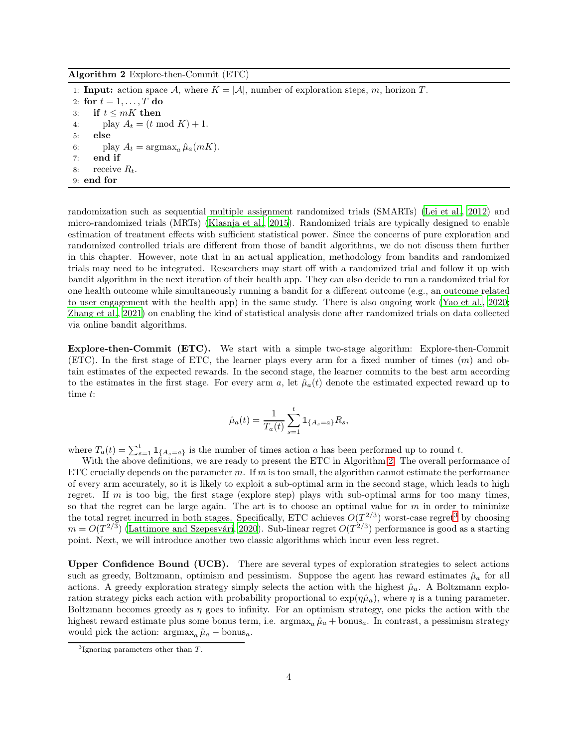**Algorithm 2** Explore-then-Commit (ETC)

```
1: Input: action space 𝒜, where K = |𝒜|, number of exploration steps, m, horizon T.
2: for t = 1, ..., T do
3:   if t ≤ mK then
4:     play A_t = (t mod K) + 1.
5:   else
6:     play A_t = argmax_a μ̂_a(mK).
7:   end if
8:   receive R_t.
9: end for
```

randomization such as sequential multiple assignment randomized trials (SMARTs) (Lei et al., 2012) and micro-randomized trials (MRTs) (Klasnja et al., 2015). Randomized trials are typically designed to enable estimation of treatment effects with sufficient statistical power. Since the concerns of pure exploration and randomized controlled trials are different from those of bandit algorithms, we do not discuss them further in this chapter. However, note that in an actual application, methodology from bandits and randomized trials may need to be integrated. Researchers may start off with a randomized trial and follow it up with bandit algorithm in the next iteration of their health app. They can also decide to run a randomized trial for one health outcome while simultaneously running a bandit for a different outcome (e.g., an outcome related to user engagement with the health app) in the same study. There is also ongoing work (Yao et al., 2020; Zhang et al., 2021) on enabling the kind of statistical analysis done after randomized trials on data collected via online bandit algorithms.

**Explore-then-Commit (ETC).** We start with a simple two-stage algorithm: Explore-then-Commit (ETC). In the first stage of ETC, the learner plays every arm for a fixed number of times ($m$) and obtain estimates of the expected rewards. In the second stage, the learner commits to the best arm according to the estimates in the first stage. For every arm $a$, let $\hat{\mu}_a(t)$ denote the estimated expected reward up to time $t$:

$$\hat{\mu}_a(t) = \frac{1}{T_a(t)} \sum_{s=1}^{t} \mathbb{1}_{\{A_s = a\}} R_s,$$

where $T_a(t) = \sum_{s=1}^{t} \mathbb{1}_{\{A_s=a\}}$ is the number of times action $a$ has been performed up to round $t$.

With the above definitions, we are ready to present the ETC in Algorithm 2. The overall performance of ETC crucially depends on the parameter $m$. If $m$ is too small, the algorithm cannot estimate the performance of every arm accurately, so it is likely to exploit a sub-optimal arm in the second stage, which leads to high regret. If $m$ is too big, the first stage (explore step) plays with sub-optimal arms for too many times, so that the regret can be large again. The art is to choose an optimal value for $m$ in order to minimize the total regret incurred in both stages. Specifically, ETC achieves $O(T^{2/3})$ worst-case regret[3] by choosing $m = O(T^{2/3})$ (Lattimore and Szepesvári, 2020). Sub-linear regret $O(T^{2/3})$ performance is good as a starting point. Next, we will introduce another two classic algorithms which incur even less regret.

**Upper Confidence Bound (UCB).** There are several types of exploration strategies to select actions such as greedy, Boltzmann, optimism and pessimism. Suppose the agent has reward estimates $\hat{\mu}_a$ for all actions. A greedy exploration strategy simply selects the action with the highest $\hat{\mu}_a$. A Boltzmann exploration strategy picks each action with probability proportional to $\exp(\eta \hat{\mu}_a)$, where $\eta$ is a tuning parameter. Boltzmann becomes greedy as $\eta$ goes to infinity. For an optimism strategy, one picks the action with the highest reward estimate plus some bonus term, i.e. $\text{argmax}_a \, \hat{\mu}_a + \text{bonus}_a$. In contrast, a pessimism strategy would pick the action: $\text{argmax}_a \, \hat{\mu}_a - \text{bonus}_a$.

[3] Ignoring parameters other than $T$.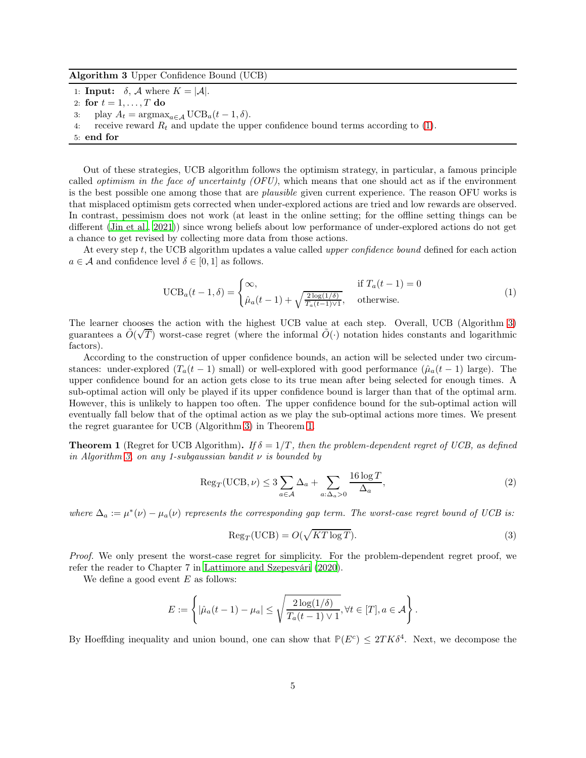**Algorithm 3** Upper Confidence Bound (UCB)

```
1: Input:  δ, 𝒜 where K = |𝒜|.
2: for t = 1, ..., T do
3:     play A_t = argmax_{a∈𝒜} UCB_a(t − 1, δ).
4:     receive reward R_t and update the upper confidence bound terms according to (1).
5: end for
```

Out of these strategies, UCB algorithm follows the optimism strategy, in particular, a famous principle called *optimism in the face of uncertainty (OFU)*, which means that one should act as if the environment is the best possible one among those that are *plausible* given current experience. The reason OFU works is that misplaced optimism gets corrected when under-explored actions are tried and low rewards are observed. In contrast, pessimism does not work (at least in the online setting; for the offline setting things can be different (Jin et al., 2021)) since wrong beliefs about low performance of under-explored actions do not get a chance to get revised by collecting more data from those actions.

At every step $t$, the UCB algorithm updates a value called *upper confidence bound* defined for each action $a \in \mathcal{A}$ and confidence level $\delta \in [0, 1]$ as follows.

$$
\mathrm{UCB}_a(t-1, \delta) = \begin{cases} \infty, & \text{if } T_a(t-1) = 0 \\ \hat{\mu}_a(t-1) + \sqrt{\frac{2\log(1/\delta)}{T_a(t-1) \vee 1}}, & \text{otherwise.} \end{cases} \tag{1}
$$

The learner chooses the action with the highest UCB value at each step. Overall, UCB (Algorithm 3) guarantees a $\tilde{O}(\sqrt{T})$ worst-case regret (where the informal $\tilde{O}(\cdot)$ notation hides constants and logarithmic factors).

According to the construction of upper confidence bounds, an action will be selected under two circumstances: under-explored ($T_a(t-1)$ small) or well-explored with good performance ($\hat{\mu}_a(t-1)$ large). The upper confidence bound for an action gets close to its true mean after being selected for enough times. A sub-optimal action will only be played if its upper confidence bound is larger than that of the optimal arm. However, this is unlikely to happen too often. The upper confidence bound for the sub-optimal action will eventually fall below that of the optimal action as we play the sub-optimal actions more times. We present the regret guarantee for UCB (Algorithm 3) in Theorem 1.

**Theorem 1** (Regret for UCB Algorithm)**.** *If $\delta = 1/T$, then the problem-dependent regret of UCB, as defined in Algorithm 3, on any 1-subgaussian bandit $\nu$ is bounded by*

$$
\mathrm{Reg}_T(\mathrm{UCB}, \nu) \leq 3 \sum_{a \in \mathcal{A}} \Delta_a + \sum_{a:\Delta_a > 0} \frac{16 \log T}{\Delta_a}, \tag{2}
$$

*where $\Delta_a := \mu^*(\nu) - \mu_a(\nu)$ represents the corresponding gap term. The worst-case regret bound of UCB is:*

$$
\mathrm{Reg}_T(\mathrm{UCB}) = O(\sqrt{KT \log T}). \tag{3}
$$

*Proof.* We only present the worst-case regret for simplicity. For the problem-dependent regret proof, we refer the reader to Chapter 7 in Lattimore and Szepesvári (2020).

We define a good event $E$ as follows:

$$
E := \left\{ |\hat{\mu}_a(t-1) - \mu_a| \leq \sqrt{\frac{2\log(1/\delta)}{T_a(t-1) \vee 1}}, \forall t \in [T], a \in \mathcal{A} \right\}.
$$

By Hoeffding inequality and union bound, one can show that $\mathbb{P}(E^c) \leq 2TK\delta^4$. Next, we decompose the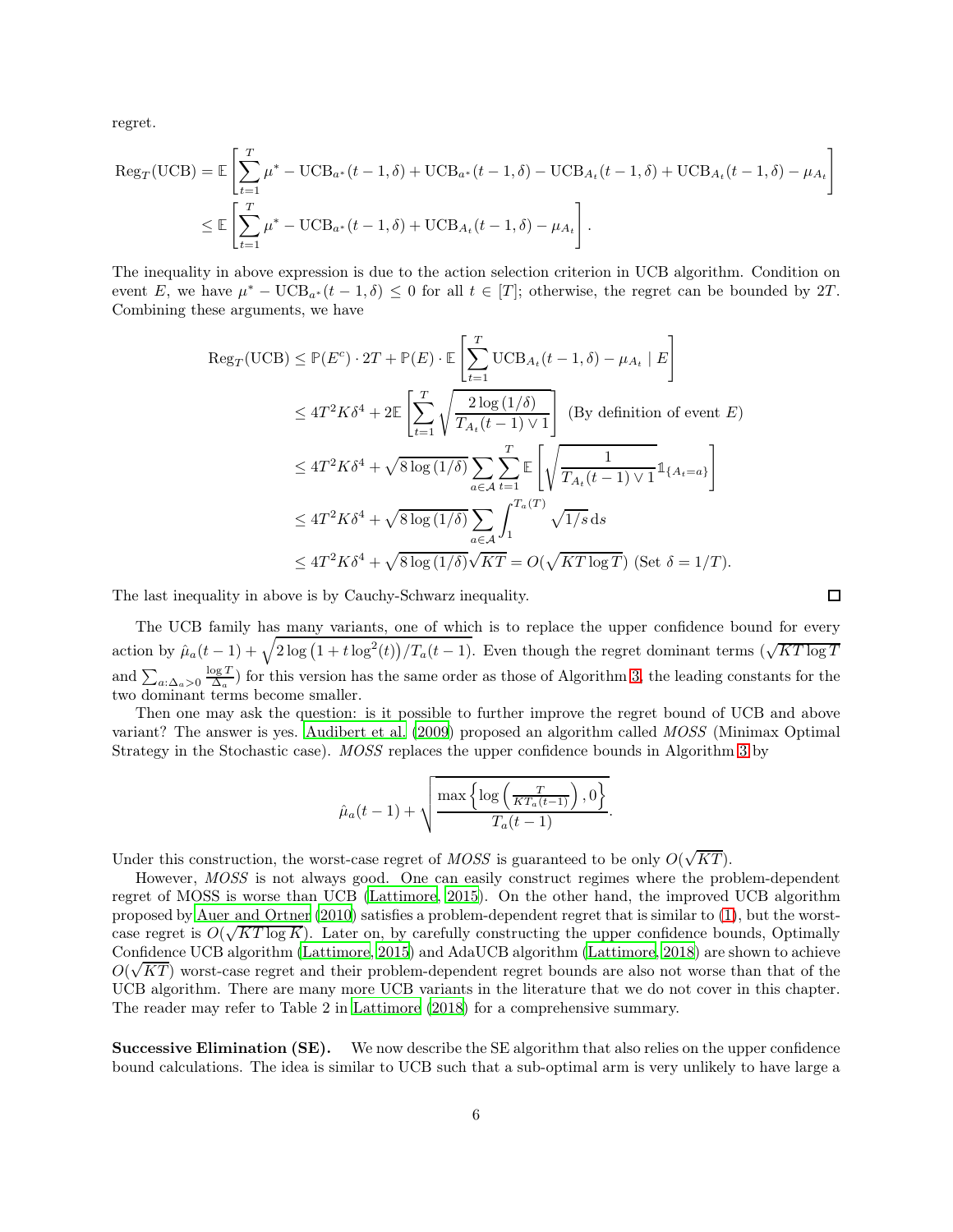regret.

$$
\begin{aligned}
\text{Reg}_T(\text{UCB}) &= \mathbb{E}\left[\sum_{t=1}^{T} \mu^* - \text{UCB}_{a^*}(t-1,\delta) + \text{UCB}_{a^*}(t-1,\delta) - \text{UCB}_{A_t}(t-1,\delta) + \text{UCB}_{A_t}(t-1,\delta) - \mu_{A_t}\right] \\
&\leq \mathbb{E}\left[\sum_{t=1}^{T} \mu^* - \text{UCB}_{a^*}(t-1,\delta) + \text{UCB}_{A_t}(t-1,\delta) - \mu_{A_t}\right].
\end{aligned}
$$

The inequality in above expression is due to the action selection criterion in UCB algorithm. Condition on event $E$, we have $\mu^* - \text{UCB}_{a^*}(t-1,\delta) \leq 0$ for all $t \in [T]$; otherwise, the regret can be bounded by $2T$. Combining these arguments, we have

$$
\begin{aligned}
\text{Reg}_T(\text{UCB}) &\leq \mathbb{P}(E^c) \cdot 2T + \mathbb{P}(E) \cdot \mathbb{E}\left[\sum_{t=1}^{T} \text{UCB}_{A_t}(t-1,\delta) - \mu_{A_t} \mid E\right] \\
&\leq 4T^2 K \delta^4 + 2\mathbb{E}\left[\sum_{t=1}^{T} \sqrt{\frac{2\log(1/\delta)}{T_{A_t}(t-1) \vee 1}}\right] \text{ (By definition of event } E) \\
&\leq 4T^2 K \delta^4 + \sqrt{8\log(1/\delta)} \sum_{a \in \mathcal{A}} \sum_{t=1}^{T} \mathbb{E}\left[\sqrt{\frac{1}{T_{A_t}(t-1) \vee 1}} \mathbb{1}_{\{A_t = a\}}\right] \\
&\leq 4T^2 K \delta^4 + \sqrt{8\log(1/\delta)} \sum_{a \in \mathcal{A}} \int_{1}^{T_a(T)} \sqrt{1/s}\, \mathrm{d}s \\
&\leq 4T^2 K \delta^4 + \sqrt{8\log(1/\delta)} \sqrt{KT} = O(\sqrt{KT\log T}) \text{ (Set } \delta = 1/T).
\end{aligned}
$$

The last inequality in above is by Cauchy-Schwarz inequality. □

The UCB family has many variants, one of which is to replace the upper confidence bound for every action by $\hat{\mu}_a(t-1) + \sqrt{2\log\left(1 + t\log^2(t)\right)/T_a(t-1)}$. Even though the regret dominant terms ($\sqrt{KT\log T}$ and $\sum_{a:\Delta_a>0} \frac{\log T}{\Delta_a}$) for this version has the same order as those of Algorithm 3, the leading constants for the two dominant terms become smaller.

Then one may ask the question: is it possible to further improve the regret bound of UCB and above variant? The answer is yes. Audibert et al. (2009) proposed an algorithm called *MOSS* (Minimax Optimal Strategy in the Stochastic case). *MOSS* replaces the upper confidence bounds in Algorithm 3 by

$$
\hat{\mu}_a(t-1) + \sqrt{\frac{\max\left\{\log\left(\frac{T}{KT_a(t-1)}\right), 0\right\}}{T_a(t-1)}}.
$$

Under this construction, the worst-case regret of *MOSS* is guaranteed to be only $O(\sqrt{KT})$.

However, *MOSS* is not always good. One can easily construct regimes where the problem-dependent regret of MOSS is worse than UCB (Lattimore, 2015). On the other hand, the improved UCB algorithm proposed by Auer and Ortner (2010) satisfies a problem-dependent regret that is similar to (1), but the worst-case regret is $O(\sqrt{KT\log K})$. Later on, by carefully constructing the upper confidence bounds, Optimally Confidence UCB algorithm (Lattimore, 2015) and AdaUCB algorithm (Lattimore, 2018) are shown to achieve $O(\sqrt{KT})$ worst-case regret and their problem-dependent regret bounds are also not worse than that of the UCB algorithm. There are many more UCB variants in the literature that we do not cover in this chapter. The reader may refer to Table 2 in Lattimore (2018) for a comprehensive summary.

**Successive Elimination (SE).** We now describe the SE algorithm that also relies on the upper confidence bound calculations. The idea is similar to UCB such that a sub-optimal arm is very unlikely to have large a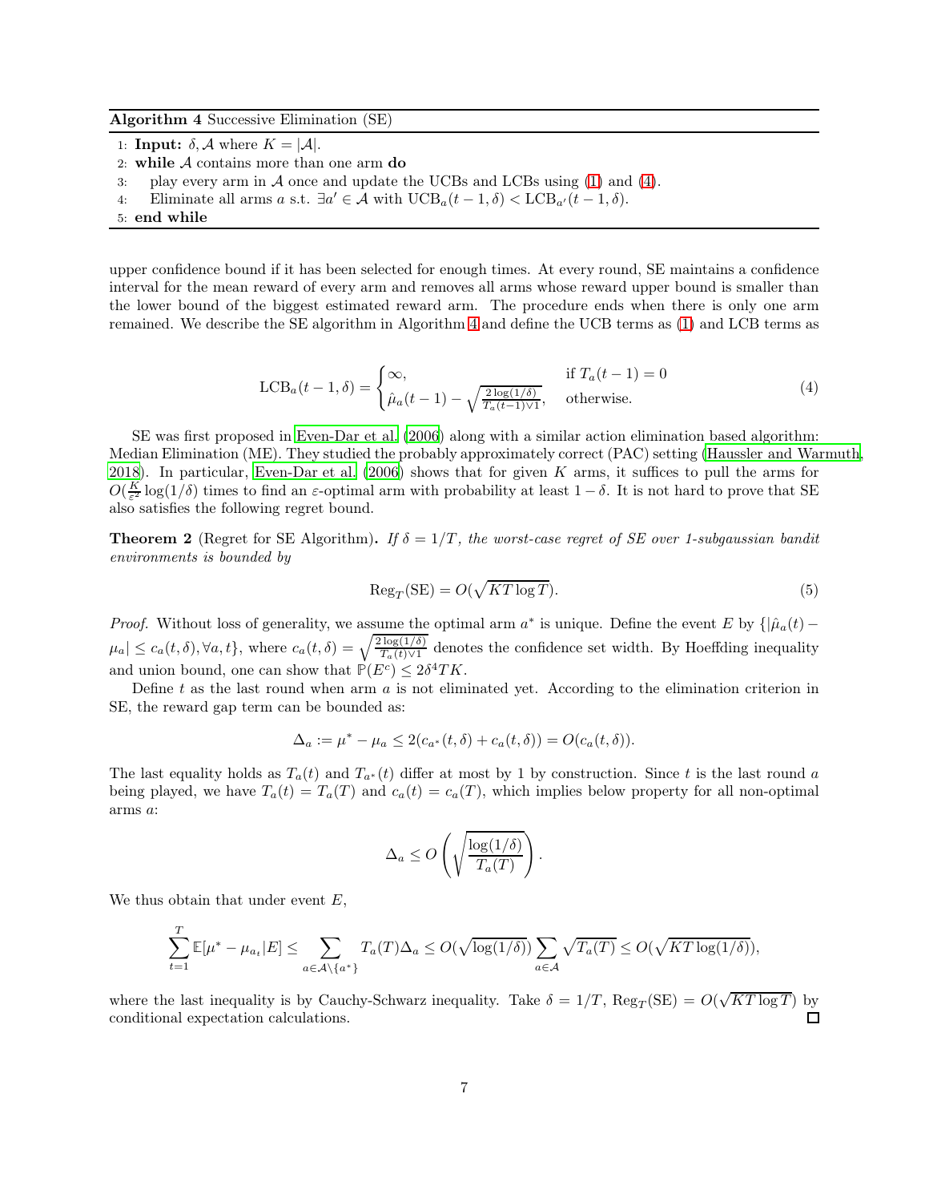**Algorithm 4** Successive Elimination (SE)

1: **Input:** $\delta, \mathcal{A}$ where $K = |\mathcal{A}|$.
2: **while** $\mathcal{A}$ contains more than one arm **do**
3: play every arm in $\mathcal{A}$ once and update the UCBs and LCBs using (1) and (4).
4: Eliminate all arms $a$ s.t. $\exists a' \in \mathcal{A}$ with $\text{UCB}_a(t-1, \delta) < \text{LCB}_{a'}(t-1, \delta)$.
5: **end while**

upper confidence bound if it has been selected for enough times. At every round, SE maintains a confidence interval for the mean reward of every arm and removes all arms whose reward upper bound is smaller than the lower bound of the biggest estimated reward arm. The procedure ends when there is only one arm remained. We describe the SE algorithm in Algorithm 4 and define the UCB terms as (1) and LCB terms as

$$\text{LCB}_a(t-1, \delta) = \begin{cases} \infty, & \text{if } T_a(t-1) = 0 \\ \hat{\mu}_a(t-1) - \sqrt{\frac{2\log(1/\delta)}{T_a(t-1) \vee 1}}, & \text{otherwise.} \end{cases} \tag{4}$$

SE was first proposed in Even-Dar et al. (2006) along with a similar action elimination based algorithm: Median Elimination (ME). They studied the probably approximately correct (PAC) setting (Haussler and Warmuth, 2018). In particular, Even-Dar et al. (2006) shows that for given $K$ arms, it suffices to pull the arms for $O(\frac{K}{\varepsilon^2}\log(1/\delta))$ times to find an $\varepsilon$-optimal arm with probability at least $1-\delta$. It is not hard to prove that SE also satisfies the following regret bound.

**Theorem 2** (Regret for SE Algorithm)**.** *If $\delta = 1/T$, the worst-case regret of SE over 1-subgaussian bandit environments is bounded by*

$$\text{Reg}_T(\text{SE}) = O(\sqrt{KT\log T}). \tag{5}$$

*Proof.* Without loss of generality, we assume the optimal arm $a^*$ is unique. Define the event $E$ by $\{|\hat{\mu}_a(t) - \mu_a| \le c_a(t, \delta), \forall a, t\}$, where $c_a(t, \delta) = \sqrt{\frac{2\log(1/\delta)}{T_a(t) \vee 1}}$ denotes the confidence set width. By Hoeffding inequality and union bound, one can show that $\mathbb{P}(E^c) \le 2\delta^4 TK$.

Define $t$ as the last round when arm $a$ is not eliminated yet. According to the elimination criterion in SE, the reward gap term can be bounded as:

$$\Delta_a := \mu^* - \mu_a \le 2(c_{a^*}(t, \delta) + c_a(t, \delta)) = O(c_a(t, \delta)).$$

The last equality holds as $T_a(t)$ and $T_{a^*}(t)$ differ at most by 1 by construction. Since $t$ is the last round $a$ being played, we have $T_a(t) = T_a(T)$ and $c_a(t) = c_a(T)$, which implies below property for all non-optimal arms $a$:

$$\Delta_a \le O\left(\sqrt{\frac{\log(1/\delta)}{T_a(T)}}\right).$$

We thus obtain that under event $E$,

$$\sum_{t=1}^{T} \mathbb{E}[\mu^* - \mu_{a_t} | E] \le \sum_{a \in \mathcal{A} \setminus \{a^*\}} T_a(T)\Delta_a \le O(\sqrt{\log(1/\delta)}) \sum_{a \in \mathcal{A}} \sqrt{T_a(T)} \le O(\sqrt{KT\log(1/\delta)}),$$

where the last inequality is by Cauchy-Schwarz inequality. Take $\delta = 1/T$, $\text{Reg}_T(\text{SE}) = O(\sqrt{KT\log T})$ by conditional expectation calculations. ◻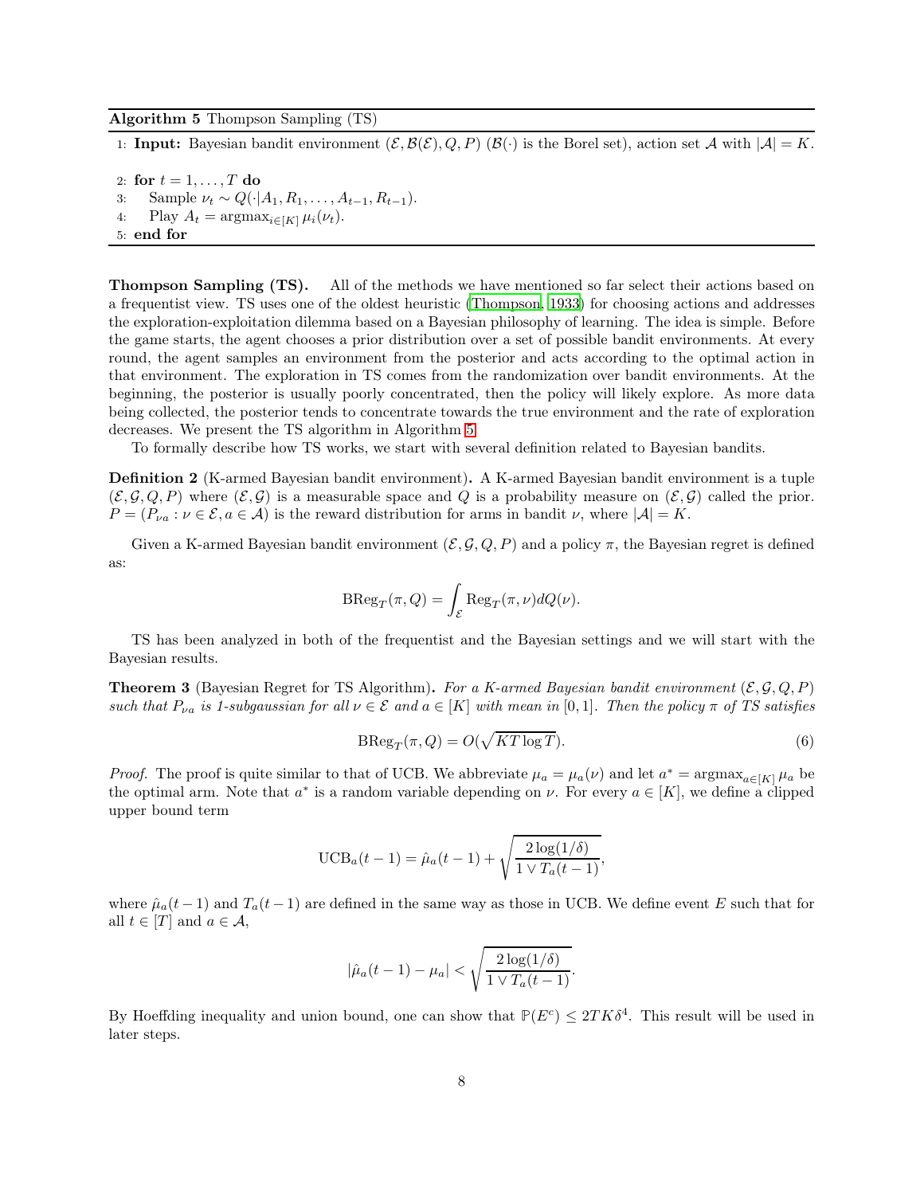**Algorithm 5** Thompson Sampling (TS)

1: **Input:** Bayesian bandit environment $(\mathcal{E}, \mathcal{B}(\mathcal{E}), Q, P)$ ($\mathcal{B}(\cdot)$ is the Borel set), action set $\mathcal{A}$ with $|\mathcal{A}| = K$.

2: **for** $t = 1, \ldots, T$ **do**

3: Sample $\nu_t \sim Q(\cdot | A_1, R_1, \ldots, A_{t-1}, R_{t-1})$.

4: Play $A_t = \operatorname{argmax}_{i \in [K]} \mu_i(\nu_t)$.

5: **end for**

**Thompson Sampling (TS).** All of the methods we have mentioned so far select their actions based on a frequentist view. TS uses one of the oldest heuristic (Thompson, 1933) for choosing actions and addresses the exploration-exploitation dilemma based on a Bayesian philosophy of learning. The idea is simple. Before the game starts, the agent chooses a prior distribution over a set of possible bandit environments. At every round, the agent samples an environment from the posterior and acts according to the optimal action in that environment. The exploration in TS comes from the randomization over bandit environments. At the beginning, the posterior is usually poorly concentrated, then the policy will likely explore. As more data being collected, the posterior tends to concentrate towards the true environment and the rate of exploration decreases. We present the TS algorithm in Algorithm 5.

To formally describe how TS works, we start with several definition related to Bayesian bandits.

**Definition 2** (K-armed Bayesian bandit environment)**.** A K-armed Bayesian bandit environment is a tuple $(\mathcal{E}, \mathcal{G}, Q, P)$ where $(\mathcal{E}, \mathcal{G})$ is a measurable space and $Q$ is a probability measure on $(\mathcal{E}, \mathcal{G})$ called the prior. $P = (P_{\nu a} : \nu \in \mathcal{E}, a \in \mathcal{A})$ is the reward distribution for arms in bandit $\nu$, where $|\mathcal{A}| = K$.

Given a K-armed Bayesian bandit environment $(\mathcal{E}, \mathcal{G}, Q, P)$ and a policy $\pi$, the Bayesian regret is defined as:

$$\text{BReg}_T(\pi, Q) = \int_{\mathcal{E}} \text{Reg}_T(\pi, \nu) dQ(\nu).$$

TS has been analyzed in both of the frequentist and the Bayesian settings and we will start with the Bayesian results.

**Theorem 3** (Bayesian Regret for TS Algorithm)**.** *For a K-armed Bayesian bandit environment $(\mathcal{E}, \mathcal{G}, Q, P)$ such that $P_{\nu a}$ is 1-subgaussian for all $\nu \in \mathcal{E}$ and $a \in [K]$ with mean in $[0, 1]$. Then the policy $\pi$ of TS satisfies*

$$\text{BReg}_T(\pi, Q) = O(\sqrt{KT \log T}). \tag{6}$$

*Proof.* The proof is quite similar to that of UCB. We abbreviate $\mu_a = \mu_a(\nu)$ and let $a^* = \operatorname{argmax}_{a \in [K]} \mu_a$ be the optimal arm. Note that $a^*$ is a random variable depending on $\nu$. For every $a \in [K]$, we define a clipped upper bound term

$$\text{UCB}_a(t-1) = \hat{\mu}_a(t-1) + \sqrt{\frac{2 \log(1/\delta)}{1 \vee T_a(t-1)}},$$

where $\hat{\mu}_a(t-1)$ and $T_a(t-1)$ are defined in the same way as those in UCB. We define event $E$ such that for all $t \in [T]$ and $a \in \mathcal{A}$,

$$|\hat{\mu}_a(t-1) - \mu_a| < \sqrt{\frac{2 \log(1/\delta)}{1 \vee T_a(t-1)}}.$$

By Hoeffding inequality and union bound, one can show that $\mathbb{P}(E^c) \leq 2TK\delta^4$. This result will be used in later steps.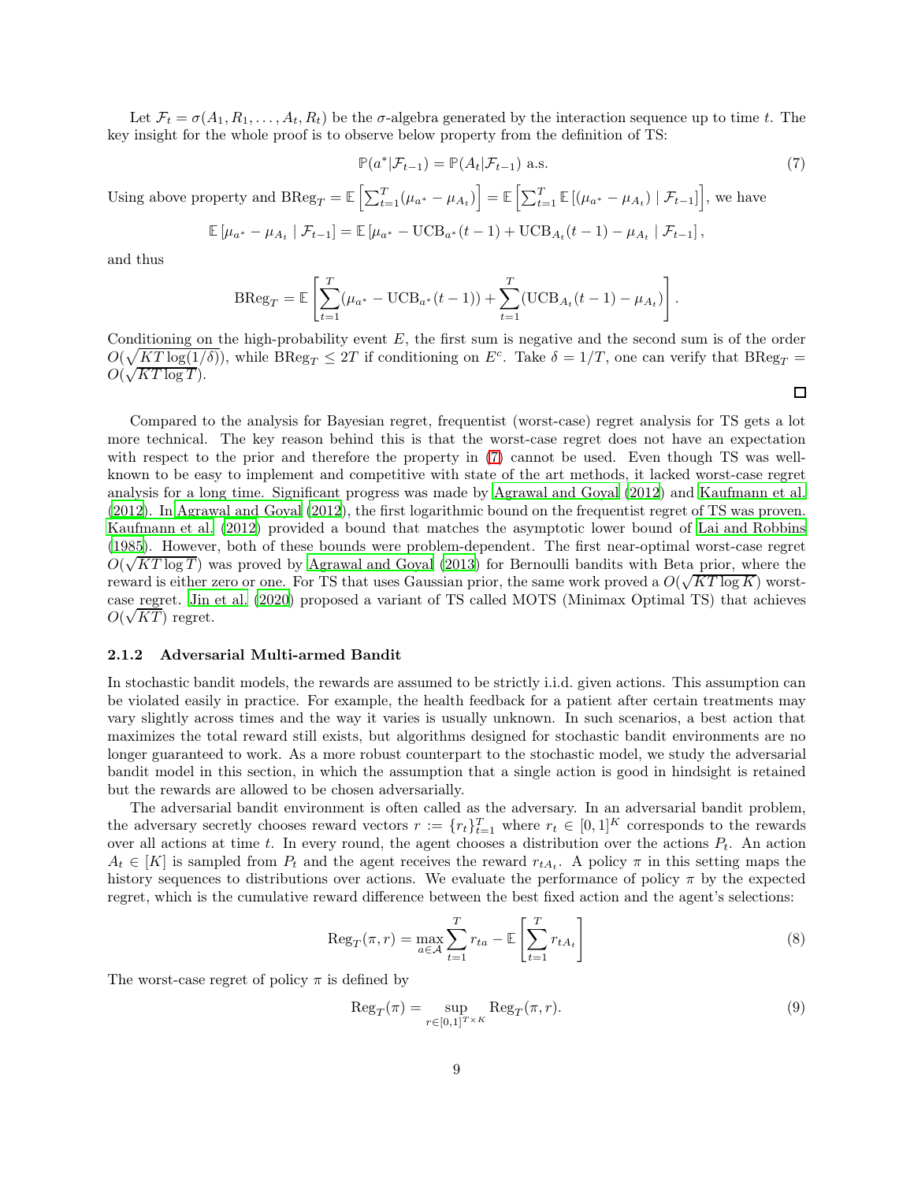Let $\mathcal{F}_t = \sigma(A_1, R_1, \ldots, A_t, R_t)$ be the $\sigma$-algebra generated by the interaction sequence up to time $t$. The key insight for the whole proof is to observe below property from the definition of TS:

$$\mathbb{P}(a^*|\mathcal{F}_{t-1}) = \mathbb{P}(A_t|\mathcal{F}_{t-1}) \text{ a.s.} \tag{7}$$

Using above property and $\text{BReg}_T = \mathbb{E}\left[\sum_{t=1}^T (\mu_{a^*} - \mu_{A_t})\right] = \mathbb{E}\left[\sum_{t=1}^T \mathbb{E}\left[(\mu_{a^*} - \mu_{A_t}) \mid \mathcal{F}_{t-1}\right]\right]$, we have

$$\mathbb{E}\left[\mu_{a^*} - \mu_{A_t} \mid \mathcal{F}_{t-1}\right] = \mathbb{E}\left[\mu_{a^*} - \text{UCB}_{a^*}(t-1) + \text{UCB}_{A_t}(t-1) - \mu_{A_t} \mid \mathcal{F}_{t-1}\right],$$

and thus

$$\text{BReg}_T = \mathbb{E}\left[\sum_{t=1}^T (\mu_{a^*} - \text{UCB}_{a^*}(t-1)) + \sum_{t=1}^T (\text{UCB}_{A_t}(t-1) - \mu_{A_t})\right].$$

Conditioning on the high-probability event $E$, the first sum is negative and the second sum is of the order $O(\sqrt{KT\log(1/\delta)})$, while $\text{BReg}_T \leq 2T$ if conditioning on $E^c$. Take $\delta = 1/T$, one can verify that $\text{BReg}_T = O(\sqrt{KT\log T})$.

□

Compared to the analysis for Bayesian regret, frequentist (worst-case) regret analysis for TS gets a lot more technical. The key reason behind this is that the worst-case regret does not have an expectation with respect to the prior and therefore the property in (7) cannot be used. Even though TS was well-known to be easy to implement and competitive with state of the art methods, it lacked worst-case regret analysis for a long time. Significant progress was made by Agrawal and Goyal (2012) and Kaufmann et al. (2012). In Agrawal and Goyal (2012), the first logarithmic bound on the frequentist regret of TS was proven. Kaufmann et al. (2012) provided a bound that matches the asymptotic lower bound of Lai and Robbins (1985). However, both of these bounds were problem-dependent. The first near-optimal worst-case regret $O(\sqrt{KT\log T})$ was proved by Agrawal and Goyal (2013) for Bernoulli bandits with Beta prior, where the reward is either zero or one. For TS that uses Gaussian prior, the same work proved a $O(\sqrt{KT\log K})$ worst-case regret. Jin et al. (2020) proposed a variant of TS called MOTS (Minimax Optimal TS) that achieves $O(\sqrt{KT})$ regret.

#### 2.1.2 Adversarial Multi-armed Bandit

In stochastic bandit models, the rewards are assumed to be strictly i.i.d. given actions. This assumption can be violated easily in practice. For example, the health feedback for a patient after certain treatments may vary slightly across times and the way it varies is usually unknown. In such scenarios, a best action that maximizes the total reward still exists, but algorithms designed for stochastic bandit environments are no longer guaranteed to work. As a more robust counterpart to the stochastic model, we study the adversarial bandit model in this section, in which the assumption that a single action is good in hindsight is retained but the rewards are allowed to be chosen adversarially.

The adversarial bandit environment is often called as the adversary. In an adversarial bandit problem, the adversary secretly chooses reward vectors $r := \{r_t\}_{t=1}^T$ where $r_t \in [0,1]^K$ corresponds to the rewards over all actions at time $t$. In every round, the agent chooses a distribution over the actions $P_t$. An action $A_t \in [K]$ is sampled from $P_t$ and the agent receives the reward $r_{tA_t}$. A policy $\pi$ in this setting maps the history sequences to distributions over actions. We evaluate the performance of policy $\pi$ by the expected regret, which is the cumulative reward difference between the best fixed action and the agent's selections:

$$\text{Reg}_T(\pi, r) = \max_{a\in\mathcal{A}} \sum_{t=1}^T r_{ta} - \mathbb{E}\left[\sum_{t=1}^T r_{tA_t}\right] \tag{8}$$

The worst-case regret of policy $\pi$ is defined by

$$\text{Reg}_T(\pi) = \sup_{r\in[0,1]^{T\times K}} \text{Reg}_T(\pi, r). \tag{9}$$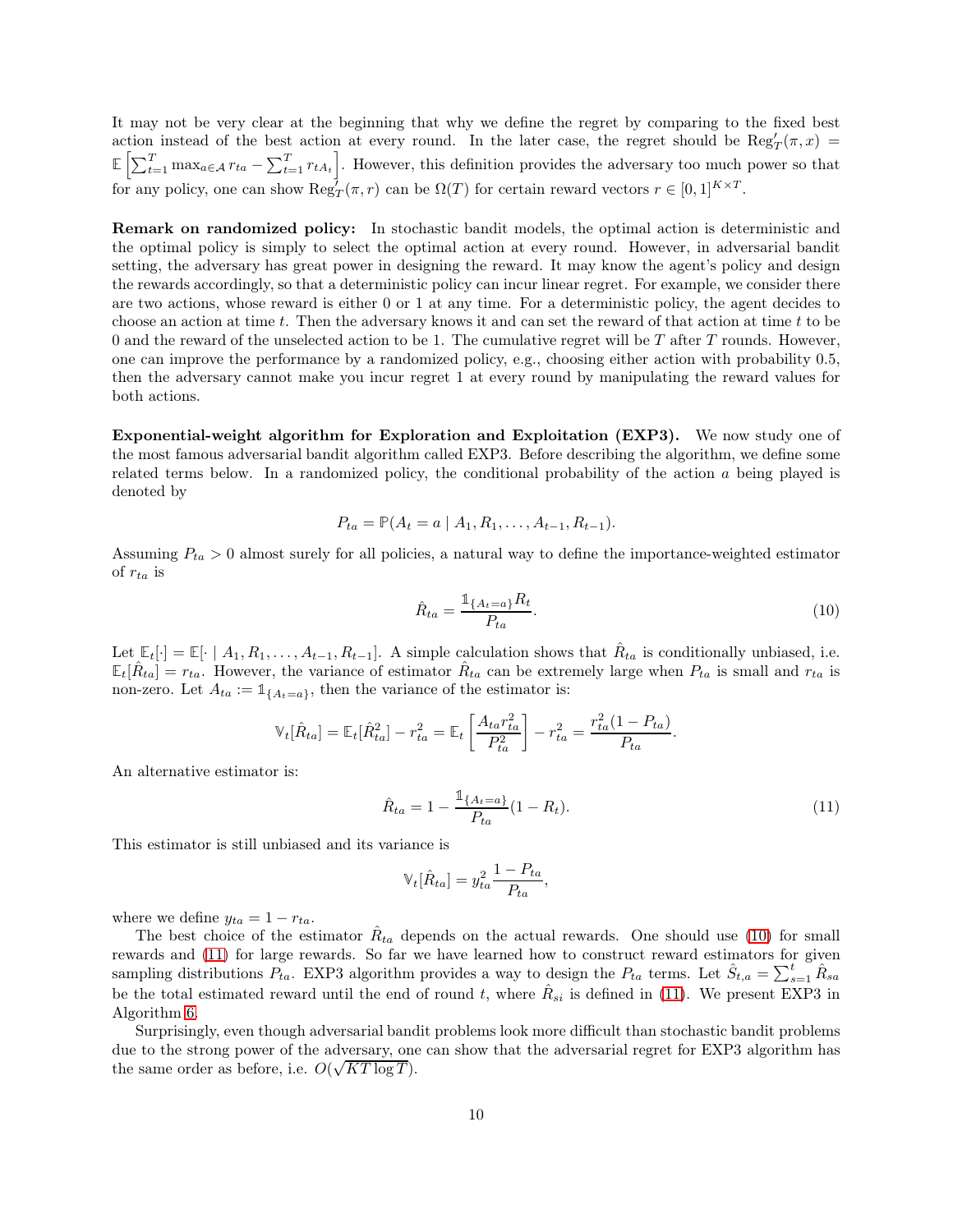It may not be very clear at the beginning that why we define the regret by comparing to the fixed best action instead of the best action at every round. In the later case, the regret should be $\text{Reg}'_T(\pi, x) = \mathbb{E}\left[\sum_{t=1}^T \max_{a\in\mathcal{A}} r_{ta} - \sum_{t=1}^T r_{tA_t}\right]$. However, this definition provides the adversary too much power so that for any policy, one can show $\text{Reg}'_T(\pi, r)$ can be $\Omega(T)$ for certain reward vectors $r \in [0,1]^{K\times T}$.

**Remark on randomized policy:** In stochastic bandit models, the optimal action is deterministic and the optimal policy is simply to select the optimal action at every round. However, in adversarial bandit setting, the adversary has great power in designing the reward. It may know the agent's policy and design the rewards accordingly, so that a deterministic policy can incur linear regret. For example, we consider there are two actions, whose reward is either 0 or 1 at any time. For a deterministic policy, the agent decides to choose an action at time $t$. Then the adversary knows it and can set the reward of that action at time $t$ to be 0 and the reward of the unselected action to be 1. The cumulative regret will be $T$ after $T$ rounds. However, one can improve the performance by a randomized policy, e.g., choosing either action with probability 0.5, then the adversary cannot make you incur regret 1 at every round by manipulating the reward values for both actions.

**Exponential-weight algorithm for Exploration and Exploitation (EXP3).** We now study one of the most famous adversarial bandit algorithm called EXP3. Before describing the algorithm, we define some related terms below. In a randomized policy, the conditional probability of the action $a$ being played is denoted by

$$P_{ta} = \mathbb{P}(A_t = a \mid A_1, R_1, \ldots, A_{t-1}, R_{t-1}).$$

Assuming $P_{ta} > 0$ almost surely for all policies, a natural way to define the importance-weighted estimator of $r_{ta}$ is

$$\hat{R}_{ta} = \frac{\mathbb{1}_{\{A_t=a\}} R_t}{P_{ta}}. \tag{10}$$

Let $\mathbb{E}_t[\cdot] = \mathbb{E}[\cdot \mid A_1, R_1, \ldots, A_{t-1}, R_{t-1}]$. A simple calculation shows that $\hat{R}_{ta}$ is conditionally unbiased, i.e. $\mathbb{E}_t[\hat{R}_{ta}] = r_{ta}$. However, the variance of estimator $\hat{R}_{ta}$ can be extremely large when $P_{ta}$ is small and $r_{ta}$ is non-zero. Let $A_{ta} := \mathbb{1}_{\{A_t=a\}}$, then the variance of the estimator is:

$$\mathbb{V}_t[\hat{R}_{ta}] = \mathbb{E}_t[\hat{R}_{ta}^2] - r_{ta}^2 = \mathbb{E}_t\left[\frac{A_{ta} r_{ta}^2}{P_{ta}^2}\right] - r_{ta}^2 = \frac{r_{ta}^2(1-P_{ta})}{P_{ta}}.$$

An alternative estimator is:

$$\hat{R}_{ta} = 1 - \frac{\mathbb{1}_{\{A_t=a\}}}{P_{ta}}(1 - R_t). \tag{11}$$

This estimator is still unbiased and its variance is

$$\mathbb{V}_t[\hat{R}_{ta}] = y_{ta}^2 \frac{1-P_{ta}}{P_{ta}},$$

where we define $y_{ta} = 1 - r_{ta}$.

The best choice of the estimator $\hat{R}_{ta}$ depends on the actual rewards. One should use (10) for small rewards and (11) for large rewards. So far we have learned how to construct reward estimators for given sampling distributions $P_{ta}$. EXP3 algorithm provides a way to design the $P_{ta}$ terms. Let $\hat{S}_{t,a} = \sum_{s=1}^t \hat{R}_{sa}$ be the total estimated reward until the end of round $t$, where $\hat{R}_{si}$ is defined in (11). We present EXP3 in Algorithm 6.

Surprisingly, even though adversarial bandit problems look more difficult than stochastic bandit problems due to the strong power of the adversary, one can show that the adversarial regret for EXP3 algorithm has the same order as before, i.e. $O(\sqrt{KT\log T})$.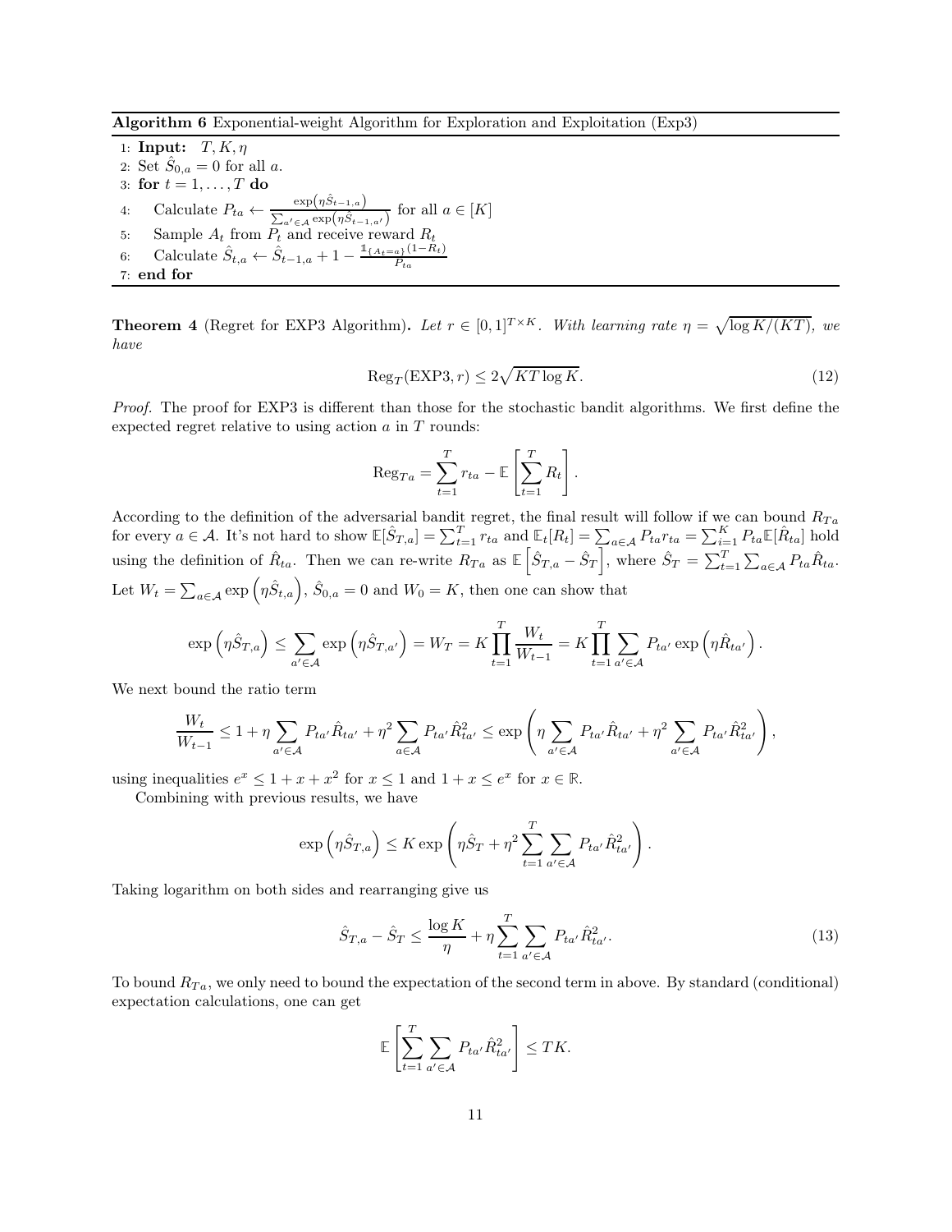**Algorithm 6** Exponential-weight Algorithm for Exploration and Exploitation (Exp3)

1: **Input:** $T, K, \eta$
2: Set $\hat{S}_{0,a} = 0$ for all $a$.
3: **for** $t = 1, \ldots, T$ **do**
4: Calculate $P_{ta} \leftarrow \frac{\exp\left(\eta \hat{S}_{t-1,a}\right)}{\sum_{a' \in \mathcal{A}} \exp\left(\eta \hat{S}_{t-1,a'}\right)}$ for all $a \in [K]$
5: Sample $A_t$ from $P_t$ and receive reward $R_t$
6: Calculate $\hat{S}_{t,a} \leftarrow \hat{S}_{t-1,a} + 1 - \frac{\mathbb{1}_{\{A_t=a\}}(1-R_t)}{P_{ta}}$
7: **end for**

**Theorem 4** (Regret for EXP3 Algorithm)**.** *Let $r \in [0,1]^{T \times K}$. With learning rate $\eta = \sqrt{\log K/(KT)}$, we have*

$$\mathrm{Reg}_T(\mathrm{EXP3}, r) \leq 2\sqrt{KT \log K}. \tag{12}$$

*Proof.* The proof for EXP3 is different than those for the stochastic bandit algorithms. We first define the expected regret relative to using action $a$ in $T$ rounds:

$$\mathrm{Reg}_{Ta} = \sum_{t=1}^{T} r_{ta} - \mathbb{E}\left[\sum_{t=1}^{T} R_t\right].$$

According to the definition of the adversarial bandit regret, the final result will follow if we can bound $R_{Ta}$ for every $a \in \mathcal{A}$. It's not hard to show $\mathbb{E}[\hat{S}_{T,a}] = \sum_{t=1}^{T} r_{ta}$ and $\mathbb{E}_t[R_t] = \sum_{a \in \mathcal{A}} P_{ta} r_{ta} = \sum_{i=1}^{K} P_{ta} \mathbb{E}[\hat{R}_{ta}]$ hold using the definition of $\hat{R}_{ta}$. Then we can re-write $R_{Ta}$ as $\mathbb{E}\left[\hat{S}_{T,a} - \hat{S}_T\right]$, where $\hat{S}_T = \sum_{t=1}^{T} \sum_{a \in \mathcal{A}} P_{ta} \hat{R}_{ta}$. Let $W_t = \sum_{a \in \mathcal{A}} \exp\left(\eta \hat{S}_{t,a}\right)$, $\hat{S}_{0,a} = 0$ and $W_0 = K$, then one can show that

$$\exp\left(\eta \hat{S}_{T,a}\right) \leq \sum_{a' \in \mathcal{A}} \exp\left(\eta \hat{S}_{T,a'}\right) = W_T = K \prod_{t=1}^{T} \frac{W_t}{W_{t-1}} = K \prod_{t=1}^{T} \sum_{a' \in \mathcal{A}} P_{ta'} \exp\left(\eta \hat{R}_{ta'}\right).$$

We next bound the ratio term

$$\frac{W_t}{W_{t-1}} \leq 1 + \eta \sum_{a' \in \mathcal{A}} P_{ta'} \hat{R}_{ta'} + \eta^2 \sum_{a \in \mathcal{A}} P_{ta'} \hat{R}_{ta'}^2 \leq \exp\left(\eta \sum_{a' \in \mathcal{A}} P_{ta'} \hat{R}_{ta'} + \eta^2 \sum_{a' \in \mathcal{A}} P_{ta'} \hat{R}_{ta'}^2\right),$$

using inequalities $e^x \leq 1 + x + x^2$ for $x \leq 1$ and $1 + x \leq e^x$ for $x \in \mathbb{R}$.

Combining with previous results, we have

$$\exp\left(\eta \hat{S}_{T,a}\right) \leq K \exp\left(\eta \hat{S}_T + \eta^2 \sum_{t=1}^{T} \sum_{a' \in \mathcal{A}} P_{ta'} \hat{R}_{ta'}^2\right).$$

Taking logarithm on both sides and rearranging give us

$$\hat{S}_{T,a} - \hat{S}_T \leq \frac{\log K}{\eta} + \eta \sum_{t=1}^{T} \sum_{a' \in \mathcal{A}} P_{ta'} \hat{R}_{ta'}^2. \tag{13}$$

To bound $R_{Ta}$, we only need to bound the expectation of the second term in above. By standard (conditional) expectation calculations, one can get

$$\mathbb{E}\left[\sum_{t=1}^{T} \sum_{a' \in \mathcal{A}} P_{ta'} \hat{R}_{ta'}^2\right] \leq TK.$$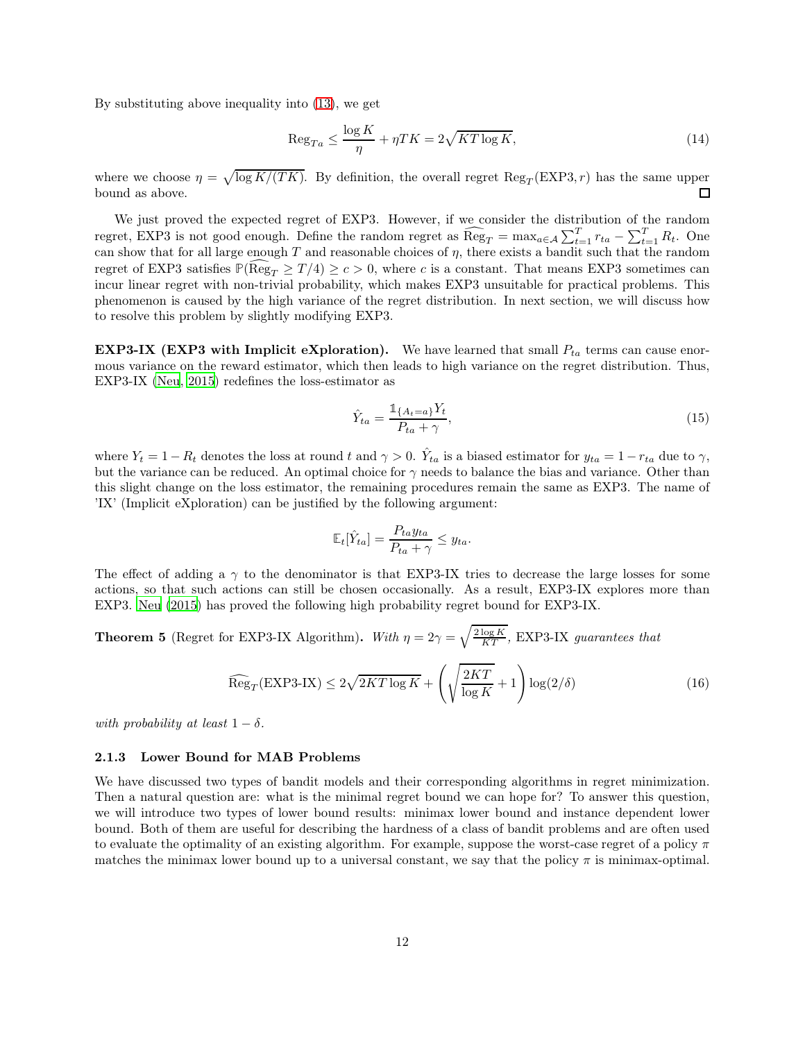By substituting above inequality into (13), we get

$$\text{Reg}_{Ta} \leq \frac{\log K}{\eta} + \eta TK = 2\sqrt{KT \log K}, \tag{14}$$

where we choose $\eta = \sqrt{\log K/(TK)}$. By definition, the overall regret $\text{Reg}_T(\text{EXP3}, r)$ has the same upper bound as above. □

We just proved the expected regret of EXP3. However, if we consider the distribution of the random regret, EXP3 is not good enough. Define the random regret as $\widehat{\text{Reg}}_T = \max_{a \in \mathcal{A}} \sum_{t=1}^T r_{ta} - \sum_{t=1}^T R_t$. One can show that for all large enough $T$ and reasonable choices of $\eta$, there exists a bandit such that the random regret of EXP3 satisfies $\mathbb{P}(\widehat{\text{Reg}}_T \geq T/4) \geq c > 0$, where $c$ is a constant. That means EXP3 sometimes can incur linear regret with non-trivial probability, which makes EXP3 unsuitable for practical problems. This phenomenon is caused by the high variance of the regret distribution. In next section, we will discuss how to resolve this problem by slightly modifying EXP3.

**EXP3-IX (EXP3 with Implicit eXploration).** We have learned that small $P_{ta}$ terms can cause enormous variance on the reward estimator, which then leads to high variance on the regret distribution. Thus, EXP3-IX (Neu, 2015) redefines the loss-estimator as

$$\hat{Y}_{ta} = \frac{\mathbb{1}_{\{A_t = a\}} Y_t}{P_{ta} + \gamma}, \tag{15}$$

where $Y_t = 1 - R_t$ denotes the loss at round $t$ and $\gamma > 0$. $\hat{Y}_{ta}$ is a biased estimator for $y_{ta} = 1 - r_{ta}$ due to $\gamma$, but the variance can be reduced. An optimal choice for $\gamma$ needs to balance the bias and variance. Other than this slight change on the loss estimator, the remaining procedures remain the same as EXP3. The name of 'IX' (Implicit eXploration) can be justified by the following argument:

$$\mathbb{E}_t[\hat{Y}_{ta}] = \frac{P_{ta} y_{ta}}{P_{ta} + \gamma} \leq y_{ta}.$$

The effect of adding a $\gamma$ to the denominator is that EXP3-IX tries to decrease the large losses for some actions, so that such actions can still be chosen occasionally. As a result, EXP3-IX explores more than EXP3. Neu (2015) has proved the following high probability regret bound for EXP3-IX.

**Theorem 5** (Regret for EXP3-IX Algorithm)**.** *With* $\eta = 2\gamma = \sqrt{\frac{2 \log K}{KT}}$, EXP3-IX *guarantees that*

$$\widehat{\text{Reg}}_T(\text{EXP3-IX}) \leq 2\sqrt{2KT \log K} + \left(\sqrt{\frac{2KT}{\log K}} + 1\right) \log(2/\delta) \tag{16}$$

*with probability at least* $1 - \delta$.

### 2.1.3 Lower Bound for MAB Problems

We have discussed two types of bandit models and their corresponding algorithms in regret minimization. Then a natural question are: what is the minimal regret bound we can hope for? To answer this question, we will introduce two types of lower bound results: minimax lower bound and instance dependent lower bound. Both of them are useful for describing the hardness of a class of bandit problems and are often used to evaluate the optimality of an existing algorithm. For example, suppose the worst-case regret of a policy $\pi$ matches the minimax lower bound up to a universal constant, we say that the policy $\pi$ is minimax-optimal.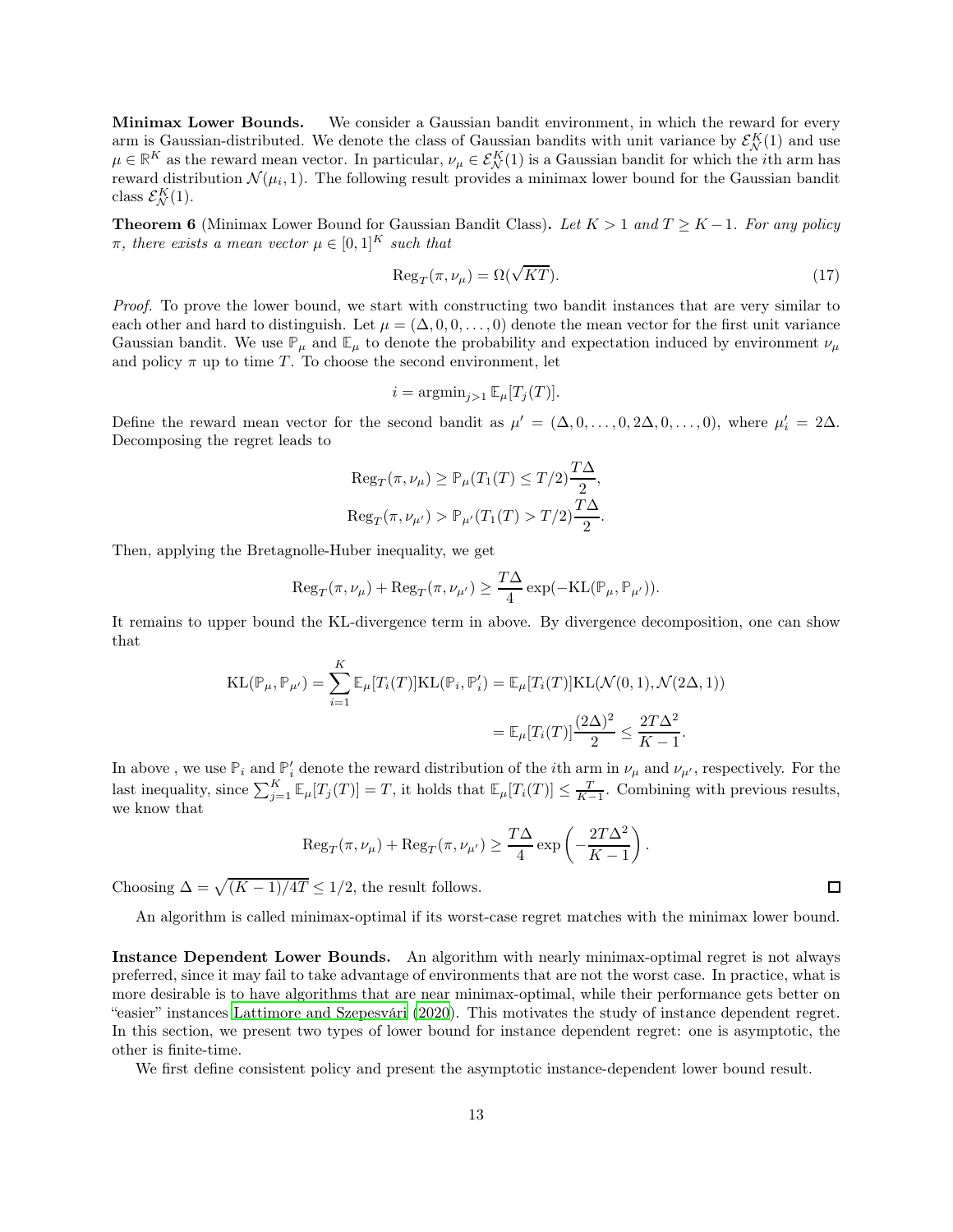**Minimax Lower Bounds.** We consider a Gaussian bandit environment, in which the reward for every arm is Gaussian-distributed. We denote the class of Gaussian bandits with unit variance by $\mathcal{E}_{\mathcal{N}}^K(1)$ and use $\mu \in \mathbb{R}^K$ as the reward mean vector. In particular, $\nu_\mu \in \mathcal{E}_{\mathcal{N}}^K(1)$ is a Gaussian bandit for which the $i$th arm has reward distribution $\mathcal{N}(\mu_i, 1)$. The following result provides a minimax lower bound for the Gaussian bandit class $\mathcal{E}_{\mathcal{N}}^K(1)$.

**Theorem 6** (Minimax Lower Bound for Gaussian Bandit Class)**.** *Let $K > 1$ and $T \geq K - 1$. For any policy $\pi$, there exists a mean vector $\mu \in [0,1]^K$ such that*

$$\mathrm{Reg}_T(\pi, \nu_\mu) = \Omega(\sqrt{KT}). \tag{17}$$

*Proof.* To prove the lower bound, we start with constructing two bandit instances that are very similar to each other and hard to distinguish. Let $\mu = (\Delta, 0, 0, \ldots, 0)$ denote the mean vector for the first unit variance Gaussian bandit. We use $\mathbb{P}_\mu$ and $\mathbb{E}_\mu$ to denote the probability and expectation induced by environment $\nu_\mu$ and policy $\pi$ up to time $T$. To choose the second environment, let

$$i = \mathrm{argmin}_{j>1} \mathbb{E}_\mu[T_j(T)].$$

Define the reward mean vector for the second bandit as $\mu' = (\Delta, 0, \ldots, 0, 2\Delta, 0, \ldots, 0)$, where $\mu'_i = 2\Delta$. Decomposing the regret leads to

$$\mathrm{Reg}_T(\pi, \nu_\mu) \geq \mathbb{P}_\mu(T_1(T) \leq T/2)\frac{T\Delta}{2},$$
$$\mathrm{Reg}_T(\pi, \nu_{\mu'}) > \mathbb{P}_{\mu'}(T_1(T) > T/2)\frac{T\Delta}{2}.$$

Then, applying the Bretagnolle-Huber inequality, we get

$$\mathrm{Reg}_T(\pi, \nu_\mu) + \mathrm{Reg}_T(\pi, \nu_{\mu'}) \geq \frac{T\Delta}{4}\exp(-\mathrm{KL}(\mathbb{P}_\mu, \mathbb{P}_{\mu'})).$$

It remains to upper bound the KL-divergence term in above. By divergence decomposition, one can show that

$$\begin{aligned}\mathrm{KL}(\mathbb{P}_\mu, \mathbb{P}_{\mu'}) = \sum_{i=1}^K \mathbb{E}_\mu[T_i(T)]\mathrm{KL}(\mathbb{P}_i, \mathbb{P}'_i) &= \mathbb{E}_\mu[T_i(T)]\mathrm{KL}(\mathcal{N}(0,1), \mathcal{N}(2\Delta, 1)) \\ &= \mathbb{E}_\mu[T_i(T)]\frac{(2\Delta)^2}{2} \leq \frac{2T\Delta^2}{K-1}.\end{aligned}$$

In above , we use $\mathbb{P}_i$ and $\mathbb{P}'_i$ denote the reward distribution of the $i$th arm in $\nu_\mu$ and $\nu_{\mu'}$, respectively. For the last inequality, since $\sum_{j=1}^K \mathbb{E}_\mu[T_j(T)] = T$, it holds that $\mathbb{E}_\mu[T_i(T)] \leq \frac{T}{K-1}$. Combining with previous results, we know that

$$\mathrm{Reg}_T(\pi, \nu_\mu) + \mathrm{Reg}_T(\pi, \nu_{\mu'}) \geq \frac{T\Delta}{4}\exp\left(-\frac{2T\Delta^2}{K-1}\right).$$

Choosing $\Delta = \sqrt{(K-1)/4T} \leq 1/2$, the result follows. $\square$

An algorithm is called minimax-optimal if its worst-case regret matches with the minimax lower bound.

**Instance Dependent Lower Bounds.** An algorithm with nearly minimax-optimal regret is not always preferred, since it may fail to take advantage of environments that are not the worst case. In practice, what is more desirable is to have algorithms that are near minimax-optimal, while their performance gets better on "easier" instances Lattimore and Szepesvári (2020). This motivates the study of instance dependent regret. In this section, we present two types of lower bound for instance dependent regret: one is asymptotic, the other is finite-time.

We first define consistent policy and present the asymptotic instance-dependent lower bound result.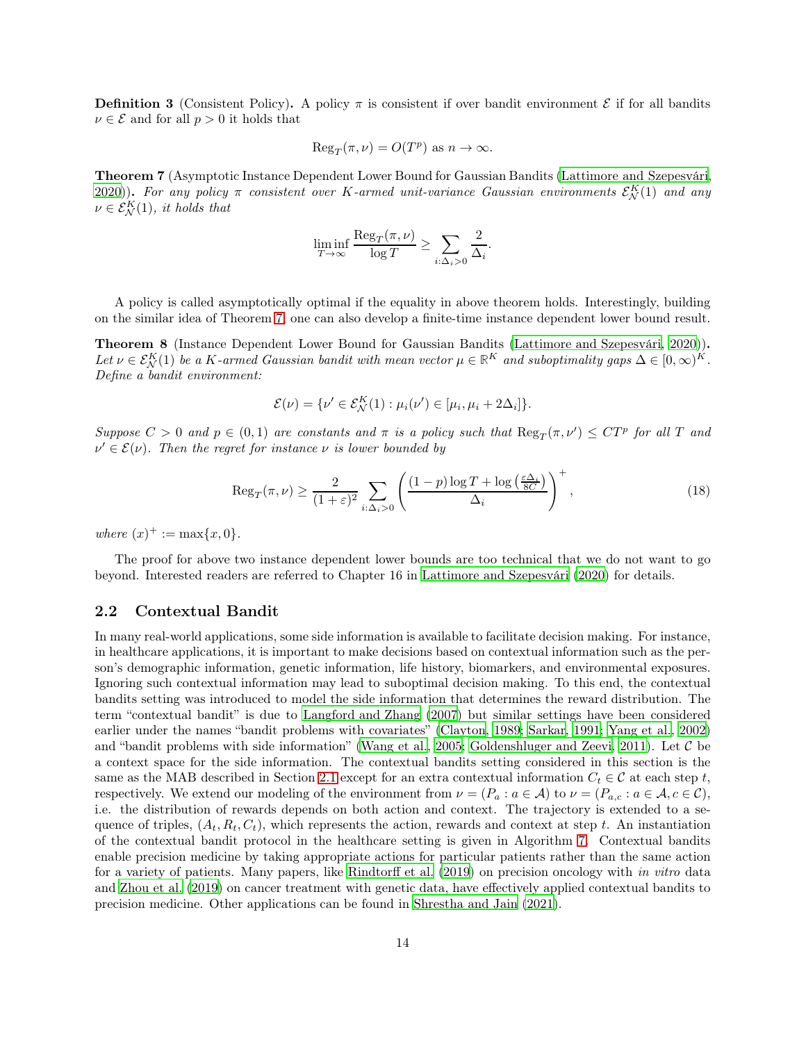**Definition 3** (Consistent Policy)**.** A policy $\pi$ is consistent if over bandit environment $\mathcal{E}$ if for all bandits $\nu \in \mathcal{E}$ and for all $p > 0$ it holds that

$$\mathrm{Reg}_T(\pi, \nu) = O(T^p) \text{ as } n \to \infty.$$

**Theorem 7** (Asymptotic Instance Dependent Lower Bound for Gaussian Bandits (Lattimore and Szepesvári, 2020))**.** *For any policy $\pi$ consistent over $K$-armed unit-variance Gaussian environments $\mathcal{E}_{\mathcal{N}}^K(1)$ and any $\nu \in \mathcal{E}_{\mathcal{N}}^K(1)$, it holds that*

$$\liminf_{T\to\infty} \frac{\mathrm{Reg}_T(\pi, \nu)}{\log T} \geq \sum_{i:\Delta_i>0} \frac{2}{\Delta_i}.$$

A policy is called asymptotically optimal if the equality in above theorem holds. Interestingly, building on the similar idea of Theorem 7, one can also develop a finite-time instance dependent lower bound result.

**Theorem 8** (Instance Dependent Lower Bound for Gaussian Bandits (Lattimore and Szepesvári, 2020))**.** *Let $\nu \in \mathcal{E}_{\mathcal{N}}^K(1)$ be a $K$-armed Gaussian bandit with mean vector $\mu \in \mathbb{R}^K$ and suboptimality gaps $\Delta \in [0, \infty)^K$. Define a bandit environment:*

$$\mathcal{E}(\nu) = \{\nu' \in \mathcal{E}_{\mathcal{N}}^K(1) : \mu_i(\nu') \in [\mu_i, \mu_i + 2\Delta_i]\}.$$

*Suppose $C > 0$ and $p \in (0, 1)$ are constants and $\pi$ is a policy such that $\mathrm{Reg}_T(\pi, \nu') \leq CT^p$ for all $T$ and $\nu' \in \mathcal{E}(\nu)$. Then the regret for instance $\nu$ is lower bounded by*

$$\mathrm{Reg}_T(\pi, \nu) \geq \frac{2}{(1+\varepsilon)^2} \sum_{i:\Delta_i>0} \left( \frac{(1-p)\log T + \log\left(\frac{\varepsilon \Delta_i}{8C}\right)}{\Delta_i} \right)^+, \tag{18}$$

*where $(x)^+ := \max\{x, 0\}$.*

The proof for above two instance dependent lower bounds are too technical that we do not want to go beyond. Interested readers are referred to Chapter 16 in Lattimore and Szepesvári (2020) for details.

## 2.2 Contextual Bandit

In many real-world applications, some side information is available to facilitate decision making. For instance, in healthcare applications, it is important to make decisions based on contextual information such as the person's demographic information, genetic information, life history, biomarkers, and environmental exposures. Ignoring such contextual information may lead to suboptimal decision making. To this end, the contextual bandits setting was introduced to model the side information that determines the reward distribution. The term "contextual bandit" is due to Langford and Zhang (2007) but similar settings have been considered earlier under the names "bandit problems with covariates" (Clayton, 1989; Sarkar, 1991; Yang et al., 2002) and "bandit problems with side information" (Wang et al., 2005; Goldenshluger and Zeevi, 2011). Let $\mathcal{C}$ be a context space for the side information. The contextual bandits setting considered in this section is the same as the MAB described in Section 2.1 except for an extra contextual information $C_t \in \mathcal{C}$ at each step $t$, respectively. We extend our modeling of the environment from $\nu = (P_a : a \in \mathcal{A})$ to $\nu = (P_{a,c} : a \in \mathcal{A}, c \in \mathcal{C})$, i.e. the distribution of rewards depends on both action and context. The trajectory is extended to a sequence of triples, $(A_t, R_t, C_t)$, which represents the action, rewards and context at step $t$. An instantiation of the contextual bandit protocol in the healthcare setting is given in Algorithm 7. Contextual bandits enable precision medicine by taking appropriate actions for particular patients rather than the same action for a variety of patients. Many papers, like Rindtorff et al. (2019) on precision oncology with *in vitro* data and Zhou et al. (2019) on cancer treatment with genetic data, have effectively applied contextual bandits to precision medicine. Other applications can be found in Shrestha and Jain (2021).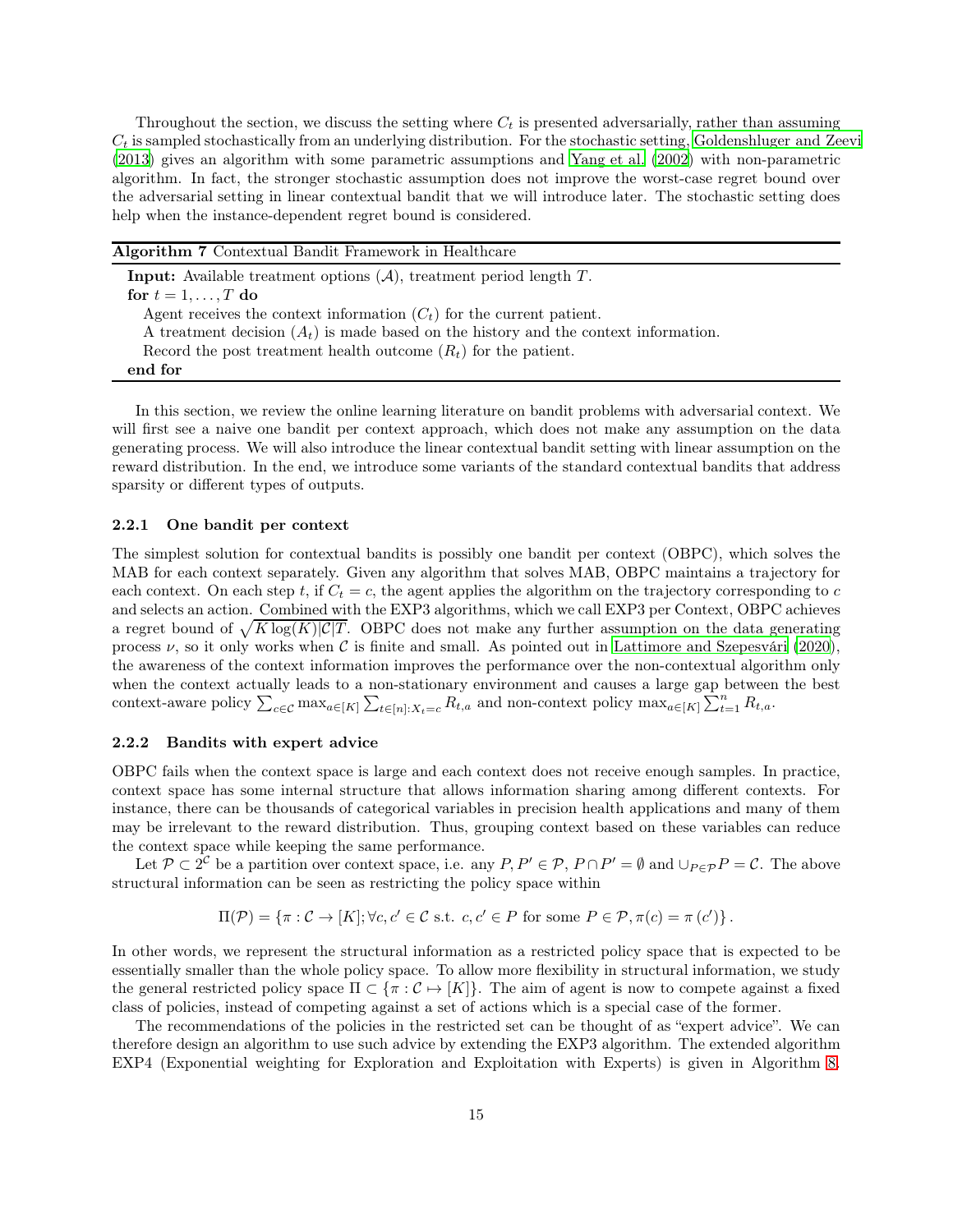Throughout the section, we discuss the setting where $C_t$ is presented adversarially, rather than assuming $C_t$ is sampled stochastically from an underlying distribution. For the stochastic setting, Goldenshluger and Zeevi (2013) gives an algorithm with some parametric assumptions and Yang et al. (2002) with non-parametric algorithm. In fact, the stronger stochastic assumption does not improve the worst-case regret bound over the adversarial setting in linear contextual bandit that we will introduce later. The stochastic setting does help when the instance-dependent regret bound is considered.

**Algorithm 7** Contextual Bandit Framework in Healthcare

```
Input: Available treatment options (A), treatment period length T.
for t = 1, ..., T do
    Agent receives the context information (C_t) for the current patient.
    A treatment decision (A_t) is made based on the history and the context information.
    Record the post treatment health outcome (R_t) for the patient.
end for
```

In this section, we review the online learning literature on bandit problems with adversarial context. We will first see a naive one bandit per context approach, which does not make any assumption on the data generating process. We will also introduce the linear contextual bandit setting with linear assumption on the reward distribution. In the end, we introduce some variants of the standard contextual bandits that address sparsity or different types of outputs.

### 2.2.1 One bandit per context

The simplest solution for contextual bandits is possibly one bandit per context (OBPC), which solves the MAB for each context separately. Given any algorithm that solves MAB, OBPC maintains a trajectory for each context. On each step $t$, if $C_t = c$, the agent applies the algorithm on the trajectory corresponding to $c$ and selects an action. Combined with the EXP3 algorithms, which we call EXP3 per Context, OBPC achieves a regret bound of $\sqrt{K \log(K)|\mathcal{C}|T}$. OBPC does not make any further assumption on the data generating process $\nu$, so it only works when $\mathcal{C}$ is finite and small. As pointed out in Lattimore and Szepesvári (2020), the awareness of the context information improves the performance over the non-contextual algorithm only when the context actually leads to a non-stationary environment and causes a large gap between the best context-aware policy $\sum_{c \in \mathcal{C}} \max_{a \in [K]} \sum_{t \in [n]: X_t = c} R_{t,a}$ and non-context policy $\max_{a \in [K]} \sum_{t=1}^{n} R_{t,a}$.

### 2.2.2 Bandits with expert advice

OBPC fails when the context space is large and each context does not receive enough samples. In practice, context space has some internal structure that allows information sharing among different contexts. For instance, there can be thousands of categorical variables in precision health applications and many of them may be irrelevant to the reward distribution. Thus, grouping context based on these variables can reduce the context space while keeping the same performance.

Let $\mathcal{P} \subset 2^{\mathcal{C}}$ be a partition over context space, i.e. any $P, P' \in \mathcal{P}$, $P \cap P' = \emptyset$ and $\cup_{P \in \mathcal{P}} P = \mathcal{C}$. The above structural information can be seen as restricting the policy space within

$$\Pi(\mathcal{P}) = \{\pi : \mathcal{C} \to [K]; \forall c, c' \in \mathcal{C} \text{ s.t. } c, c' \in P \text{ for some } P \in \mathcal{P}, \pi(c) = \pi(c')\}.$$

In other words, we represent the structural information as a restricted policy space that is expected to be essentially smaller than the whole policy space. To allow more flexibility in structural information, we study the general restricted policy space $\Pi \subset \{\pi : \mathcal{C} \mapsto [K]\}$. The aim of agent is now to compete against a fixed class of policies, instead of competing against a set of actions which is a special case of the former.

The recommendations of the policies in the restricted set can be thought of as "expert advice". We can therefore design an algorithm to use such advice by extending the EXP3 algorithm. The extended algorithm EXP4 (Exponential weighting for Exploration and Exploitation with Experts) is given in Algorithm 8.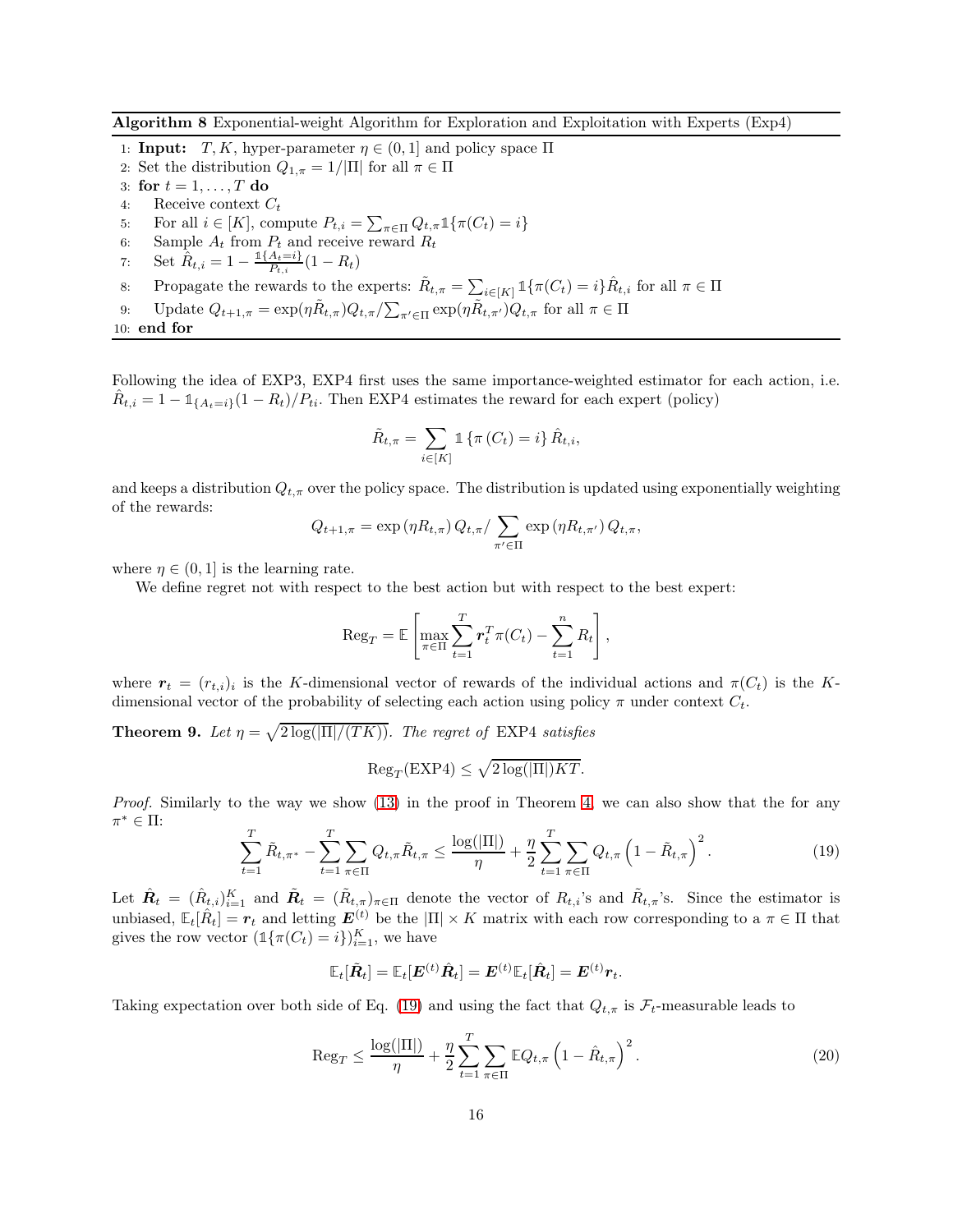**Algorithm 8** Exponential-weight Algorithm for Exploration and Exploitation with Experts (Exp4)

1: **Input:** $T, K$, hyper-parameter $\eta \in (0, 1]$ and policy space $\Pi$
2: Set the distribution $Q_{1,\pi} = 1/|\Pi|$ for all $\pi \in \Pi$
3: **for** $t = 1, \ldots, T$ **do**
4: Receive context $C_t$
5: For all $i \in [K]$, compute $P_{t,i} = \sum_{\pi \in \Pi} Q_{t,\pi} \mathbb{1}\{\pi(C_t) = i\}$
6: Sample $A_t$ from $P_t$ and receive reward $R_t$
7: Set $\hat{R}_{t,i} = 1 - \frac{\mathbb{1}\{A_t = i\}}{P_{t,i}}(1 - R_t)$
8: Propagate the rewards to the experts: $\tilde{R}_{t,\pi} = \sum_{i \in [K]} \mathbb{1}\{\pi(C_t) = i\} \hat{R}_{t,i}$ for all $\pi \in \Pi$
9: Update $Q_{t+1,\pi} = \exp(\eta \tilde{R}_{t,\pi}) Q_{t,\pi} / \sum_{\pi' \in \Pi} \exp(\eta \tilde{R}_{t,\pi'}) Q_{t,\pi}$ for all $\pi \in \Pi$
10: **end for**

Following the idea of EXP3, EXP4 first uses the same importance-weighted estimator for each action, i.e. $\hat{R}_{t,i} = 1 - \mathbb{1}_{\{A_t = i\}}(1 - R_t)/P_{ti}$. Then EXP4 estimates the reward for each expert (policy)

$$\tilde{R}_{t,\pi} = \sum_{i \in [K]} \mathbb{1}\{\pi(C_t) = i\} \hat{R}_{t,i},$$

and keeps a distribution $Q_{t,\pi}$ over the policy space. The distribution is updated using exponentially weighting of the rewards:

$$Q_{t+1,\pi} = \exp(\eta R_{t,\pi}) Q_{t,\pi} / \sum_{\pi' \in \Pi} \exp(\eta R_{t,\pi'}) Q_{t,\pi},$$

where $\eta \in (0, 1]$ is the learning rate.

We define regret not with respect to the best action but with respect to the best expert:

$$\text{Reg}_T = \mathbb{E}\left[\max_{\pi \in \Pi} \sum_{t=1}^{T} \boldsymbol{r}_t^T \pi(C_t) - \sum_{t=1}^{n} R_t\right],$$

where $\boldsymbol{r}_t = (r_{t,i})_i$ is the $K$-dimensional vector of rewards of the individual actions and $\pi(C_t)$ is the $K$-dimensional vector of the probability of selecting each action using policy $\pi$ under context $C_t$.

**Theorem 9.** *Let $\eta = \sqrt{2\log(|\Pi|/(TK))}$. The regret of* EXP4 *satisfies*

$$\text{Reg}_T(\text{EXP4}) \le \sqrt{2\log(|\Pi|)KT}.$$

*Proof.* Similarly to the way we show (13) in the proof in Theorem 4, we can also show that the for any $\pi^* \in \Pi$:

$$\sum_{t=1}^{T} \tilde{R}_{t,\pi^*} - \sum_{t=1}^{T} \sum_{\pi \in \Pi} Q_{t,\pi} \tilde{R}_{t,\pi} \le \frac{\log(|\Pi|)}{\eta} + \frac{\eta}{2} \sum_{t=1}^{T} \sum_{\pi \in \Pi} Q_{t,\pi} \left(1 - \tilde{R}_{t,\pi}\right)^2. \tag{19}$$

Let $\hat{\boldsymbol{R}}_t = (\hat{R}_{t,i})_{i=1}^K$ and $\tilde{\boldsymbol{R}}_t = (\tilde{R}_{t,\pi})_{\pi \in \Pi}$ denote the vector of $R_{t,i}$'s and $\tilde{R}_{t,\pi}$'s. Since the estimator is unbiased, $\mathbb{E}_t[\hat{R}_t] = \boldsymbol{r}_t$ and letting $\boldsymbol{E}^{(t)}$ be the $|\Pi| \times K$ matrix with each row corresponding to a $\pi \in \Pi$ that gives the row vector $(\mathbb{1}\{\pi(C_t) = i\})_{i=1}^K$, we have

$$\mathbb{E}_t[\tilde{\boldsymbol{R}}_t] = \mathbb{E}_t[\boldsymbol{E}^{(t)} \hat{\boldsymbol{R}}_t] = \boldsymbol{E}^{(t)} \mathbb{E}_t[\hat{\boldsymbol{R}}_t] = \boldsymbol{E}^{(t)} \boldsymbol{r}_t.$$

Taking expectation over both side of Eq. (19) and using the fact that $Q_{t,\pi}$ is $\mathcal{F}_t$-measurable leads to

$$\text{Reg}_T \le \frac{\log(|\Pi|)}{\eta} + \frac{\eta}{2} \sum_{t=1}^{T} \sum_{\pi \in \Pi} \mathbb{E} Q_{t,\pi} \left(1 - \hat{R}_{t,\pi}\right)^2. \tag{20}$$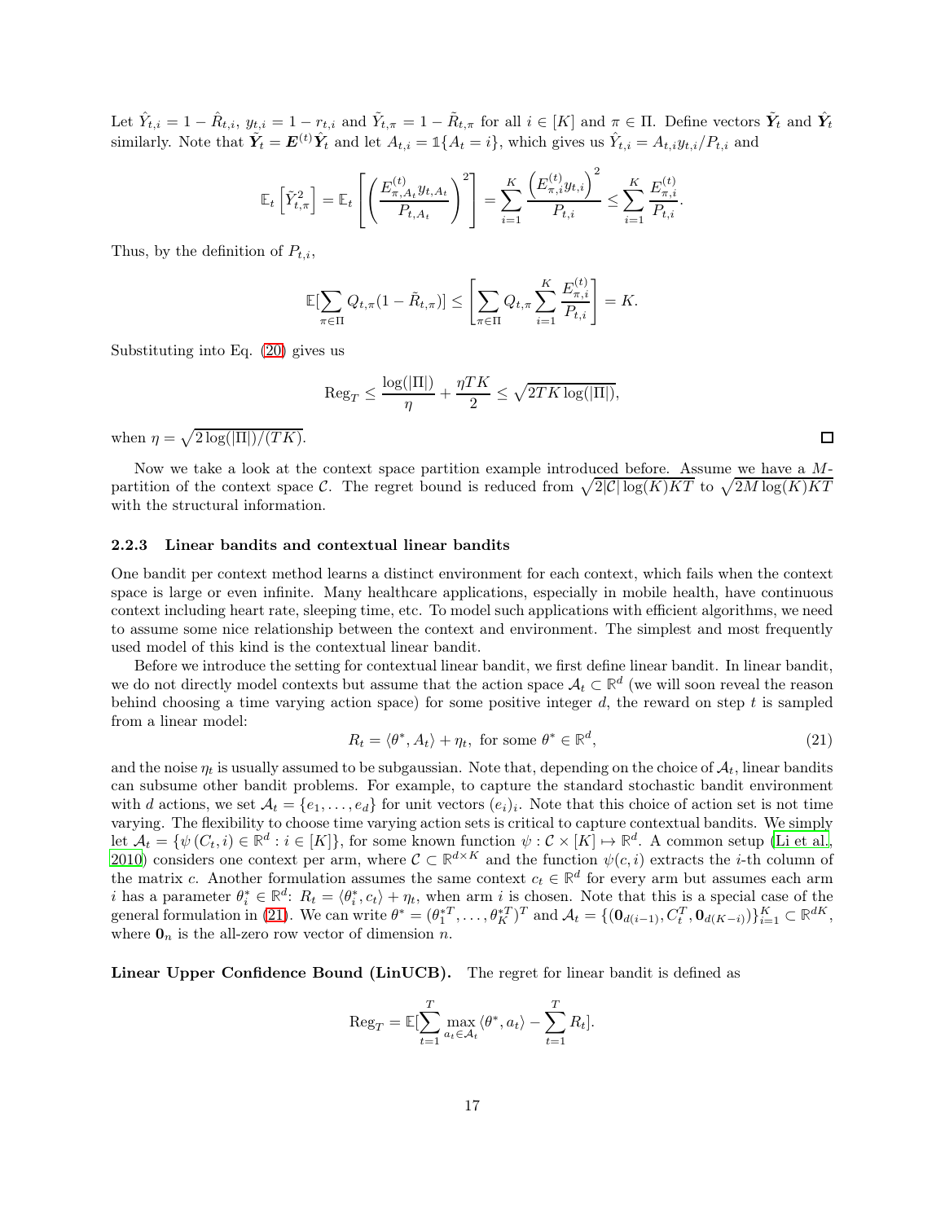Let $\hat{Y}_{t,i} = 1 - \hat{R}_{t,i}$, $y_{t,i} = 1 - r_{t,i}$ and $\tilde{Y}_{t,\pi} = 1 - \tilde{R}_{t,\pi}$ for all $i \in [K]$ and $\pi \in \Pi$. Define vectors $\tilde{\boldsymbol{Y}}_t$ and $\hat{\boldsymbol{Y}}_t$ similarly. Note that $\tilde{\boldsymbol{Y}}_t = \boldsymbol{E}^{(t)}\hat{\boldsymbol{Y}}_t$ and let $A_{t,i} = \mathbb{1}\{A_t = i\}$, which gives us $\hat{Y}_{t,i} = A_{t,i}y_{t,i}/P_{t,i}$ and

$$\mathbb{E}_t\left[\tilde{Y}_{t,\pi}^2\right] = \mathbb{E}_t\left[\left(\frac{E_{\pi,A_t}^{(t)} y_{t,A_t}}{P_{t,A_t}}\right)^2\right] = \sum_{i=1}^{K} \frac{\left(E_{\pi,i}^{(t)} y_{t,i}\right)^2}{P_{t,i}} \leq \sum_{i=1}^{K} \frac{E_{\pi,i}^{(t)}}{P_{t,i}}.$$

Thus, by the definition of $P_{t,i}$,

$$\mathbb{E}[\sum_{\pi\in\Pi} Q_{t,\pi}(1 - \tilde{R}_{t,\pi})] \leq \left[\sum_{\pi\in\Pi} Q_{t,\pi} \sum_{i=1}^{K} \frac{E_{\pi,i}^{(t)}}{P_{t,i}}\right] = K.$$

Substituting into Eq. (20) gives us

$$\text{Reg}_T \leq \frac{\log(|\Pi|)}{\eta} + \frac{\eta T K}{2} \leq \sqrt{2TK\log(|\Pi|)},$$

when $\eta = \sqrt{2\log(|\Pi|)/(TK)}$. □

Now we take a look at the context space partition example introduced before. Assume we have a $M$-partition of the context space $\mathcal{C}$. The regret bound is reduced from $\sqrt{2|\mathcal{C}|\log(K)KT}$ to $\sqrt{2M\log(K)KT}$ with the structural information.

### 2.2.3 Linear bandits and contextual linear bandits

One bandit per context method learns a distinct environment for each context, which fails when the context space is large or even infinite. Many healthcare applications, especially in mobile health, have continuous context including heart rate, sleeping time, etc. To model such applications with efficient algorithms, we need to assume some nice relationship between the context and environment. The simplest and most frequently used model of this kind is the contextual linear bandit.

Before we introduce the setting for contextual linear bandit, we first define linear bandit. In linear bandit, we do not directly model contexts but assume that the action space $\mathcal{A}_t \subset \mathbb{R}^d$ (we will soon reveal the reason behind choosing a time varying action space) for some positive integer $d$, the reward on step $t$ is sampled from a linear model:

$$R_t = \langle\theta^*, A_t\rangle + \eta_t, \text{ for some } \theta^* \in \mathbb{R}^d, \tag{21}$$

and the noise $\eta_t$ is usually assumed to be subgaussian. Note that, depending on the choice of $\mathcal{A}_t$, linear bandits can subsume other bandit problems. For example, to capture the standard stochastic bandit environment with $d$ actions, we set $\mathcal{A}_t = \{e_1, \ldots, e_d\}$ for unit vectors $(e_i)_i$. Note that this choice of action set is not time varying. The flexibility to choose time varying action sets is critical to capture contextual bandits. We simply let $\mathcal{A}_t = \{\psi(C_t, i) \in \mathbb{R}^d : i \in [K]\}$, for some known function $\psi : \mathcal{C} \times [K] \mapsto \mathbb{R}^d$. A common setup (Li et al., 2010) considers one context per arm, where $\mathcal{C} \subset \mathbb{R}^{d\times K}$ and the function $\psi(c, i)$ extracts the $i$-th column of the matrix $c$. Another formulation assumes the same context $c_t \in \mathbb{R}^d$ for every arm but assumes each arm $i$ has a parameter $\theta_i^* \in \mathbb{R}^d$: $R_t = \langle\theta_i^*, c_t\rangle + \eta_t$, when arm $i$ is chosen. Note that this is a special case of the general formulation in (21). We can write $\theta^* = (\theta_1^{*T}, \ldots, \theta_K^{*T})^T$ and $\mathcal{A}_t = \{(\mathbf{0}_{d(i-1)}, C_t^T, \mathbf{0}_{d(K-i)})\}_{i=1}^K \subset \mathbb{R}^{dK}$, where $\mathbf{0}_n$ is the all-zero row vector of dimension $n$.

**Linear Upper Confidence Bound (LinUCB).** The regret for linear bandit is defined as

$$\text{Reg}_T = \mathbb{E}[\sum_{t=1}^{T} \max_{a_t\in\mathcal{A}_t} \langle\theta^*, a_t\rangle - \sum_{t=1}^{T} R_t].$$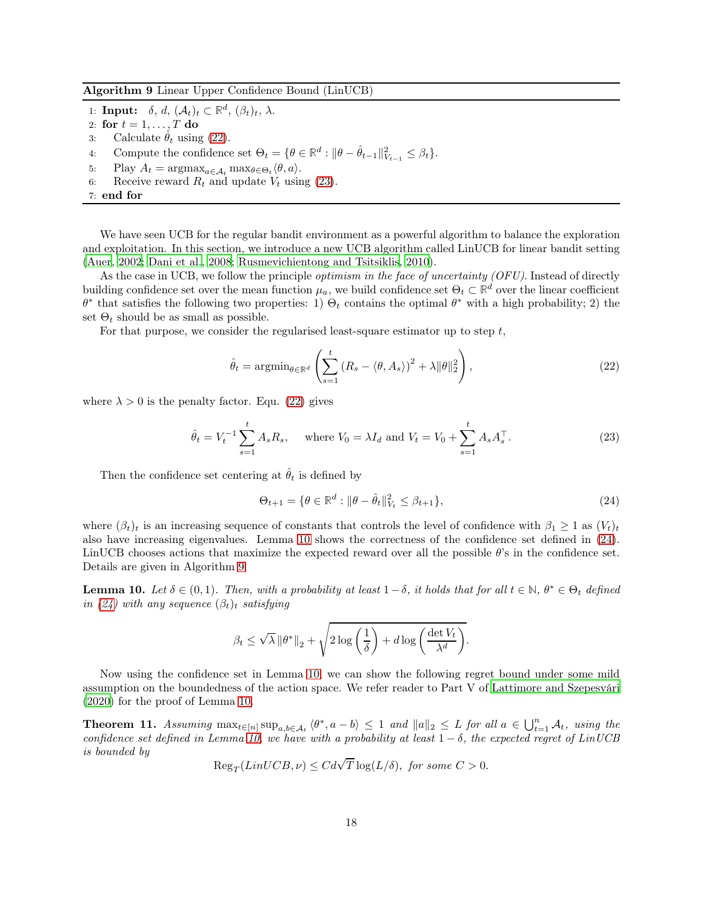**Algorithm 9** Linear Upper Confidence Bound (LinUCB)

1: **Input:** $\delta$, $d$, $(\mathcal{A}_t)_t \subset \mathbb{R}^d$, $(\beta_t)_t$, $\lambda$.
2: **for** $t = 1, \ldots, T$ **do**
3: Calculate $\hat{\theta}_t$ using (22).
4: Compute the confidence set $\Theta_t = \{\theta \in \mathbb{R}^d : \|\theta - \hat{\theta}_{t-1}\|^2_{V_{t-1}} \leq \beta_t\}$.
5: Play $A_t = \text{argmax}_{a \in \mathcal{A}_t} \max_{\theta \in \Theta_t} \langle \theta, a \rangle$.
6: Receive reward $R_t$ and update $V_t$ using (23).
7: **end for**

We have seen UCB for the regular bandit environment as a powerful algorithm to balance the exploration and exploitation. In this section, we introduce a new UCB algorithm called LinUCB for linear bandit setting (Auer, 2002; Dani et al., 2008; Rusmevichientong and Tsitsiklis, 2010).

As the case in UCB, we follow the principle *optimism in the face of uncertainty (OFU)*. Instead of directly building confidence set over the mean function $\mu_a$, we build confidence set $\Theta_t \subset \mathbb{R}^d$ over the linear coefficient $\theta^*$ that satisfies the following two properties: 1) $\Theta_t$ contains the optimal $\theta^*$ with a high probability; 2) the set $\Theta_t$ should be as small as possible.

For that purpose, we consider the regularised least-square estimator up to step $t$,

$$\hat{\theta}_t = \text{argmin}_{\theta \in \mathbb{R}^d} \left( \sum_{s=1}^{t} \left(R_s - \langle \theta, A_s \rangle\right)^2 + \lambda \|\theta\|_2^2 \right), \tag{22}$$

where $\lambda > 0$ is the penalty factor. Equ. (22) gives

$$\hat{\theta}_t = V_t^{-1} \sum_{s=1}^{t} A_s R_s, \quad \text{where } V_0 = \lambda I_d \text{ and } V_t = V_0 + \sum_{s=1}^{t} A_s A_s^\top. \tag{23}$$

Then the confidence set centering at $\hat{\theta}_t$ is defined by

$$\Theta_{t+1} = \{\theta \in \mathbb{R}^d : \|\theta - \hat{\theta}_t\|^2_{V_t} \leq \beta_{t+1}\}, \tag{24}$$

where $(\beta_t)_t$ is an increasing sequence of constants that controls the level of confidence with $\beta_1 \geq 1$ as $(V_t)_t$ also have increasing eigenvalues. Lemma 10 shows the correctness of the confidence set defined in (24). LinUCB chooses actions that maximize the expected reward over all the possible $\theta$'s in the confidence set. Details are given in Algorithm 9.

**Lemma 10.** *Let $\delta \in (0, 1)$. Then, with a probability at least $1 - \delta$, it holds that for all $t \in \mathbb{N}$, $\theta^* \in \Theta_t$ defined in (24) with any sequence $(\beta_t)_t$ satisfying*

$$\beta_t \leq \sqrt{\lambda}\, \|\theta^*\|_2 + \sqrt{2 \log\left(\frac{1}{\delta}\right) + d \log\left(\frac{\det V_t}{\lambda^d}\right)}.$$

Now using the confidence set in Lemma 10, we can show the following regret bound under some mild assumption on the boundedness of the action space. We refer reader to Part V of Lattimore and Szepesvári (2020) for the proof of Lemma 10.

**Theorem 11.** *Assuming $\max_{t \in [n]} \sup_{a,b \in \mathcal{A}_t} \langle \theta^*, a - b \rangle \leq 1$ and $\|a\|_2 \leq L$ for all $a \in \bigcup_{t=1}^{n} \mathcal{A}_t$, using the confidence set defined in Lemma 10, we have with a probability at least $1 - \delta$, the expected regret of LinUCB is bounded by*

$$\text{Reg}_T(\textit{LinUCB}, \nu) \leq C d \sqrt{T} \log(L/\delta), \; \textit{for some } C > 0.$$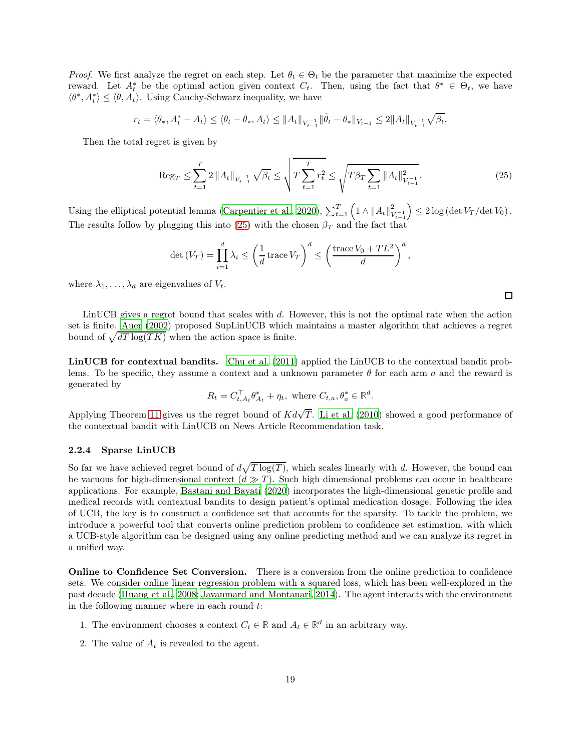*Proof.* We first analyze the regret on each step. Let $\theta_t \in \Theta_t$ be the parameter that maximize the expected reward. Let $A_t^*$ be the optimal action given context $C_t$. Then, using the fact that $\theta^* \in \Theta_t$, we have $\langle \theta^*, A_t^* \rangle \leq \langle \theta, A_t \rangle$. Using Cauchy-Schwarz inequality, we have

$$r_t = \langle \theta_*, A_t^* - A_t \rangle \leq \langle \theta_t - \theta_*, A_t \rangle \leq \|A_t\|_{V_{t-1}^{-1}} \|\tilde{\theta}_t - \theta_*\|_{V_{t-1}} \leq 2\|A_t\|_{V_{t-1}^{-1}} \sqrt{\beta_t}.$$

Then the total regret is given by

$$\mathrm{Reg}_T \leq \sum_{t=1}^{T} 2 \|A_t\|_{V_{t-1}^{-1}} \sqrt{\beta_t} \leq \sqrt{T \sum_{t=1}^{T} r_t^2} \leq \sqrt{T\beta_T \sum_{t=1}^{T} \|A_t\|^2_{V_{t-1}^{-1}}}. \tag{25}$$

Using the elliptical potential lemma (Carpentier et al., 2020), $\sum_{t=1}^{T} \left(1 \wedge \|A_t\|^2_{V_{t-1}^{-1}}\right) \leq 2 \log\left(\det V_T / \det V_0\right).$ The results follow by plugging this into (25) with the chosen $\beta_T$ and the fact that

$$\det\left(V_T\right) = \prod_{i=1}^{d} \lambda_i \leq \left(\frac{1}{d} \operatorname{trace} V_T\right)^d \leq \left(\frac{\operatorname{trace} V_0 + TL^2}{d}\right)^d,$$

where $\lambda_1, \ldots, \lambda_d$ are eigenvalues of $V_t$. □

LinUCB gives a regret bound that scales with $d$. However, this is not the optimal rate when the action set is finite. Auer (2002) proposed SupLinUCB which maintains a master algorithm that achieves a regret bound of $\sqrt{dT \log(TK)}$ when the action space is finite.

**LinUCB for contextual bandits.** Chu et al. (2011) applied the LinUCB to the contextual bandit problems. To be specific, they assume a context and a unknown parameter $\theta$ for each arm $a$ and the reward is generated by

$$R_t = C_{t,A_t}^\top \theta_{A_t}^* + \eta_t, \text{ where } C_{t,a}, \theta_a^* \in \mathbb{R}^d.$$

Applying Theorem 11 gives us the regret bound of $Kd\sqrt{T}$. Li et al. (2010) showed a good performance of the contextual bandit with LinUCB on News Article Recommendation task.

#### 2.2.4 Sparse LinUCB

So far we have achieved regret bound of $d\sqrt{T \log(T)}$, which scales linearly with $d$. However, the bound can be vacuous for high-dimensional context ($d \gg T$). Such high dimensional problems can occur in healthcare applications. For example, Bastani and Bayati (2020) incorporates the high-dimensional genetic profile and medical records with contextual bandits to design patient's optimal medication dosage. Following the idea of UCB, the key is to construct a confidence set that accounts for the sparsity. To tackle the problem, we introduce a powerful tool that converts online prediction problem to confidence set estimation, with which a UCB-style algorithm can be designed using any online predicting method and we can analyze its regret in a unified way.

**Online to Confidence Set Conversion.** There is a conversion from the online prediction to confidence sets. We consider online linear regression problem with a squared loss, which has been well-explored in the past decade (Huang et al., 2008; Javanmard and Montanari, 2014). The agent interacts with the environment in the following manner where in each round $t$:

1. The environment chooses a context $C_t \in \mathbb{R}$ and $A_t \in \mathbb{R}^d$ in an arbitrary way.
2. The value of $A_t$ is revealed to the agent.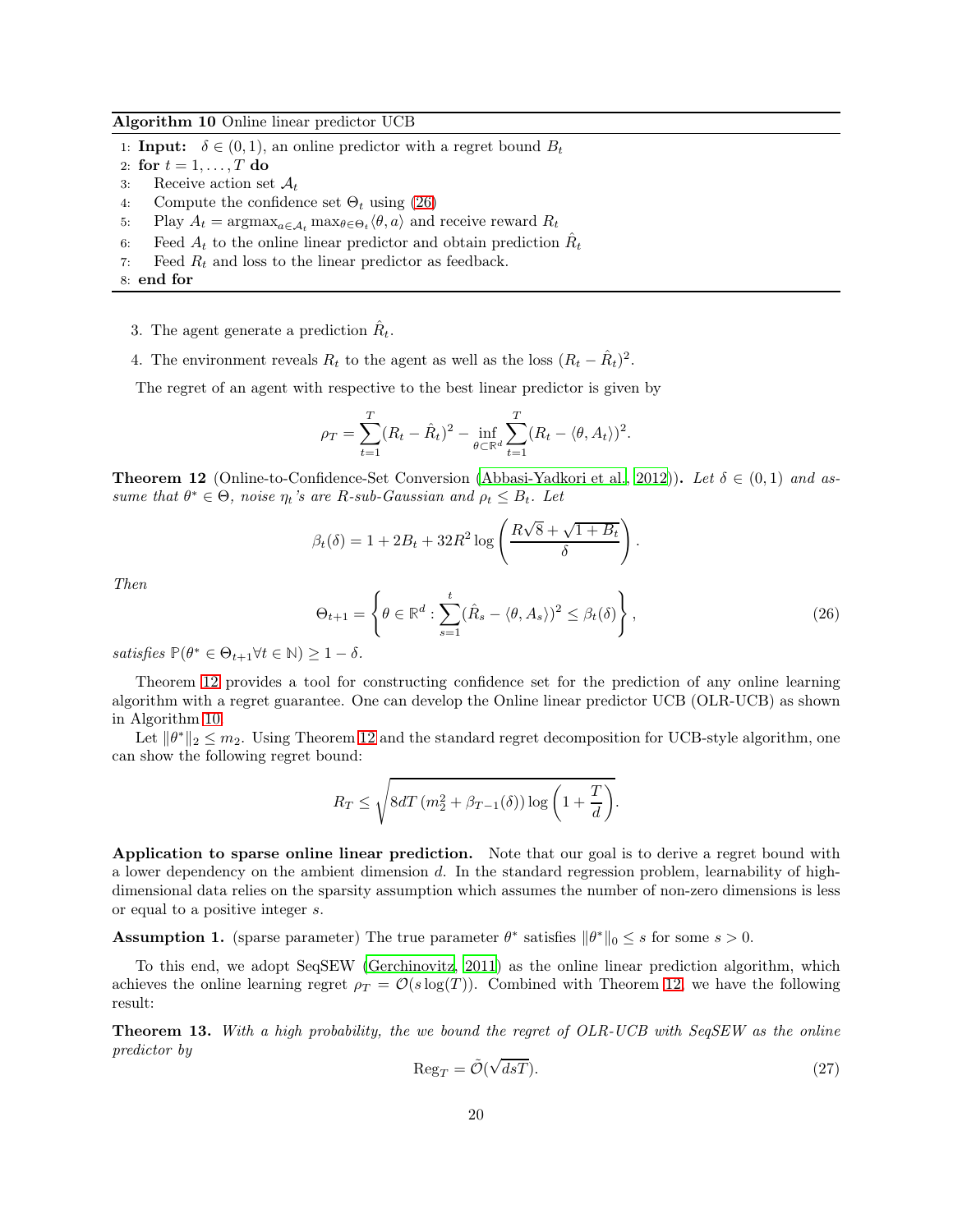**Algorithm 10** Online linear predictor UCB

```
1: Input:  δ ∈ (0,1), an online predictor with a regret bound B_t
2: for t = 1, ..., T do
3:     Receive action set 𝒜_t
4:     Compute the confidence set Θ_t using (26)
5:     Play A_t = argmax_{a∈𝒜_t} max_{θ∈Θ_t} ⟨θ, a⟩ and receive reward R_t
6:     Feed A_t to the online linear predictor and obtain prediction R̂_t
7:     Feed R_t and loss to the linear predictor as feedback.
8: end for
```

3. The agent generate a prediction $\hat{R}_t$.
4. The environment reveals $R_t$ to the agent as well as the loss $(R_t - \hat{R}_t)^2$.

The regret of an agent with respective to the best linear predictor is given by

$$\rho_T = \sum_{t=1}^{T}(R_t - \hat{R}_t)^2 - \inf_{\theta \subset \mathbb{R}^d} \sum_{t=1}^{T}(R_t - \langle \theta, A_t \rangle)^2.$$

**Theorem 12** (Online-to-Confidence-Set Conversion (Abbasi-Yadkori et al., 2012))**.** *Let $\delta \in (0,1)$ and assume that $\theta^* \in \Theta$, noise $\eta_t$'s are $R$-sub-Gaussian and $\rho_t \leq B_t$. Let*

$$\beta_t(\delta) = 1 + 2B_t + 32R^2 \log\left(\frac{R\sqrt{8} + \sqrt{1 + B_t}}{\delta}\right).$$

*Then*

$$\Theta_{t+1} = \left\{\theta \in \mathbb{R}^d : \sum_{s=1}^{t}(\hat{R}_s - \langle \theta, A_s \rangle)^2 \leq \beta_t(\delta)\right\}, \tag{26}$$

*satisfies $\mathbb{P}(\theta^* \in \Theta_{t+1} \forall t \in \mathbb{N}) \geq 1 - \delta$.*

Theorem 12 provides a tool for constructing confidence set for the prediction of any online learning algorithm with a regret guarantee. One can develop the Online linear predictor UCB (OLR-UCB) as shown in Algorithm 10.

Let $\|\theta^*\|_2 \leq m_2$. Using Theorem 12 and the standard regret decomposition for UCB-style algorithm, one can show the following regret bound:

$$R_T \leq \sqrt{8dT\left(m_2^2 + \beta_{T-1}(\delta)\right)\log\left(1 + \frac{T}{d}\right)}.$$

**Application to sparse online linear prediction.** Note that our goal is to derive a regret bound with a lower dependency on the ambient dimension $d$. In the standard regression problem, learnability of high-dimensional data relies on the sparsity assumption which assumes the number of non-zero dimensions is less or equal to a positive integer $s$.

**Assumption 1.** (sparse parameter) The true parameter $\theta^*$ satisfies $\|\theta^*\|_0 \leq s$ for some $s > 0$.

To this end, we adopt SeqSEW (Gerchinovitz, 2011) as the online linear prediction algorithm, which achieves the online learning regret $\rho_T = \mathcal{O}(s \log(T))$. Combined with Theorem 12, we have the following result:

**Theorem 13.** *With a high probability, the we bound the regret of OLR-UCB with SeqSEW as the online predictor by*

$$\text{Reg}_T = \tilde{\mathcal{O}}(\sqrt{dsT}). \tag{27}$$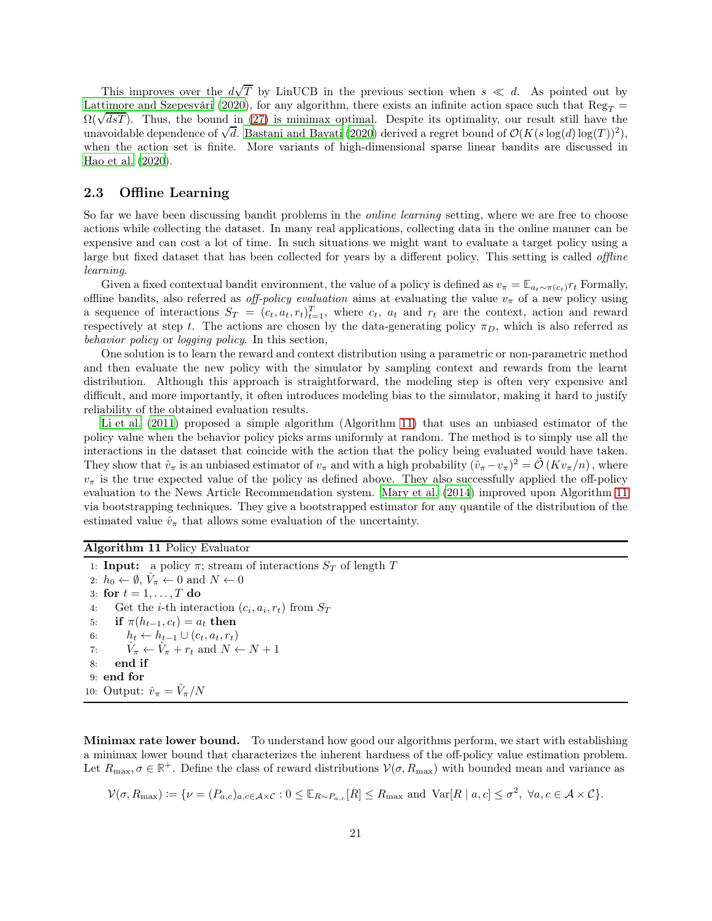This improves over the $d\sqrt{T}$ by LinUCB in the previous section when $s \ll d$. As pointed out by Lattimore and Szepesvári (2020), for any algorithm, there exists an infinite action space such that $\text{Reg}_T = \Omega(\sqrt{dsT})$. Thus, the bound in (27) is minimax optimal. Despite its optimality, our result still have the unavoidable dependence of $\sqrt{d}$. Bastani and Bayati (2020) derived a regret bound of $\mathcal{O}(K(s\log(d)\log(T))^2)$, when the action set is finite. More variants of high-dimensional sparse linear bandits are discussed in Hao et al. (2020).

## 2.3 Offline Learning

So far we have been discussing bandit problems in the *online learning* setting, where we are free to choose actions while collecting the dataset. In many real applications, collecting data in the online manner can be expensive and can cost a lot of time. In such situations we might want to evaluate a target policy using a large but fixed dataset that has been collected for years by a different policy. This setting is called *offline learning*.

Given a fixed contextual bandit environment, the value of a policy is defined as $v_\pi = \mathbb{E}_{a_t \sim \pi(c_t)} r_t$ Formally, offline bandits, also referred as *off-policy evaluation* aims at evaluating the value $v_\pi$ of a new policy using a sequence of interactions $S_T = (c_t, a_t, r_t)_{t=1}^T$, where $c_t$, $a_t$ and $r_t$ are the context, action and reward respectively at step $t$. The actions are chosen by the data-generating policy $\pi_D$, which is also referred as *behavior policy* or *logging policy*. In this section,

One solution is to learn the reward and context distribution using a parametric or non-parametric method and then evaluate the new policy with the simulator by sampling context and rewards from the learnt distribution. Although this approach is straightforward, the modeling step is often very expensive and difficult, and more importantly, it often introduces modeling bias to the simulator, making it hard to justify reliability of the obtained evaluation results.

Li et al. (2011) proposed a simple algorithm (Algorithm 11) that uses an unbiased estimator of the policy value when the behavior policy picks arms uniformly at random. The method is to simply use all the interactions in the dataset that coincide with the action that the policy being evaluated would have taken. They show that $\hat{v}_\pi$ is an unbiased estimator of $v_\pi$ and with a high probability $(\hat{v}_\pi - v_\pi)^2 = \tilde{\mathcal{O}}\left(Kv_\pi/n\right)$, where $v_\pi$ is the true expected value of the policy as defined above. They also successfully applied the off-policy evaluation to the News Article Recommendation system. Mary et al. (2014) improved upon Algorithm 11 via bootstrapping techniques. They give a bootstrapped estimator for any quantile of the distribution of the estimated value $\hat{v}_\pi$ that allows some evaluation of the uncertainty.

**Algorithm 11** Policy Evaluator

1: **Input:** a policy $\pi$; stream of interactions $S_T$ of length $T$
2: $h_0 \leftarrow \emptyset$, $\hat{V}_\pi \leftarrow 0$ and $N \leftarrow 0$
3: **for** $t = 1, \ldots, T$ **do**
4: Get the $i$-th interaction $(c_i, a_i, r_t)$ from $S_T$
5: **if** $\pi(h_{t-1}, c_t) = a_t$ **then**
6: $h_t \leftarrow h_{t-1} \cup (c_t, a_t, r_t)$
7: $\hat{V}_\pi \leftarrow \hat{V}_\pi + r_t$ and $N \leftarrow N + 1$
8: **end if**
9: **end for**
10: Output: $\hat{v}_\pi = \hat{V}_\pi / N$

**Minimax rate lower bound.** To understand how good our algorithms perform, we start with establishing a minimax lower bound that characterizes the inherent hardness of the off-policy value estimation problem. Let $R_{\max}, \sigma \in \mathbb{R}^+$. Define the class of reward distributions $\mathcal{V}(\sigma, R_{\max})$ with bounded mean and variance as

$$\mathcal{V}(\sigma, R_{\max}) \coloneqq \{\nu = (P_{a,c})_{a,c \in \mathcal{A} \times \mathcal{C}} : 0 \le \mathbb{E}_{R \sim P_{a,c}}[R] \le R_{\max} \text{ and } \text{Var}[R \mid a, c] \le \sigma^2,\ \forall a, c \in \mathcal{A} \times \mathcal{C}\}.$$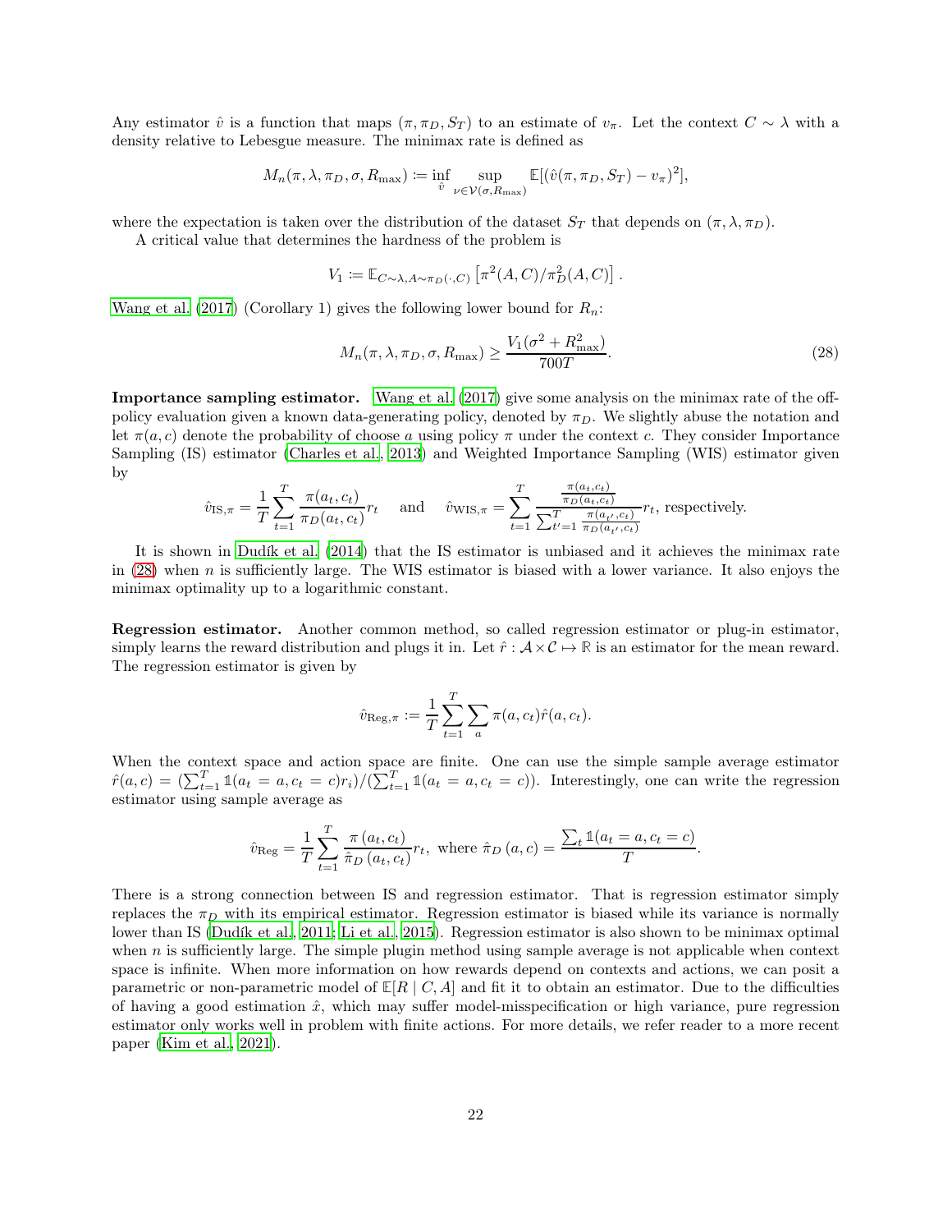Any estimator $\hat{v}$ is a function that maps $(\pi, \pi_D, S_T)$ to an estimate of $v_\pi$. Let the context $C \sim \lambda$ with a density relative to Lebesgue measure. The minimax rate is defined as

$$M_n(\pi, \lambda, \pi_D, \sigma, R_{\max}) \coloneqq \inf_{\hat{v}} \sup_{\nu \in \mathcal{V}(\sigma, R_{\max})} \mathbb{E}[(\hat{v}(\pi, \pi_D, S_T) - v_\pi)^2],$$

where the expectation is taken over the distribution of the dataset $S_T$ that depends on $(\pi, \lambda, \pi_D)$.

A critical value that determines the hardness of the problem is

$$V_1 \coloneqq \mathbb{E}_{C \sim \lambda, A \sim \pi_D(\cdot, C)} \left[\pi^2(A, C)/\pi_D^2(A, C)\right].$$

Wang et al. (2017) (Corollary 1) gives the following lower bound for $R_n$:

$$M_n(\pi, \lambda, \pi_D, \sigma, R_{\max}) \geq \frac{V_1(\sigma^2 + R_{\max}^2)}{700T}. \tag{28}$$

**Importance sampling estimator.** Wang et al. (2017) give some analysis on the minimax rate of the off-policy evaluation given a known data-generating policy, denoted by $\pi_D$. We slightly abuse the notation and let $\pi(a, c)$ denote the probability of choose $a$ using policy $\pi$ under the context $c$. They consider Importance Sampling (IS) estimator (Charles et al., 2013) and Weighted Importance Sampling (WIS) estimator given by

$$\hat{v}_{\mathrm{IS},\pi} = \frac{1}{T}\sum_{t=1}^{T} \frac{\pi(a_t, c_t)}{\pi_D(a_t, c_t)} r_t \quad \text{and} \quad \hat{v}_{\mathrm{WIS},\pi} = \sum_{t=1}^{T} \frac{\frac{\pi(a_t, c_t)}{\pi_D(a_t, c_t)}}{\sum_{t'=1}^{T} \frac{\pi(a_{t'}, c_t)}{\pi_D(a_{t'}, c_t)}} r_t, \text{ respectively.}$$

It is shown in Dudík et al. (2014) that the IS estimator is unbiased and it achieves the minimax rate in (28) when $n$ is sufficiently large. The WIS estimator is biased with a lower variance. It also enjoys the minimax optimality up to a logarithmic constant.

**Regression estimator.** Another common method, so called regression estimator or plug-in estimator, simply learns the reward distribution and plugs it in. Let $\hat{r} : \mathcal{A} \times \mathcal{C} \mapsto \mathbb{R}$ is an estimator for the mean reward. The regression estimator is given by

$$\hat{v}_{\mathrm{Reg},\pi} \coloneqq \frac{1}{T}\sum_{t=1}^{T} \sum_{a} \pi(a, c_t)\hat{r}(a, c_t).$$

When the context space and action space are finite. One can use the simple sample average estimator $\hat{r}(a, c) = (\sum_{t=1}^{T} \mathbb{1}(a_t = a, c_t = c) r_i)/(\sum_{t=1}^{T} \mathbb{1}(a_t = a, c_t = c))$. Interestingly, one can write the regression estimator using sample average as

$$\hat{v}_{\mathrm{Reg}} = \frac{1}{T}\sum_{t=1}^{T} \frac{\pi(a_t, c_t)}{\hat{\pi}_D(a_t, c_t)} r_t, \text{ where } \hat{\pi}_D(a, c) = \frac{\sum_t \mathbb{1}(a_t = a, c_t = c)}{T}.$$

There is a strong connection between IS and regression estimator. That is regression estimator simply replaces the $\pi_D$ with its empirical estimator. Regression estimator is biased while its variance is normally lower than IS (Dudík et al., 2011; Li et al., 2015). Regression estimator is also shown to be minimax optimal when $n$ is sufficiently large. The simple plugin method using sample average is not applicable when context space is infinite. When more information on how rewards depend on contexts and actions, we can posit a parametric or non-parametric model of $\mathbb{E}[R \mid C, A]$ and fit it to obtain an estimator. Due to the difficulties of having a good estimation $\hat{x}$, which may suffer model-misspecification or high variance, pure regression estimator only works well in problem with finite actions. For more details, we refer reader to a more recent paper (Kim et al., 2021).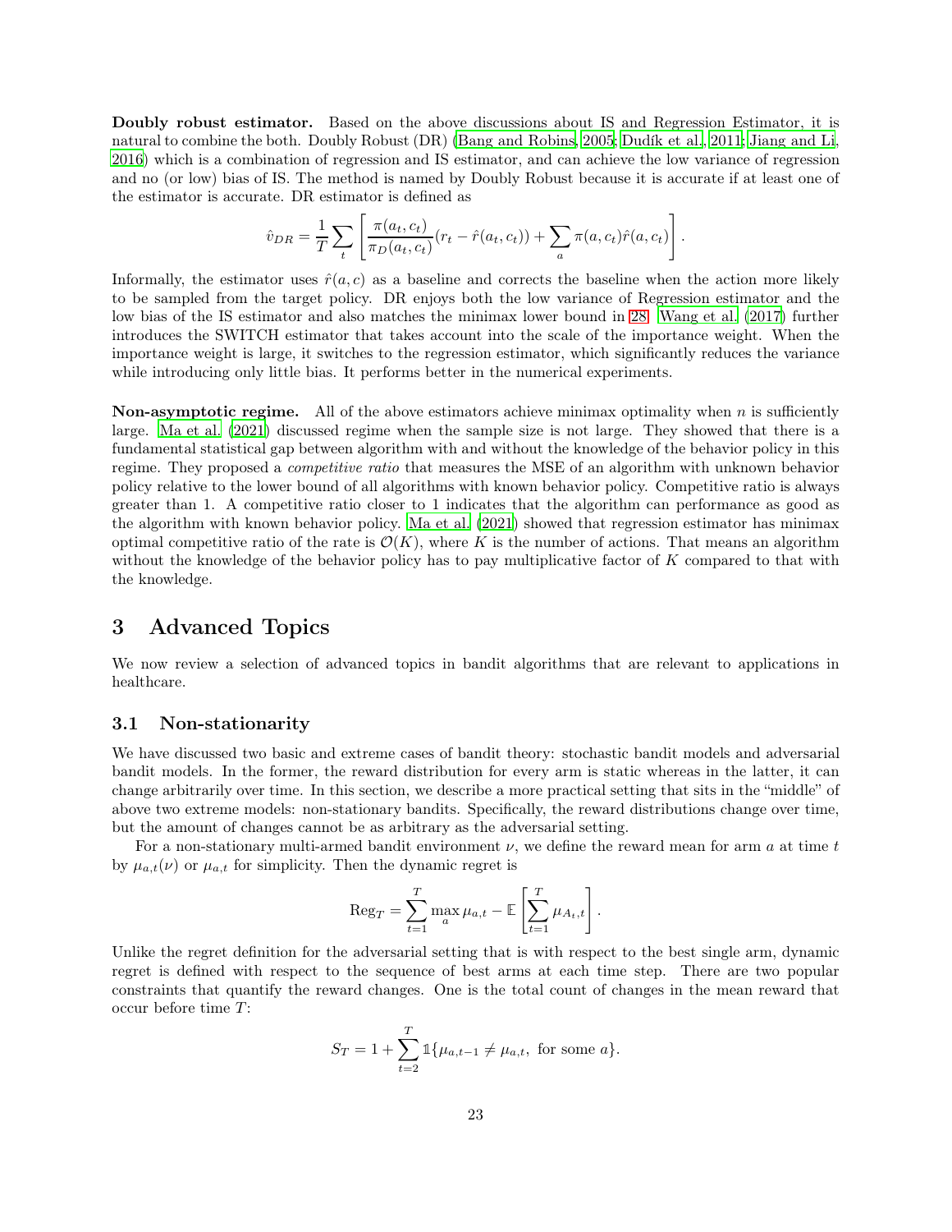**Doubly robust estimator.** Based on the above discussions about IS and Regression Estimator, it is natural to combine the both. Doubly Robust (DR) (Bang and Robins, 2005; Dudík et al., 2011; Jiang and Li, 2016) which is a combination of regression and IS estimator, and can achieve the low variance of regression and no (or low) bias of IS. The method is named by Doubly Robust because it is accurate if at least one of the estimator is accurate. DR estimator is defined as

$$\hat{v}_{DR} = \frac{1}{T}\sum_t \left[\frac{\pi(a_t, c_t)}{\pi_D(a_t, c_t)}(r_t - \hat{r}(a_t, c_t)) + \sum_a \pi(a, c_t)\hat{r}(a, c_t)\right].$$

Informally, the estimator uses $\hat{r}(a, c)$ as a baseline and corrects the baseline when the action more likely to be sampled from the target policy. DR enjoys both the low variance of Regression estimator and the low bias of the IS estimator and also matches the minimax lower bound in 28. Wang et al. (2017) further introduces the SWITCH estimator that takes account into the scale of the importance weight. When the importance weight is large, it switches to the regression estimator, which significantly reduces the variance while introducing only little bias. It performs better in the numerical experiments.

**Non-asymptotic regime.** All of the above estimators achieve minimax optimality when $n$ is sufficiently large. Ma et al. (2021) discussed regime when the sample size is not large. They showed that there is a fundamental statistical gap between algorithm with and without the knowledge of the behavior policy in this regime. They proposed a *competitive ratio* that measures the MSE of an algorithm with unknown behavior policy relative to the lower bound of all algorithms with known behavior policy. Competitive ratio is always greater than 1. A competitive ratio closer to 1 indicates that the algorithm can performance as good as the algorithm with known behavior policy. Ma et al. (2021) showed that regression estimator has minimax optimal competitive ratio of the rate is $\mathcal{O}(K)$, where $K$ is the number of actions. That means an algorithm without the knowledge of the behavior policy has to pay multiplicative factor of $K$ compared to that with the knowledge.

# 3 Advanced Topics

We now review a selection of advanced topics in bandit algorithms that are relevant to applications in healthcare.

## 3.1 Non-stationarity

We have discussed two basic and extreme cases of bandit theory: stochastic bandit models and adversarial bandit models. In the former, the reward distribution for every arm is static whereas in the latter, it can change arbitrarily over time. In this section, we describe a more practical setting that sits in the "middle" of above two extreme models: non-stationary bandits. Specifically, the reward distributions change over time, but the amount of changes cannot be as arbitrary as the adversarial setting.

For a non-stationary multi-armed bandit environment $\nu$, we define the reward mean for arm $a$ at time $t$ by $\mu_{a,t}(\nu)$ or $\mu_{a,t}$ for simplicity. Then the dynamic regret is

$$\text{Reg}_T = \sum_{t=1}^{T} \max_a \mu_{a,t} - \mathbb{E}\left[\sum_{t=1}^{T} \mu_{A_t,t}\right].$$

Unlike the regret definition for the adversarial setting that is with respect to the best single arm, dynamic regret is defined with respect to the sequence of best arms at each time step. There are two popular constraints that quantify the reward changes. One is the total count of changes in the mean reward that occur before time $T$:

$$S_T = 1 + \sum_{t=2}^{T} \mathbb{1}\{\mu_{a,t-1} \neq \mu_{a,t}, \text{ for some } a\}.$$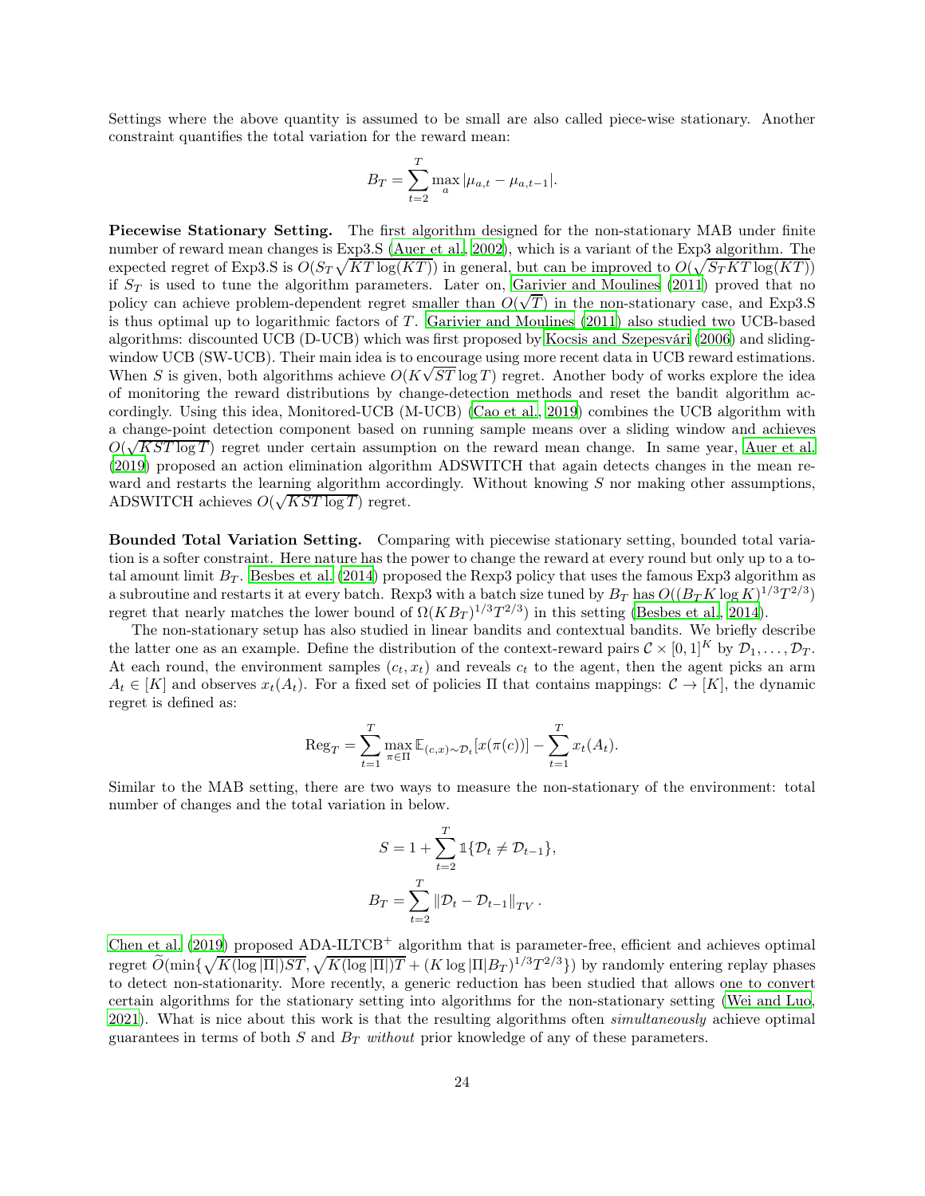Settings where the above quantity is assumed to be small are also called piece-wise stationary. Another constraint quantifies the total variation for the reward mean:

$$B_T = \sum_{t=2}^{T} \max_a |\mu_{a,t} - \mu_{a,t-1}|.$$

**Piecewise Stationary Setting.** The first algorithm designed for the non-stationary MAB under finite number of reward mean changes is Exp3.S (Auer et al., 2002), which is a variant of the Exp3 algorithm. The expected regret of Exp3.S is $O(S_T\sqrt{KT\log(KT)})$ in general, but can be improved to $O(\sqrt{S_T KT\log(KT)})$ if $S_T$ is used to tune the algorithm parameters. Later on, Garivier and Moulines (2011) proved that no policy can achieve problem-dependent regret smaller than $O(\sqrt{T})$ in the non-stationary case, and Exp3.S is thus optimal up to logarithmic factors of $T$. Garivier and Moulines (2011) also studied two UCB-based algorithms: discounted UCB (D-UCB) which was first proposed by Kocsis and Szepesvári (2006) and sliding-window UCB (SW-UCB). Their main idea is to encourage using more recent data in UCB reward estimations. When $S$ is given, both algorithms achieve $O(K\sqrt{ST}\log T)$ regret. Another body of works explore the idea of monitoring the reward distributions by change-detection methods and reset the bandit algorithm accordingly. Using this idea, Monitored-UCB (M-UCB) (Cao et al., 2019) combines the UCB algorithm with a change-point detection component based on running sample means over a sliding window and achieves $O(\sqrt{KST\log T})$ regret under certain assumption on the reward mean change. In same year, Auer et al. (2019) proposed an action elimination algorithm ADSWITCH that again detects changes in the mean reward and restarts the learning algorithm accordingly. Without knowing $S$ nor making other assumptions, ADSWITCH achieves $O(\sqrt{KST\log T})$ regret.

**Bounded Total Variation Setting.** Comparing with piecewise stationary setting, bounded total variation is a softer constraint. Here nature has the power to change the reward at every round but only up to a total amount limit $B_T$. Besbes et al. (2014) proposed the Rexp3 policy that uses the famous Exp3 algorithm as a subroutine and restarts it at every batch. Rexp3 with a batch size tuned by $B_T$ has $O((B_T K\log K)^{1/3}T^{2/3})$ regret that nearly matches the lower bound of $\Omega(KB_T)^{1/3}T^{2/3})$ in this setting (Besbes et al., 2014).

The non-stationary setup has also studied in linear bandits and contextual bandits. We briefly describe the latter one as an example. Define the distribution of the context-reward pairs $\mathcal{C}\times[0,1]^K$ by $\mathcal{D}_1,\ldots,\mathcal{D}_T$. At each round, the environment samples $(c_t, x_t)$ and reveals $c_t$ to the agent, then the agent picks an arm $A_t \in [K]$ and observes $x_t(A_t)$. For a fixed set of policies $\Pi$ that contains mappings: $\mathcal{C}\to[K]$, the dynamic regret is defined as:

$$\mathrm{Reg}_T = \sum_{t=1}^{T} \max_{\pi\in\Pi} \mathbb{E}_{(c,x)\sim\mathcal{D}_t}[x(\pi(c))] - \sum_{t=1}^{T} x_t(A_t).$$

Similar to the MAB setting, there are two ways to measure the non-stationary of the environment: total number of changes and the total variation in below.

$$S = 1 + \sum_{t=2}^{T} \mathbb{1}\{\mathcal{D}_t \neq \mathcal{D}_{t-1}\},$$

$$B_T = \sum_{t=2}^{T} \|\mathcal{D}_t - \mathcal{D}_{t-1}\|_{TV}.$$

Chen et al. (2019) proposed ADA-ILTCB$^+$ algorithm that is parameter-free, efficient and achieves optimal regret $\widetilde{O}(\min\{\sqrt{K(\log|\Pi|)ST}, \sqrt{K(\log|\Pi|)T} + (K\log|\Pi|B_T)^{1/3}T^{2/3}\})$ by randomly entering replay phases to detect non-stationarity. More recently, a generic reduction has been studied that allows one to convert certain algorithms for the stationary setting into algorithms for the non-stationary setting (Wei and Luo, 2021). What is nice about this work is that the resulting algorithms often *simultaneously* achieve optimal guarantees in terms of both $S$ and $B_T$ *without* prior knowledge of any of these parameters.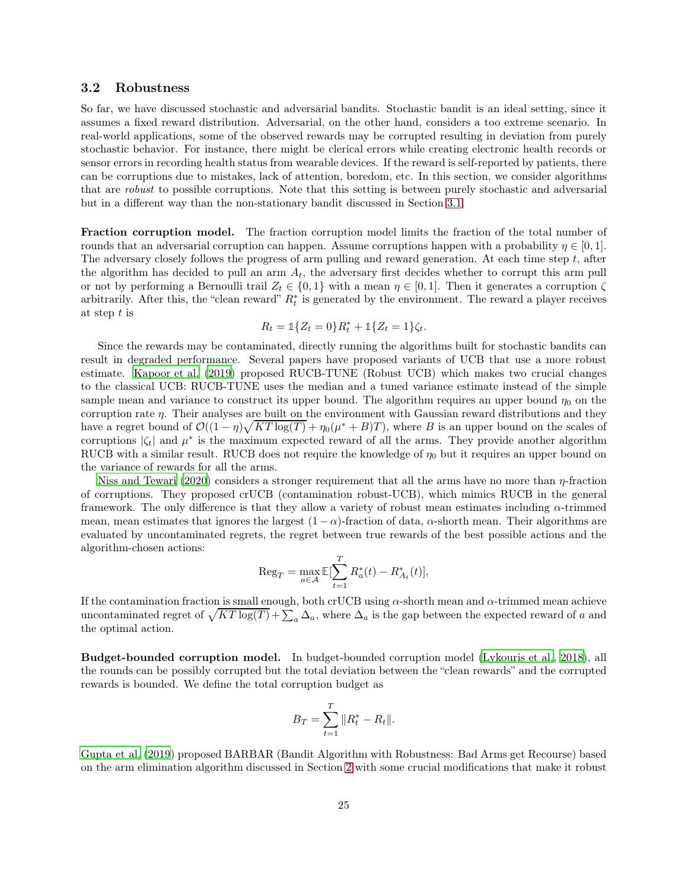### 3.2 Robustness

So far, we have discussed stochastic and adversarial bandits. Stochastic bandit is an ideal setting, since it assumes a fixed reward distribution. Adversarial, on the other hand, considers a too extreme scenario. In real-world applications, some of the observed rewards may be corrupted resulting in deviation from purely stochastic behavior. For instance, there might be clerical errors while creating electronic health records or sensor errors in recording health status from wearable devices. If the reward is self-reported by patients, there can be corruptions due to mistakes, lack of attention, boredom, etc. In this section, we consider algorithms that are *robust* to possible corruptions. Note that this setting is between purely stochastic and adversarial but in a different way than the non-stationary bandit discussed in Section 3.1.

**Fraction corruption model.** The fraction corruption model limits the fraction of the total number of rounds that an adversarial corruption can happen. Assume corruptions happen with a probability $\eta \in [0, 1]$. The adversary closely follows the progress of arm pulling and reward generation. At each time step $t$, after the algorithm has decided to pull an arm $A_t$, the adversary first decides whether to corrupt this arm pull or not by performing a Bernoulli trail $Z_t \in \{0, 1\}$ with a mean $\eta \in [0, 1]$. Then it generates a corruption $\zeta$ arbitrarily. After this, the "clean reward" $R_t^*$ is generated by the environment. The reward a player receives at step $t$ is

$$R_t = \mathbb{1}\{Z_t = 0\}R_t^* + \mathbb{1}\{Z_t = 1\}\zeta_t.$$

Since the rewards may be contaminated, directly running the algorithms built for stochastic bandits can result in degraded performance. Several papers have proposed variants of UCB that use a more robust estimate. Kapoor et al. (2019) proposed RUCB-TUNE (Robust UCB) which makes two crucial changes to the classical UCB: RUCB-TUNE uses the median and a tuned variance estimate instead of the simple sample mean and variance to construct its upper bound. The algorithm requires an upper bound $\eta_0$ on the corruption rate $\eta$. Their analyses are built on the environment with Gaussian reward distributions and they have a regret bound of $\mathcal{O}((1-\eta)\sqrt{KT\log(T)} + \eta_0(\mu^* + B)T)$, where $B$ is an upper bound on the scales of corruptions $|\zeta_t|$ and $\mu^*$ is the maximum expected reward of all the arms. They provide another algorithm RUCB with a similar result. RUCB does not require the knowledge of $\eta_0$ but it requires an upper bound on the variance of rewards for all the arms.

Niss and Tewari (2020) considers a stronger requirement that all the arms have no more than $\eta$-fraction of corruptions. They proposed crUCB (contamination robust-UCB), which mimics RUCB in the general framework. The only difference is that they allow a variety of robust mean estimates including $\alpha$-trimmed mean, mean estimates that ignores the largest $(1-\alpha)$-fraction of data, $\alpha$-shorth mean. Their algorithms are evaluated by uncontaminated regrets, the regret between true rewards of the best possible actions and the algorithm-chosen actions:

$$\text{Reg}_T = \max_{a \in \mathcal{A}} \mathbb{E}[\sum_{t=1}^{T} R_a^*(t) - R_{A_t}^*(t)],$$

If the contamination fraction is small enough, both crUCB using $\alpha$-shorth mean and $\alpha$-trimmed mean achieve uncontaminated regret of $\sqrt{KT\log(T)} + \sum_a \Delta_a$, where $\Delta_a$ is the gap between the expected reward of $a$ and the optimal action.

**Budget-bounded corruption model.** In budget-bounded corruption model (Lykouris et al., 2018), all the rounds can be possibly corrupted but the total deviation between the "clean rewards" and the corrupted rewards is bounded. We define the total corruption budget as

$$B_T = \sum_{t=1}^{T} \|R_t^* - R_t\|.$$

Gupta et al. (2019) proposed BARBAR (Bandit Algorithm with Robustness: Bad Arms get Recourse) based on the arm elimination algorithm discussed in Section 2 with some crucial modifications that make it robust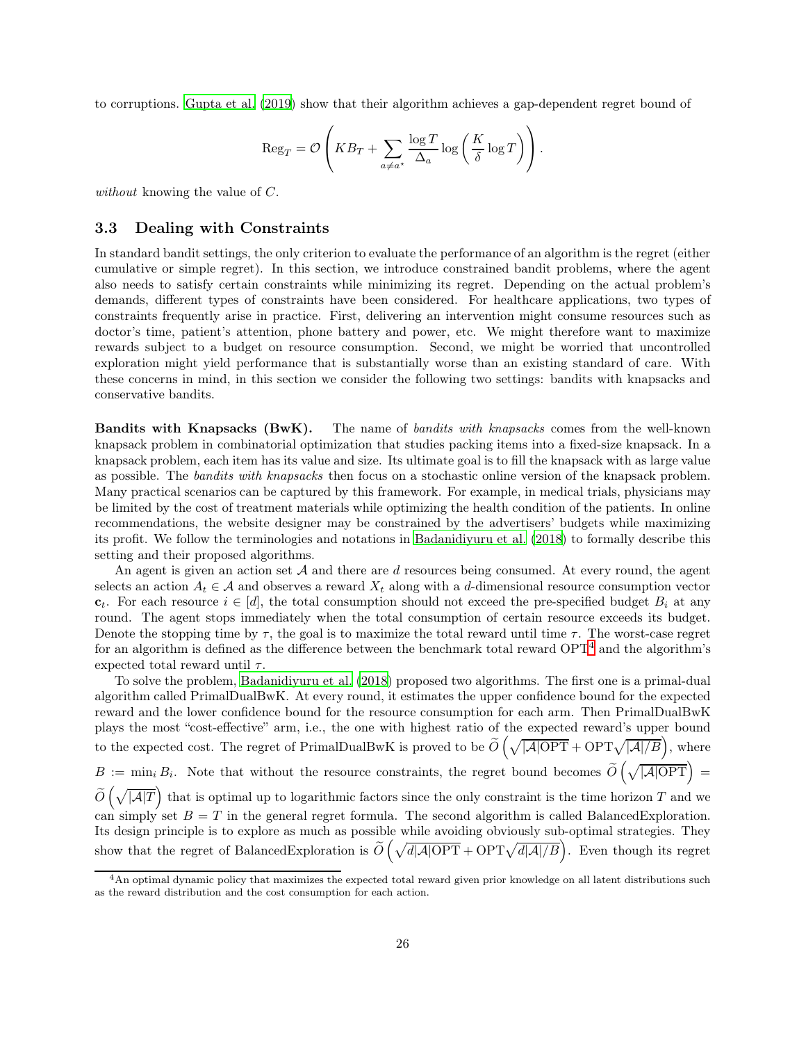to corruptions. Gupta et al. (2019) show that their algorithm achieves a gap-dependent regret bound of

$$\text{Reg}_T = \mathcal{O}\left(KB_T + \sum_{a \neq a^\star} \frac{\log T}{\Delta_a} \log\left(\frac{K}{\delta} \log T\right)\right).$$

*without* knowing the value of $C$.

### 3.3 Dealing with Constraints

In standard bandit settings, the only criterion to evaluate the performance of an algorithm is the regret (either cumulative or simple regret). In this section, we introduce constrained bandit problems, where the agent also needs to satisfy certain constraints while minimizing its regret. Depending on the actual problem's demands, different types of constraints have been considered. For healthcare applications, two types of constraints frequently arise in practice. First, delivering an intervention might consume resources such as doctor's time, patient's attention, phone battery and power, etc. We might therefore want to maximize rewards subject to a budget on resource consumption. Second, we might be worried that uncontrolled exploration might yield performance that is substantially worse than an existing standard of care. With these concerns in mind, in this section we consider the following two settings: bandits with knapsacks and conservative bandits.

**Bandits with Knapsacks (BwK).** The name of *bandits with knapsacks* comes from the well-known knapsack problem in combinatorial optimization that studies packing items into a fixed-size knapsack. In a knapsack problem, each item has its value and size. Its ultimate goal is to fill the knapsack with as large value as possible. The *bandits with knapsacks* then focus on a stochastic online version of the knapsack problem. Many practical scenarios can be captured by this framework. For example, in medical trials, physicians may be limited by the cost of treatment materials while optimizing the health condition of the patients. In online recommendations, the website designer may be constrained by the advertisers' budgets while maximizing its profit. We follow the terminologies and notations in Badanidiyuru et al. (2018) to formally describe this setting and their proposed algorithms.

An agent is given an action set $\mathcal{A}$ and there are $d$ resources being consumed. At every round, the agent selects an action $A_t \in \mathcal{A}$ and observes a reward $X_t$ along with a $d$-dimensional resource consumption vector $\mathbf{c}_t$. For each resource $i \in [d]$, the total consumption should not exceed the pre-specified budget $B_i$ at any round. The agent stops immediately when the total consumption of certain resource exceeds its budget. Denote the stopping time by $\tau$, the goal is to maximize the total reward until time $\tau$. The worst-case regret for an algorithm is defined as the difference between the benchmark total reward OPT[4] and the algorithm's expected total reward until $\tau$.

To solve the problem, Badanidiyuru et al. (2018) proposed two algorithms. The first one is a primal-dual algorithm called PrimalDualBwK. At every round, it estimates the upper confidence bound for the expected reward and the lower confidence bound for the resource consumption for each arm. Then PrimalDualBwK plays the most "cost-effective" arm, i.e., the one with highest ratio of the expected reward's upper bound to the expected cost. The regret of PrimalDualBwK is proved to be $\widetilde{O}\left(\sqrt{|\mathcal{A}|\text{OPT}} + \text{OPT}\sqrt{|\mathcal{A}|/B}\right)$, where $B := \min_i B_i$. Note that without the resource constraints, the regret bound becomes $\widetilde{O}\left(\sqrt{|\mathcal{A}|\text{OPT}}\right) = \widetilde{O}\left(\sqrt{|\mathcal{A}|T}\right)$ that is optimal up to logarithmic factors since the only constraint is the time horizon $T$ and we can simply set $B = T$ in the general regret formula. The second algorithm is called BalancedExploration. Its design principle is to explore as much as possible while avoiding obviously sub-optimal strategies. They show that the regret of BalancedExploration is $\widetilde{O}\left(\sqrt{d|\mathcal{A}|\text{OPT}} + \text{OPT}\sqrt{d|\mathcal{A}|/B}\right)$. Even though its regret

[4] An optimal dynamic policy that maximizes the expected total reward given prior knowledge on all latent distributions such as the reward distribution and the cost consumption for each action.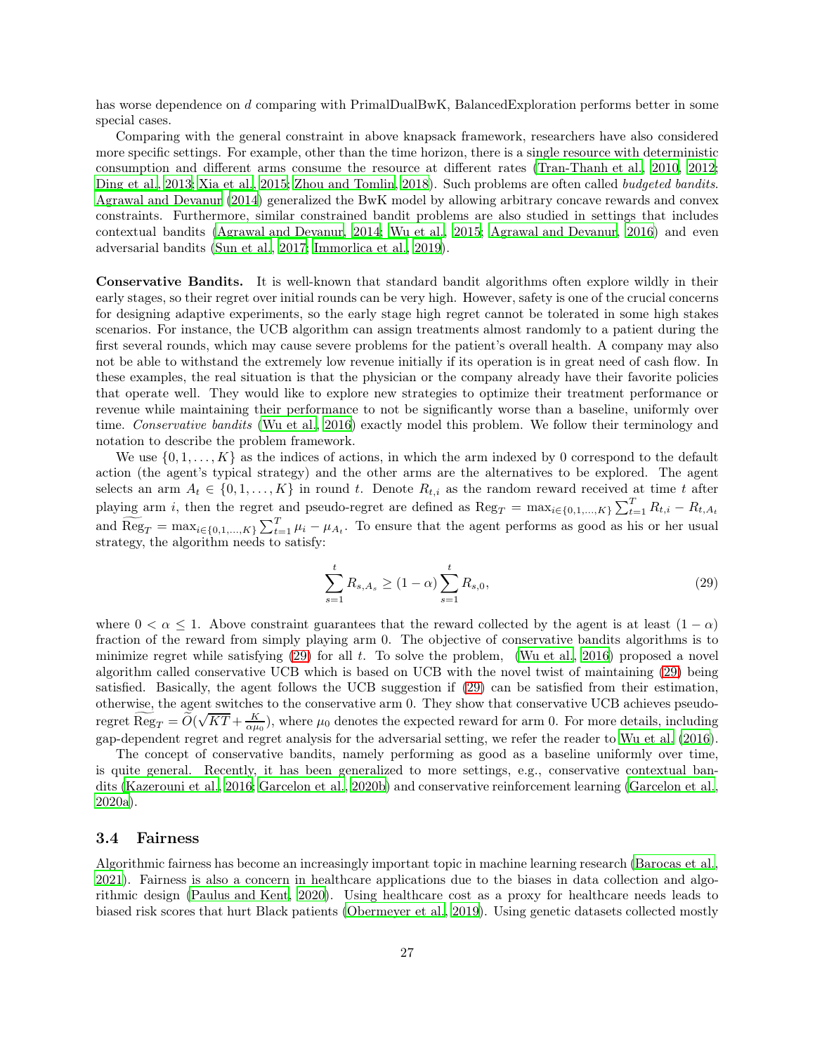has worse dependence on $d$ comparing with PrimalDualBwK, BalancedExploration performs better in some special cases.

Comparing with the general constraint in above knapsack framework, researchers have also considered more specific settings. For example, other than the time horizon, there is a single resource with deterministic consumption and different arms consume the resource at different rates (Tran-Thanh et al., 2010, 2012; Ding et al., 2013; Xia et al., 2015; Zhou and Tomlin, 2018). Such problems are often called *budgeted bandits*. Agrawal and Devanur (2014) generalized the BwK model by allowing arbitrary concave rewards and convex constraints. Furthermore, similar constrained bandit problems are also studied in settings that includes contextual bandits (Agrawal and Devanur, 2014; Wu et al., 2015; Agrawal and Devanur, 2016) and even adversarial bandits (Sun et al., 2017; Immorlica et al., 2019).

**Conservative Bandits.** It is well-known that standard bandit algorithms often explore wildly in their early stages, so their regret over initial rounds can be very high. However, safety is one of the crucial concerns for designing adaptive experiments, so the early stage high regret cannot be tolerated in some high stakes scenarios. For instance, the UCB algorithm can assign treatments almost randomly to a patient during the first several rounds, which may cause severe problems for the patient's overall health. A company may also not be able to withstand the extremely low revenue initially if its operation is in great need of cash flow. In these examples, the real situation is that the physician or the company already have their favorite policies that operate well. They would like to explore new strategies to optimize their treatment performance or revenue while maintaining their performance to not be significantly worse than a baseline, uniformly over time. *Conservative bandits* (Wu et al., 2016) exactly model this problem. We follow their terminology and notation to describe the problem framework.

We use $\{0, 1, \ldots, K\}$ as the indices of actions, in which the arm indexed by 0 correspond to the default action (the agent's typical strategy) and the other arms are the alternatives to be explored. The agent selects an arm $A_t \in \{0, 1, \ldots, K\}$ in round $t$. Denote $R_{t,i}$ as the random reward received at time $t$ after playing arm $i$, then the regret and pseudo-regret are defined as $\text{Reg}_T = \max_{i\in\{0,1,\ldots,K\}} \sum_{t=1}^{T} R_{t,i} - R_{t,A_t}$ and $\widetilde{\text{Reg}}_T = \max_{i\in\{0,1,\ldots,K\}} \sum_{t=1}^{T} \mu_i - \mu_{A_t}$. To ensure that the agent performs as good as his or her usual strategy, the algorithm needs to satisfy:

$$\sum_{s=1}^{t} R_{s,A_s} \geq (1-\alpha) \sum_{s=1}^{t} R_{s,0}, \tag{29}$$

where $0 < \alpha \leq 1$. Above constraint guarantees that the reward collected by the agent is at least $(1-\alpha)$ fraction of the reward from simply playing arm 0. The objective of conservative bandits algorithms is to minimize regret while satisfying (29) for all $t$. To solve the problem, (Wu et al., 2016) proposed a novel algorithm called conservative UCB which is based on UCB with the novel twist of maintaining (29) being satisfied. Basically, the agent follows the UCB suggestion if (29) can be satisfied from their estimation, otherwise, the agent switches to the conservative arm 0. They show that conservative UCB achieves pseudo-regret $\widetilde{\text{Reg}}_T = \widetilde{O}(\sqrt{KT} + \frac{K}{\alpha\mu_0})$, where $\mu_0$ denotes the expected reward for arm 0. For more details, including gap-dependent regret and regret analysis for the adversarial setting, we refer the reader to Wu et al. (2016).

The concept of conservative bandits, namely performing as good as a baseline uniformly over time, is quite general. Recently, it has been generalized to more settings, e.g., conservative contextual bandits (Kazerouni et al., 2016; Garcelon et al., 2020b) and conservative reinforcement learning (Garcelon et al., 2020a).

### 3.4 Fairness

Algorithmic fairness has become an increasingly important topic in machine learning research (Barocas et al., 2021). Fairness is also a concern in healthcare applications due to the biases in data collection and algorithmic design (Paulus and Kent, 2020). Using healthcare cost as a proxy for healthcare needs leads to biased risk scores that hurt Black patients (Obermeyer et al., 2019). Using genetic datasets collected mostly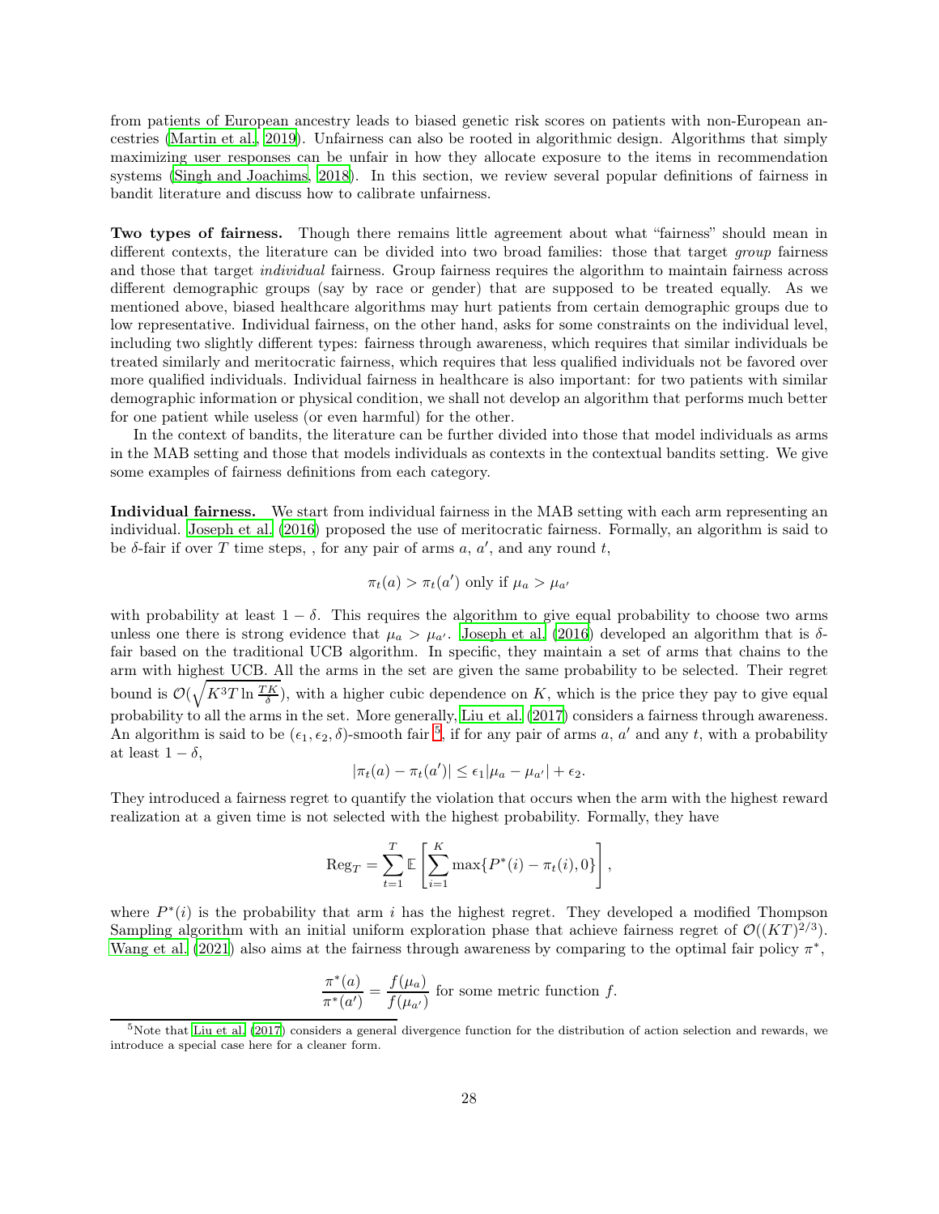from patients of European ancestry leads to biased genetic risk scores on patients with non-European ancestries (Martin et al., 2019). Unfairness can also be rooted in algorithmic design. Algorithms that simply maximizing user responses can be unfair in how they allocate exposure to the items in recommendation systems (Singh and Joachims, 2018). In this section, we review several popular definitions of fairness in bandit literature and discuss how to calibrate unfairness.

**Two types of fairness.** Though there remains little agreement about what "fairness" should mean in different contexts, the literature can be divided into two broad families: those that target *group* fairness and those that target *individual* fairness. Group fairness requires the algorithm to maintain fairness across different demographic groups (say by race or gender) that are supposed to be treated equally. As we mentioned above, biased healthcare algorithms may hurt patients from certain demographic groups due to low representative. Individual fairness, on the other hand, asks for some constraints on the individual level, including two slightly different types: fairness through awareness, which requires that similar individuals be treated similarly and meritocratic fairness, which requires that less qualified individuals not be favored over more qualified individuals. Individual fairness in healthcare is also important: for two patients with similar demographic information or physical condition, we shall not develop an algorithm that performs much better for one patient while useless (or even harmful) for the other.

In the context of bandits, the literature can be further divided into those that model individuals as arms in the MAB setting and those that models individuals as contexts in the contextual bandits setting. We give some examples of fairness definitions from each category.

**Individual fairness.** We start from individual fairness in the MAB setting with each arm representing an individual. Joseph et al. (2016) proposed the use of meritocratic fairness. Formally, an algorithm is said to be $\delta$-fair if over $T$ time steps, , for any pair of arms $a$, $a'$, and any round $t$,

$$\pi_t(a) > \pi_t(a') \text{ only if } \mu_a > \mu_{a'}$$

with probability at least $1-\delta$. This requires the algorithm to give equal probability to choose two arms unless one there is strong evidence that $\mu_a > \mu_{a'}$. Joseph et al. (2016) developed an algorithm that is $\delta$-fair based on the traditional UCB algorithm. In specific, they maintain a set of arms that chains to the arm with highest UCB. All the arms in the set are given the same probability to be selected. Their regret bound is $\mathcal{O}(\sqrt{K^3 T \ln \frac{TK}{\delta}})$, with a higher cubic dependence on $K$, which is the price they pay to give equal probability to all the arms in the set. More generally, Liu et al. (2017) considers a fairness through awareness. An algorithm is said to be $(\epsilon_1, \epsilon_2, \delta)$-smooth fair [5], if for any pair of arms $a$, $a'$ and any $t$, with a probability at least $1-\delta$,

$$|\pi_t(a) - \pi_t(a')| \leq \epsilon_1 |\mu_a - \mu_{a'}| + \epsilon_2.$$

They introduced a fairness regret to quantify the violation that occurs when the arm with the highest reward realization at a given time is not selected with the highest probability. Formally, they have

$$\mathrm{Reg}_T = \sum_{t=1}^{T} \mathbb{E}\left[\sum_{i=1}^{K} \max\{P^*(i) - \pi_t(i), 0\}\right],$$

where $P^*(i)$ is the probability that arm $i$ has the highest regret. They developed a modified Thompson Sampling algorithm with an initial uniform exploration phase that achieve fairness regret of $\mathcal{O}((KT)^{2/3})$. Wang et al. (2021) also aims at the fairness through awareness by comparing to the optimal fair policy $\pi^*$,

$$\frac{\pi^*(a)}{\pi^*(a')} = \frac{f(\mu_a)}{f(\mu_{a'})} \text{ for some metric function } f.$$

[5] Note that Liu et al. (2017) considers a general divergence function for the distribution of action selection and rewards, we introduce a special case here for a cleaner form.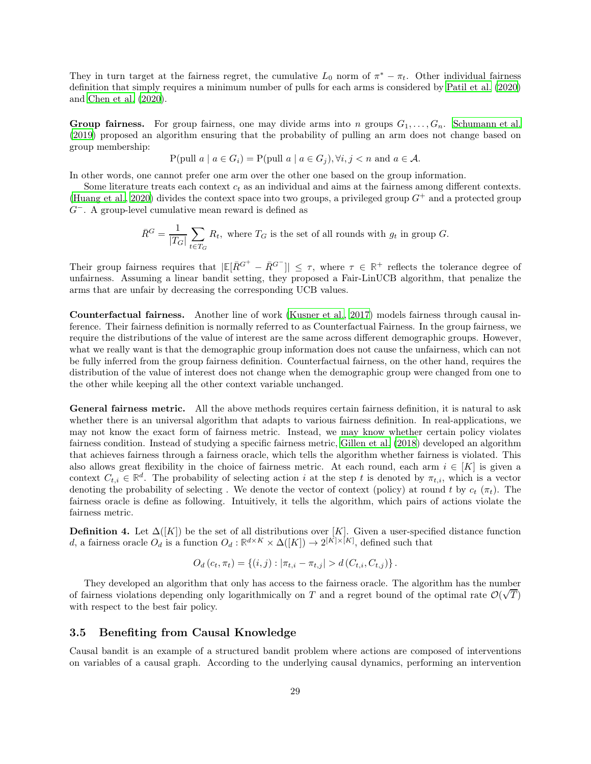They in turn target at the fairness regret, the cumulative $L_0$ norm of $\pi^* - \pi_t$. Other individual fairness definition that simply requires a minimum number of pulls for each arms is considered by Patil et al. (2020) and Chen et al. (2020).

**Group fairness.** For group fairness, one may divide arms into $n$ groups $G_1, \ldots, G_n$. Schumann et al. (2019) proposed an algorithm ensuring that the probability of pulling an arm does not change based on group membership:

$$\mathrm{P}(\text{pull } a \mid a \in G_i) = \mathrm{P}(\text{pull } a \mid a \in G_j), \forall i, j < n \text{ and } a \in \mathcal{A}.$$

In other words, one cannot prefer one arm over the other one based on the group information.

Some literature treats each context $c_t$ as an individual and aims at the fairness among different contexts. (Huang et al., 2020) divides the context space into two groups, a privileged group $G^+$ and a protected group $G^-$. A group-level cumulative mean reward is defined as

$$\bar{R}^G = \frac{1}{|T_G|} \sum_{t \in T_G} R_t, \text{ where } T_G \text{ is the set of all rounds with } g_t \text{ in group } G.$$

Their group fairness requires that $|\mathbb{E}[\bar{R}^{G^+} - \bar{R}^{G^-}]| \leq \tau$, where $\tau \in \mathbb{R}^+$ reflects the tolerance degree of unfairness. Assuming a linear bandit setting, they proposed a Fair-LinUCB algorithm, that penalize the arms that are unfair by decreasing the corresponding UCB values.

**Counterfactual fairness.** Another line of work (Kusner et al., 2017) models fairness through causal inference. Their fairness definition is normally referred to as Counterfactual Fairness. In the group fairness, we require the distributions of the value of interest are the same across different demographic groups. However, what we really want is that the demographic group information does not cause the unfairness, which can not be fully inferred from the group fairness definition. Counterfactual fairness, on the other hand, requires the distribution of the value of interest does not change when the demographic group were changed from one to the other while keeping all the other context variable unchanged.

**General fairness metric.** All the above methods requires certain fairness definition, it is natural to ask whether there is an universal algorithm that adapts to various fairness definition. In real-applications, we may not know the exact form of fairness metric. Instead, we may know whether certain policy violates fairness condition. Instead of studying a specific fairness metric, Gillen et al. (2018) developed an algorithm that achieves fairness through a fairness oracle, which tells the algorithm whether fairness is violated. This also allows great flexibility in the choice of fairness metric. At each round, each arm $i \in [K]$ is given a context $C_{t,i} \in \mathbb{R}^d$. The probability of selecting action $i$ at the step $t$ is denoted by $\pi_{t,i}$, which is a vector denoting the probability of selecting . We denote the vector of context (policy) at round $t$ by $c_t$ ($\pi_t$). The fairness oracle is define as following. Intuitively, it tells the algorithm, which pairs of actions violate the fairness metric.

**Definition 4.** Let $\Delta([K])$ be the set of all distributions over $[K]$. Given a user-specified distance function $d$, a fairness oracle $O_d$ is a function $O_d : \mathbb{R}^{d \times K} \times \Delta([K]) \to 2^{[K] \times [K]}$, defined such that

$$O_d\left(c_t, \pi_t\right) = \left\{(i, j) : |\pi_{t,i} - \pi_{t,j}| > d\left(C_{t,i}, C_{t,j}\right)\right\}.$$

They developed an algorithm that only has access to the fairness oracle. The algorithm has the number of fairness violations depending only logarithmically on $T$ and a regret bound of the optimal rate $\mathcal{O}(\sqrt{T})$ with respect to the best fair policy.

### 3.5 Benefiting from Causal Knowledge

Causal bandit is an example of a structured bandit problem where actions are composed of interventions on variables of a causal graph. According to the underlying causal dynamics, performing an intervention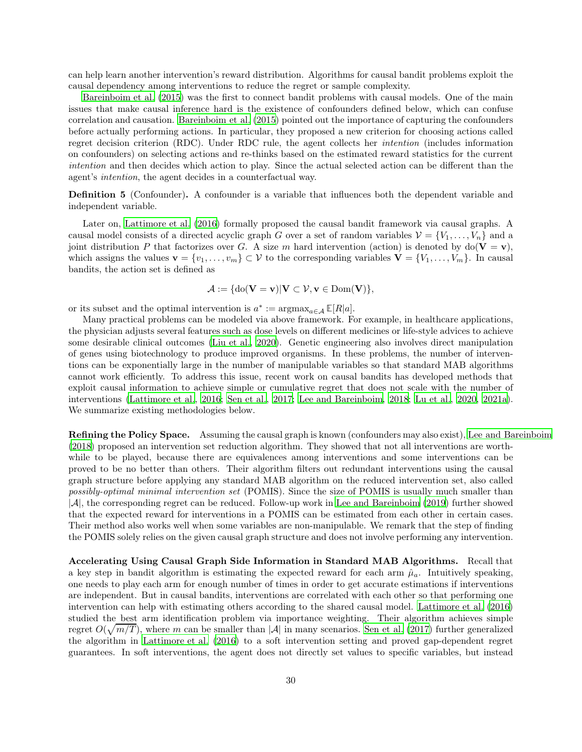can help learn another intervention's reward distribution. Algorithms for causal bandit problems exploit the causal dependency among interventions to reduce the regret or sample complexity.

Bareinboim et al. (2015) was the first to connect bandit problems with causal models. One of the main issues that make causal inference hard is the existence of confounders defined below, which can confuse correlation and causation. Bareinboim et al. (2015) pointed out the importance of capturing the confounders before actually performing actions. In particular, they proposed a new criterion for choosing actions called regret decision criterion (RDC). Under RDC rule, the agent collects her *intention* (includes information on confounders) on selecting actions and re-thinks based on the estimated reward statistics for the current *intention* and then decides which action to play. Since the actual selected action can be different than the agent's *intention*, the agent decides in a counterfactual way.

**Definition 5** (Confounder)**.** A confounder is a variable that influences both the dependent variable and independent variable.

Later on, Lattimore et al. (2016) formally proposed the causal bandit framework via causal graphs. A causal model consists of a directed acyclic graph $G$ over a set of random variables $\mathcal{V} = \{V_1, \ldots, V_n\}$ and a joint distribution $P$ that factorizes over $G$. A size $m$ hard intervention (action) is denoted by $\mathrm{do}(\mathbf{V} = \mathbf{v})$, which assigns the values $\mathbf{v} = \{v_1, \ldots, v_m\} \subset \mathcal{V}$ to the corresponding variables $\mathbf{V} = \{V_1, \ldots, V_m\}$. In causal bandits, the action set is defined as

$$\mathcal{A} := \{\mathrm{do}(\mathbf{V} = \mathbf{v}) | \mathbf{V} \subset \mathcal{V}, \mathbf{v} \in \mathrm{Dom}(\mathbf{V})\},$$

or its subset and the optimal intervention is $a^* := \mathrm{argmax}_{a \in \mathcal{A}} \mathbb{E}[R|a]$.

Many practical problems can be modeled via above framework. For example, in healthcare applications, the physician adjusts several features such as dose levels on different medicines or life-style advices to achieve some desirable clinical outcomes (Liu et al., 2020). Genetic engineering also involves direct manipulation of genes using biotechnology to produce improved organisms. In these problems, the number of interventions can be exponentially large in the number of manipulable variables so that standard MAB algorithms cannot work efficiently. To address this issue, recent work on causal bandits has developed methods that exploit causal information to achieve simple or cumulative regret that does not scale with the number of interventions (Lattimore et al., 2016; Sen et al., 2017; Lee and Bareinboim, 2018; Lu et al., 2020, 2021a). We summarize existing methodologies below.

**Refining the Policy Space.** Assuming the causal graph is known (confounders may also exist), Lee and Bareinboim (2018) proposed an intervention set reduction algorithm. They showed that not all interventions are worthwhile to be played, because there are equivalences among interventions and some interventions can be proved to be no better than others. Their algorithm filters out redundant interventions using the causal graph structure before applying any standard MAB algorithm on the reduced intervention set, also called *possibly-optimal minimal intervention set* (POMIS). Since the size of POMIS is usually much smaller than $|\mathcal{A}|$, the corresponding regret can be reduced. Follow-up work in Lee and Bareinboim (2019) further showed that the expected reward for interventions in a POMIS can be estimated from each other in certain cases. Their method also works well when some variables are non-manipulable. We remark that the step of finding the POMIS solely relies on the given causal graph structure and does not involve performing any intervention.

**Accelerating Using Causal Graph Side Information in Standard MAB Algorithms.** Recall that a key step in bandit algorithm is estimating the expected reward for each arm $\hat{\mu}_a$. Intuitively speaking, one needs to play each arm for enough number of times in order to get accurate estimations if interventions are independent. But in causal bandits, interventions are correlated with each other so that performing one intervention can help with estimating others according to the shared causal model. Lattimore et al. (2016) studied the best arm identification problem via importance weighting. Their algorithm achieves simple regret $O(\sqrt{m/T})$, where $m$ can be smaller than $|\mathcal{A}|$ in many scenarios. Sen et al. (2017) further generalized the algorithm in Lattimore et al. (2016) to a soft intervention setting and proved gap-dependent regret guarantees. In soft interventions, the agent does not directly set values to specific variables, but instead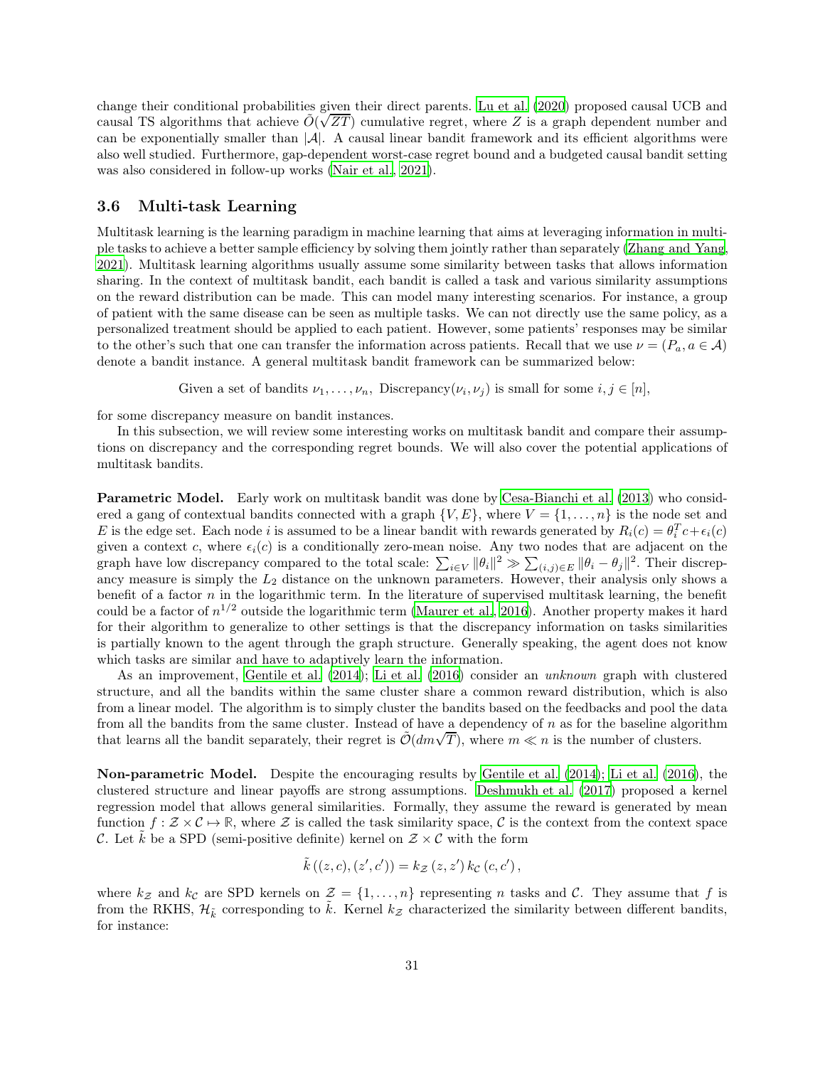change their conditional probabilities given their direct parents. Lu et al. (2020) proposed causal UCB and causal TS algorithms that achieve $\tilde{O}(\sqrt{ZT})$ cumulative regret, where $Z$ is a graph dependent number and can be exponentially smaller than $|\mathcal{A}|$. A causal linear bandit framework and its efficient algorithms were also well studied. Furthermore, gap-dependent worst-case regret bound and a budgeted causal bandit setting was also considered in follow-up works (Nair et al., 2021).

### 3.6 Multi-task Learning

Multitask learning is the learning paradigm in machine learning that aims at leveraging information in multiple tasks to achieve a better sample efficiency by solving them jointly rather than separately (Zhang and Yang, 2021). Multitask learning algorithms usually assume some similarity between tasks that allows information sharing. In the context of multitask bandit, each bandit is called a task and various similarity assumptions on the reward distribution can be made. This can model many interesting scenarios. For instance, a group of patient with the same disease can be seen as multiple tasks. We can not directly use the same policy, as a personalized treatment should be applied to each patient. However, some patients' responses may be similar to the other's such that one can transfer the information across patients. Recall that we use $\nu = (P_a, a \in \mathcal{A})$ denote a bandit instance. A general multitask bandit framework can be summarized below:

$$\text{Given a set of bandits } \nu_1, \ldots, \nu_n, \text{ Discrepancy}(\nu_i, \nu_j) \text{ is small for some } i, j \in [n],$$

for some discrepancy measure on bandit instances.

In this subsection, we will review some interesting works on multitask bandit and compare their assumptions on discrepancy and the corresponding regret bounds. We will also cover the potential applications of multitask bandits.

**Parametric Model.** Early work on multitask bandit was done by Cesa-Bianchi et al. (2013) who considered a gang of contextual bandits connected with a graph $\{V, E\}$, where $V = \{1, \ldots, n\}$ is the node set and $E$ is the edge set. Each node $i$ is assumed to be a linear bandit with rewards generated by $R_i(c) = \theta_i^T c + \epsilon_i(c)$ given a context $c$, where $\epsilon_i(c)$ is a conditionally zero-mean noise. Any two nodes that are adjacent on the graph have low discrepancy compared to the total scale: $\sum_{i \in V} \|\theta_i\|^2 \gg \sum_{(i,j) \in E} \|\theta_i - \theta_j\|^2$. Their discrepancy measure is simply the $L_2$ distance on the unknown parameters. However, their analysis only shows a benefit of a factor $n$ in the logarithmic term. In the literature of supervised multitask learning, the benefit could be a factor of $n^{1/2}$ outside the logarithmic term (Maurer et al., 2016). Another property makes it hard for their algorithm to generalize to other settings is that the discrepancy information on tasks similarities is partially known to the agent through the graph structure. Generally speaking, the agent does not know which tasks are similar and have to adaptively learn the information.

As an improvement, Gentile et al. (2014); Li et al. (2016) consider an *unknown* graph with clustered structure, and all the bandits within the same cluster share a common reward distribution, which is also from a linear model. The algorithm is to simply cluster the bandits based on the feedbacks and pool the data from all the bandits from the same cluster. Instead of have a dependency of $n$ as for the baseline algorithm that learns all the bandit separately, their regret is $\tilde{\mathcal{O}}(dm\sqrt{T})$, where $m \ll n$ is the number of clusters.

**Non-parametric Model.** Despite the encouraging results by Gentile et al. (2014); Li et al. (2016), the clustered structure and linear payoffs are strong assumptions. Deshmukh et al. (2017) proposed a kernel regression model that allows general similarities. Formally, they assume the reward is generated by mean function $f : \mathcal{Z} \times \mathcal{C} \mapsto \mathbb{R}$, where $\mathcal{Z}$ is called the task similarity space, $\mathcal{C}$ is the context from the context space $\mathcal{C}$. Let $\tilde{k}$ be a SPD (semi-positive definite) kernel on $\mathcal{Z} \times \mathcal{C}$ with the form

$$\tilde{k}\left((z, c), (z', c')\right) = k_{\mathcal{Z}}\left(z, z'\right) k_{\mathcal{C}}\left(c, c'\right),$$

where $k_{\mathcal{Z}}$ and $k_{\mathcal{C}}$ are SPD kernels on $\mathcal{Z} = \{1, \ldots, n\}$ representing $n$ tasks and $\mathcal{C}$. They assume that $f$ is from the RKHS, $\mathcal{H}_{\tilde{k}}$ corresponding to $\tilde{k}$. Kernel $k_{\mathcal{Z}}$ characterized the similarity between different bandits, for instance: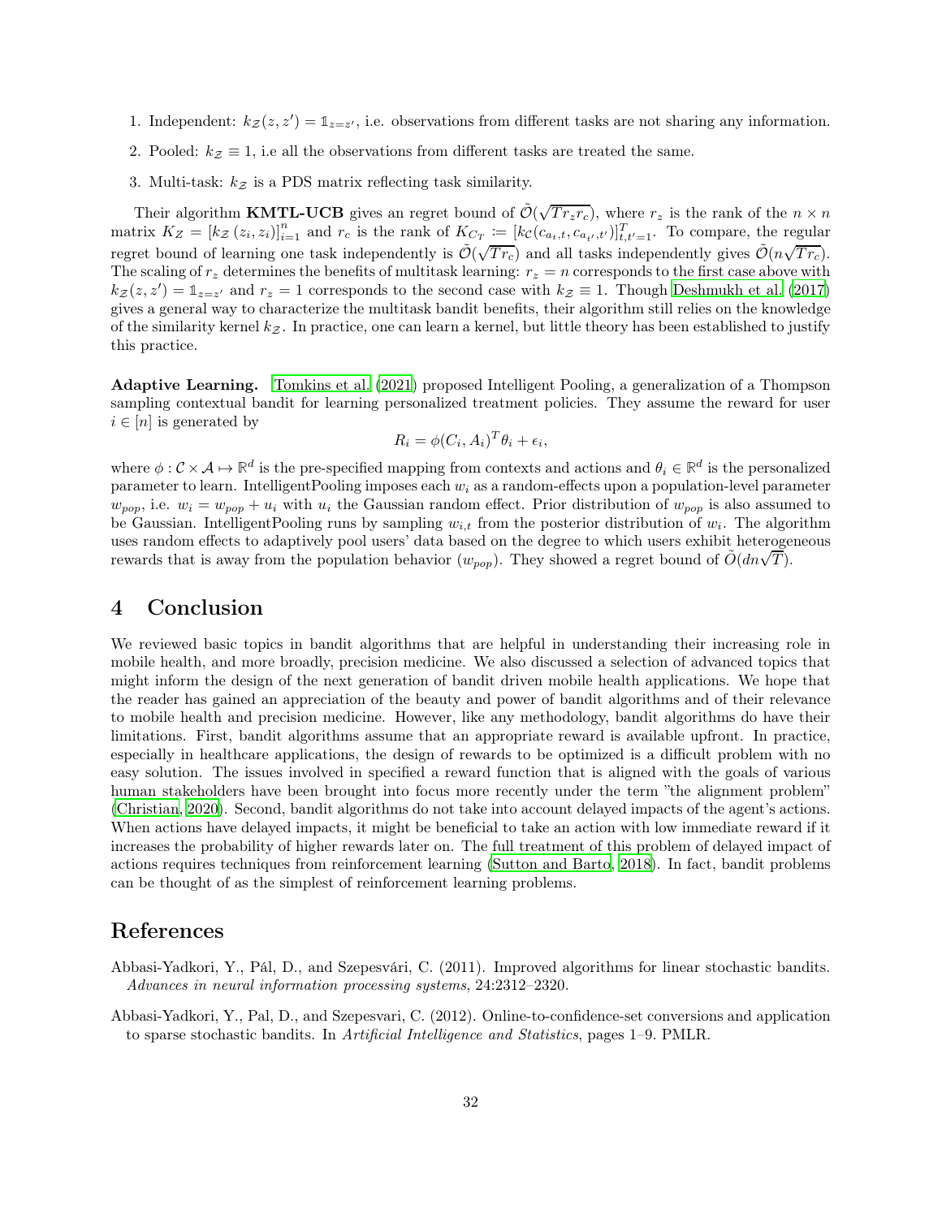1. Independent: $k_{\mathcal{Z}}(z, z') = \mathbb{1}_{z=z'}$, i.e. observations from different tasks are not sharing any information.
2. Pooled: $k_{\mathcal{Z}} \equiv 1$, i.e all the observations from different tasks are treated the same.
3. Multi-task: $k_{\mathcal{Z}}$ is a PDS matrix reflecting task similarity.

Their algorithm **KMTL-UCB** gives an regret bound of $\tilde{\mathcal{O}}(\sqrt{Tr_z r_c})$, where $r_z$ is the rank of the $n \times n$ matrix $K_Z = [k_{\mathcal{Z}}(z_i, z_i)]_{i=1}^n$ and $r_c$ is the rank of $K_{C_T} := [k_{\mathcal{C}}(c_{a_t,t}, c_{a_{t'},t'})]_{t,t'=1}^T$. To compare, the regular regret bound of learning one task independently is $\tilde{\mathcal{O}}(\sqrt{Tr_c})$ and all tasks independently gives $\tilde{\mathcal{O}}(n\sqrt{Tr_c})$. The scaling of $r_z$ determines the benefits of multitask learning: $r_z = n$ corresponds to the first case above with $k_{\mathcal{Z}}(z, z') = \mathbb{1}_{z=z'}$ and $r_z = 1$ corresponds to the second case with $k_{\mathcal{Z}} \equiv 1$. Though Deshmukh et al. (2017) gives a general way to characterize the multitask bandit benefits, their algorithm still relies on the knowledge of the similarity kernel $k_{\mathcal{Z}}$. In practice, one can learn a kernel, but little theory has been established to justify this practice.

**Adaptive Learning.** Tomkins et al. (2021) proposed Intelligent Pooling, a generalization of a Thompson sampling contextual bandit for learning personalized treatment policies. They assume the reward for user $i \in [n]$ is generated by

$$R_i = \phi(C_i, A_i)^T \theta_i + \epsilon_i,$$

where $\phi : \mathcal{C} \times \mathcal{A} \mapsto \mathbb{R}^d$ is the pre-specified mapping from contexts and actions and $\theta_i \in \mathbb{R}^d$ is the personalized parameter to learn. IntelligentPooling imposes each $w_i$ as a random-effects upon a population-level parameter $w_{pop}$, i.e. $w_i = w_{pop} + u_i$ with $u_i$ the Gaussian random effect. Prior distribution of $w_{pop}$ is also assumed to be Gaussian. IntelligentPooling runs by sampling $w_{i,t}$ from the posterior distribution of $w_i$. The algorithm uses random effects to adaptively pool users' data based on the degree to which users exhibit heterogeneous rewards that is away from the population behavior ($w_{pop}$). They showed a regret bound of $\tilde{O}(dn\sqrt{T})$.

# 4 Conclusion

We reviewed basic topics in bandit algorithms that are helpful in understanding their increasing role in mobile health, and more broadly, precision medicine. We also discussed a selection of advanced topics that might inform the design of the next generation of bandit driven mobile health applications. We hope that the reader has gained an appreciation of the beauty and power of bandit algorithms and of their relevance to mobile health and precision medicine. However, like any methodology, bandit algorithms do have their limitations. First, bandit algorithms assume that an appropriate reward is available upfront. In practice, especially in healthcare applications, the design of rewards to be optimized is a difficult problem with no easy solution. The issues involved in specified a reward function that is aligned with the goals of various human stakeholders have been brought into focus more recently under the term "the alignment problem" (Christian, 2020). Second, bandit algorithms do not take into account delayed impacts of the agent's actions. When actions have delayed impacts, it might be beneficial to take an action with low immediate reward if it increases the probability of higher rewards later on. The full treatment of this problem of delayed impact of actions requires techniques from reinforcement learning (Sutton and Barto, 2018). In fact, bandit problems can be thought of as the simplest of reinforcement learning problems.

# References

Abbasi-Yadkori, Y., Pál, D., and Szepesvári, C. (2011). Improved algorithms for linear stochastic bandits. *Advances in neural information processing systems*, 24:2312–2320.

Abbasi-Yadkori, Y., Pal, D., and Szepesvari, C. (2012). Online-to-confidence-set conversions and application to sparse stochastic bandits. In *Artificial Intelligence and Statistics*, pages 1–9. PMLR.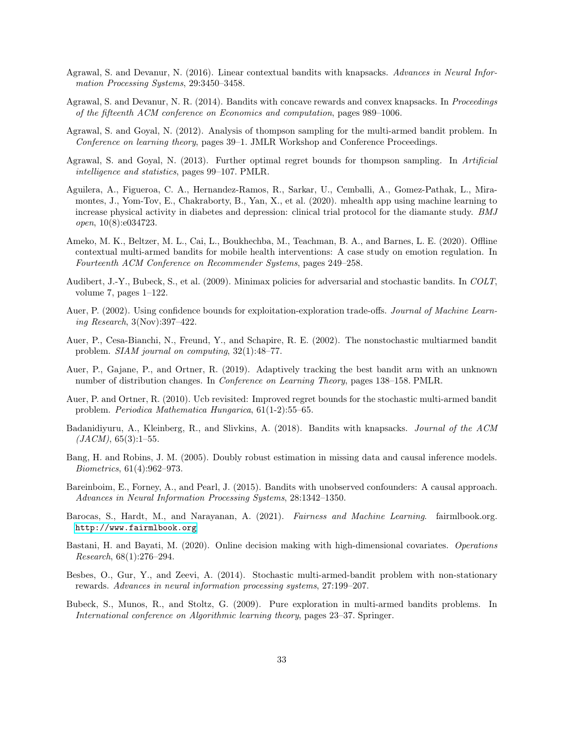Agrawal, S. and Devanur, N. (2016). Linear contextual bandits with knapsacks. *Advances in Neural Information Processing Systems*, 29:3450–3458.

Agrawal, S. and Devanur, N. R. (2014). Bandits with concave rewards and convex knapsacks. In *Proceedings of the fifteenth ACM conference on Economics and computation*, pages 989–1006.

Agrawal, S. and Goyal, N. (2012). Analysis of thompson sampling for the multi-armed bandit problem. In *Conference on learning theory*, pages 39–1. JMLR Workshop and Conference Proceedings.

Agrawal, S. and Goyal, N. (2013). Further optimal regret bounds for thompson sampling. In *Artificial intelligence and statistics*, pages 99–107. PMLR.

Aguilera, A., Figueroa, C. A., Hernandez-Ramos, R., Sarkar, U., Cemballi, A., Gomez-Pathak, L., Miramontes, J., Yom-Tov, E., Chakraborty, B., Yan, X., et al. (2020). mhealth app using machine learning to increase physical activity in diabetes and depression: clinical trial protocol for the diamante study. *BMJ open*, 10(8):e034723.

Ameko, M. K., Beltzer, M. L., Cai, L., Boukhechba, M., Teachman, B. A., and Barnes, L. E. (2020). Offline contextual multi-armed bandits for mobile health interventions: A case study on emotion regulation. In *Fourteenth ACM Conference on Recommender Systems*, pages 249–258.

Audibert, J.-Y., Bubeck, S., et al. (2009). Minimax policies for adversarial and stochastic bandits. In *COLT*, volume 7, pages 1–122.

Auer, P. (2002). Using confidence bounds for exploitation-exploration trade-offs. *Journal of Machine Learning Research*, 3(Nov):397–422.

Auer, P., Cesa-Bianchi, N., Freund, Y., and Schapire, R. E. (2002). The nonstochastic multiarmed bandit problem. *SIAM journal on computing*, 32(1):48–77.

Auer, P., Gajane, P., and Ortner, R. (2019). Adaptively tracking the best bandit arm with an unknown number of distribution changes. In *Conference on Learning Theory*, pages 138–158. PMLR.

Auer, P. and Ortner, R. (2010). Ucb revisited: Improved regret bounds for the stochastic multi-armed bandit problem. *Periodica Mathematica Hungarica*, 61(1-2):55–65.

Badanidiyuru, A., Kleinberg, R., and Slivkins, A. (2018). Bandits with knapsacks. *Journal of the ACM (JACM)*, 65(3):1–55.

Bang, H. and Robins, J. M. (2005). Doubly robust estimation in missing data and causal inference models. *Biometrics*, 61(4):962–973.

Bareinboim, E., Forney, A., and Pearl, J. (2015). Bandits with unobserved confounders: A causal approach. *Advances in Neural Information Processing Systems*, 28:1342–1350.

Barocas, S., Hardt, M., and Narayanan, A. (2021). *Fairness and Machine Learning*. fairmlbook.org. http://www.fairmlbook.org

Bastani, H. and Bayati, M. (2020). Online decision making with high-dimensional covariates. *Operations Research*, 68(1):276–294.

Besbes, O., Gur, Y., and Zeevi, A. (2014). Stochastic multi-armed-bandit problem with non-stationary rewards. *Advances in neural information processing systems*, 27:199–207.

Bubeck, S., Munos, R., and Stoltz, G. (2009). Pure exploration in multi-armed bandits problems. In *International conference on Algorithmic learning theory*, pages 23–37. Springer.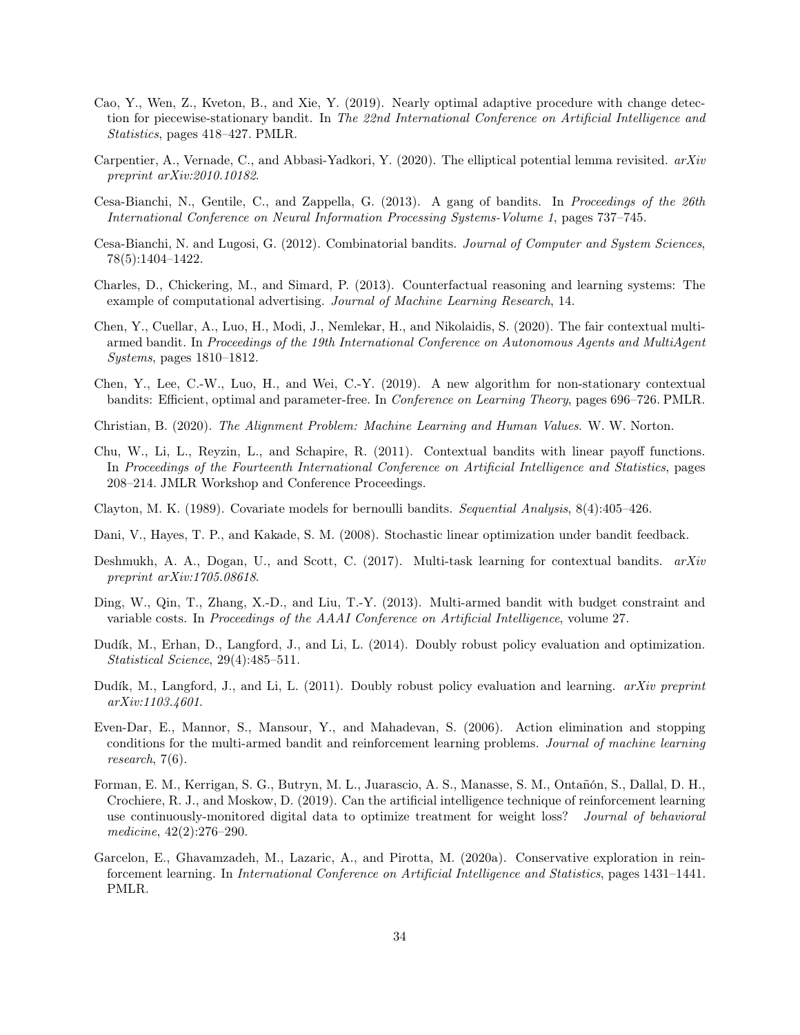Cao, Y., Wen, Z., Kveton, B., and Xie, Y. (2019). Nearly optimal adaptive procedure with change detection for piecewise-stationary bandit. In *The 22nd International Conference on Artificial Intelligence and Statistics*, pages 418–427. PMLR.

Carpentier, A., Vernade, C., and Abbasi-Yadkori, Y. (2020). The elliptical potential lemma revisited. *arXiv preprint arXiv:2010.10182*.

Cesa-Bianchi, N., Gentile, C., and Zappella, G. (2013). A gang of bandits. In *Proceedings of the 26th International Conference on Neural Information Processing Systems-Volume 1*, pages 737–745.

Cesa-Bianchi, N. and Lugosi, G. (2012). Combinatorial bandits. *Journal of Computer and System Sciences*, 78(5):1404–1422.

Charles, D., Chickering, M., and Simard, P. (2013). Counterfactual reasoning and learning systems: The example of computational advertising. *Journal of Machine Learning Research*, 14.

Chen, Y., Cuellar, A., Luo, H., Modi, J., Nemlekar, H., and Nikolaidis, S. (2020). The fair contextual multi-armed bandit. In *Proceedings of the 19th International Conference on Autonomous Agents and MultiAgent Systems*, pages 1810–1812.

Chen, Y., Lee, C.-W., Luo, H., and Wei, C.-Y. (2019). A new algorithm for non-stationary contextual bandits: Efficient, optimal and parameter-free. In *Conference on Learning Theory*, pages 696–726. PMLR.

Christian, B. (2020). *The Alignment Problem: Machine Learning and Human Values*. W. W. Norton.

Chu, W., Li, L., Reyzin, L., and Schapire, R. (2011). Contextual bandits with linear payoff functions. In *Proceedings of the Fourteenth International Conference on Artificial Intelligence and Statistics*, pages 208–214. JMLR Workshop and Conference Proceedings.

Clayton, M. K. (1989). Covariate models for bernoulli bandits. *Sequential Analysis*, 8(4):405–426.

Dani, V., Hayes, T. P., and Kakade, S. M. (2008). Stochastic linear optimization under bandit feedback.

Deshmukh, A. A., Dogan, U., and Scott, C. (2017). Multi-task learning for contextual bandits. *arXiv preprint arXiv:1705.08618*.

Ding, W., Qin, T., Zhang, X.-D., and Liu, T.-Y. (2013). Multi-armed bandit with budget constraint and variable costs. In *Proceedings of the AAAI Conference on Artificial Intelligence*, volume 27.

Dudík, M., Erhan, D., Langford, J., and Li, L. (2014). Doubly robust policy evaluation and optimization. *Statistical Science*, 29(4):485–511.

Dudík, M., Langford, J., and Li, L. (2011). Doubly robust policy evaluation and learning. *arXiv preprint arXiv:1103.4601*.

Even-Dar, E., Mannor, S., Mansour, Y., and Mahadevan, S. (2006). Action elimination and stopping conditions for the multi-armed bandit and reinforcement learning problems. *Journal of machine learning research*, 7(6).

Forman, E. M., Kerrigan, S. G., Butryn, M. L., Juarascio, A. S., Manasse, S. M., Ontañón, S., Dallal, D. H., Crochiere, R. J., and Moskow, D. (2019). Can the artificial intelligence technique of reinforcement learning use continuously-monitored digital data to optimize treatment for weight loss? *Journal of behavioral medicine*, 42(2):276–290.

Garcelon, E., Ghavamzadeh, M., Lazaric, A., and Pirotta, M. (2020a). Conservative exploration in reinforcement learning. In *International Conference on Artificial Intelligence and Statistics*, pages 1431–1441. PMLR.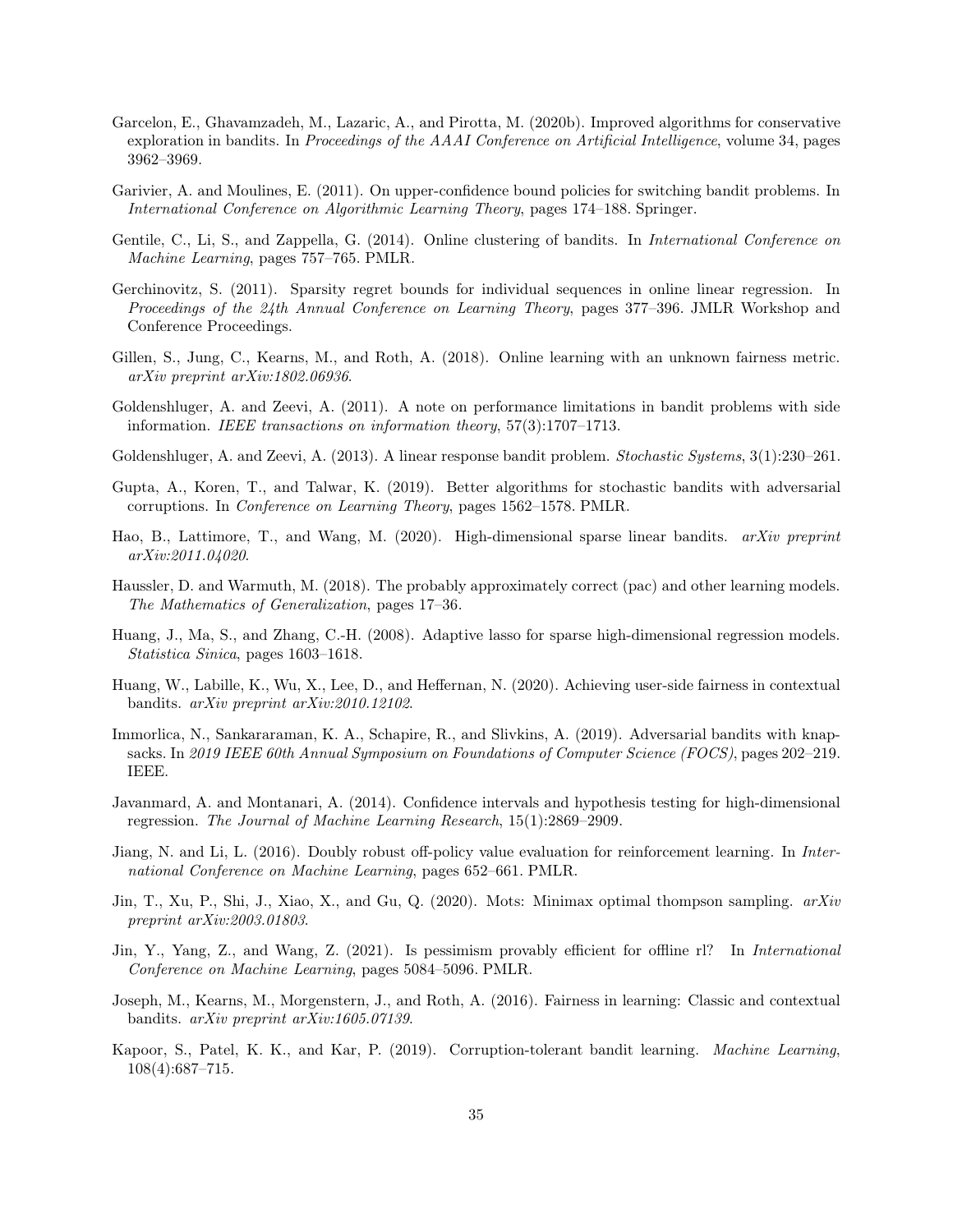Garcelon, E., Ghavamzadeh, M., Lazaric, A., and Pirotta, M. (2020b). Improved algorithms for conservative exploration in bandits. In *Proceedings of the AAAI Conference on Artificial Intelligence*, volume 34, pages 3962–3969.

Garivier, A. and Moulines, E. (2011). On upper-confidence bound policies for switching bandit problems. In *International Conference on Algorithmic Learning Theory*, pages 174–188. Springer.

Gentile, C., Li, S., and Zappella, G. (2014). Online clustering of bandits. In *International Conference on Machine Learning*, pages 757–765. PMLR.

Gerchinovitz, S. (2011). Sparsity regret bounds for individual sequences in online linear regression. In *Proceedings of the 24th Annual Conference on Learning Theory*, pages 377–396. JMLR Workshop and Conference Proceedings.

Gillen, S., Jung, C., Kearns, M., and Roth, A. (2018). Online learning with an unknown fairness metric. *arXiv preprint arXiv:1802.06936*.

Goldenshluger, A. and Zeevi, A. (2011). A note on performance limitations in bandit problems with side information. *IEEE transactions on information theory*, 57(3):1707–1713.

Goldenshluger, A. and Zeevi, A. (2013). A linear response bandit problem. *Stochastic Systems*, 3(1):230–261.

Gupta, A., Koren, T., and Talwar, K. (2019). Better algorithms for stochastic bandits with adversarial corruptions. In *Conference on Learning Theory*, pages 1562–1578. PMLR.

Hao, B., Lattimore, T., and Wang, M. (2020). High-dimensional sparse linear bandits. *arXiv preprint arXiv:2011.04020*.

Haussler, D. and Warmuth, M. (2018). The probably approximately correct (pac) and other learning models. *The Mathematics of Generalization*, pages 17–36.

Huang, J., Ma, S., and Zhang, C.-H. (2008). Adaptive lasso for sparse high-dimensional regression models. *Statistica Sinica*, pages 1603–1618.

Huang, W., Labille, K., Wu, X., Lee, D., and Heffernan, N. (2020). Achieving user-side fairness in contextual bandits. *arXiv preprint arXiv:2010.12102*.

Immorlica, N., Sankararaman, K. A., Schapire, R., and Slivkins, A. (2019). Adversarial bandits with knapsacks. In *2019 IEEE 60th Annual Symposium on Foundations of Computer Science (FOCS)*, pages 202–219. IEEE.

Javanmard, A. and Montanari, A. (2014). Confidence intervals and hypothesis testing for high-dimensional regression. *The Journal of Machine Learning Research*, 15(1):2869–2909.

Jiang, N. and Li, L. (2016). Doubly robust off-policy value evaluation for reinforcement learning. In *International Conference on Machine Learning*, pages 652–661. PMLR.

Jin, T., Xu, P., Shi, J., Xiao, X., and Gu, Q. (2020). Mots: Minimax optimal thompson sampling. *arXiv preprint arXiv:2003.01803*.

Jin, Y., Yang, Z., and Wang, Z. (2021). Is pessimism provably efficient for offline rl? In *International Conference on Machine Learning*, pages 5084–5096. PMLR.

Joseph, M., Kearns, M., Morgenstern, J., and Roth, A. (2016). Fairness in learning: Classic and contextual bandits. *arXiv preprint arXiv:1605.07139*.

Kapoor, S., Patel, K. K., and Kar, P. (2019). Corruption-tolerant bandit learning. *Machine Learning*, 108(4):687–715.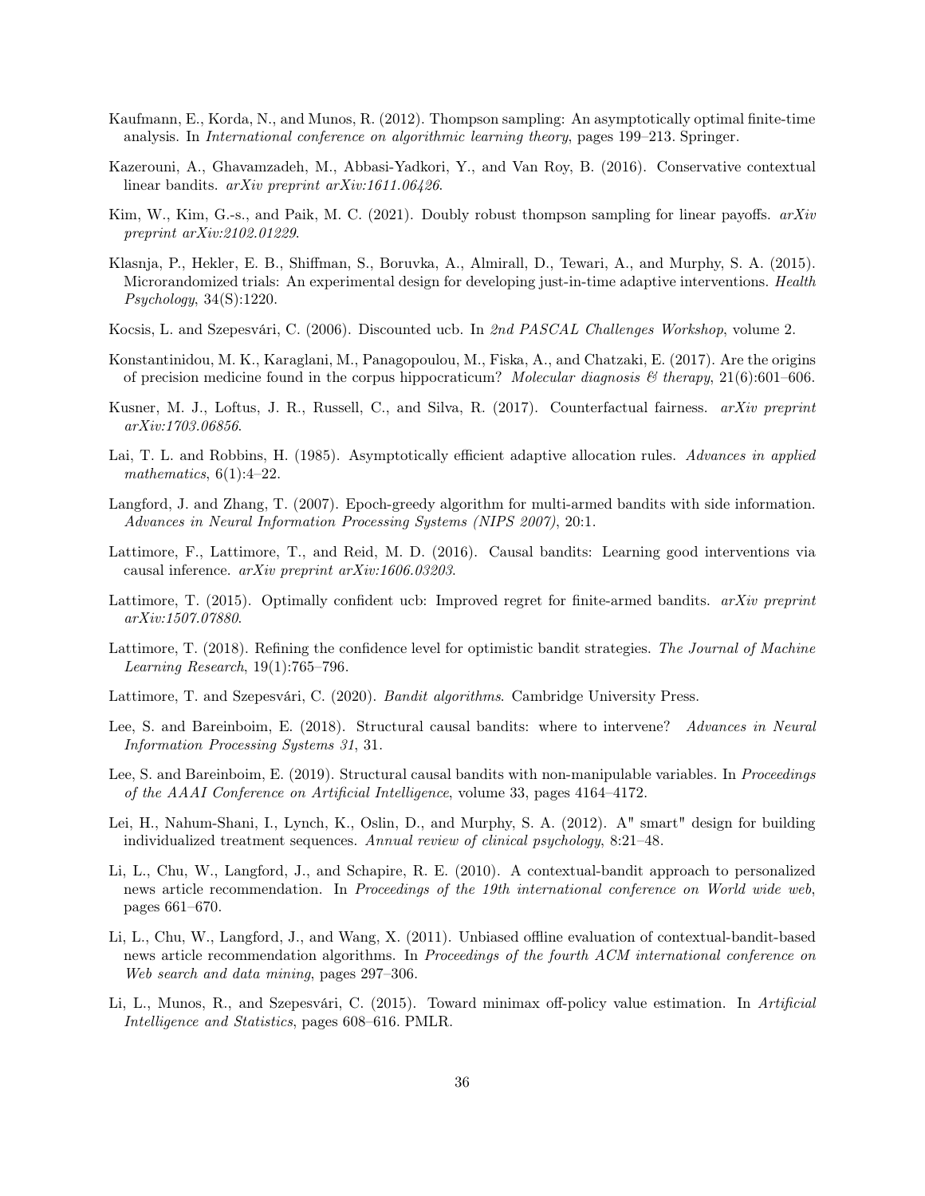Kaufmann, E., Korda, N., and Munos, R. (2012). Thompson sampling: An asymptotically optimal finite-time analysis. In *International conference on algorithmic learning theory*, pages 199–213. Springer.

Kazerouni, A., Ghavamzadeh, M., Abbasi-Yadkori, Y., and Van Roy, B. (2016). Conservative contextual linear bandits. *arXiv preprint arXiv:1611.06426*.

Kim, W., Kim, G.-s., and Paik, M. C. (2021). Doubly robust thompson sampling for linear payoffs. *arXiv preprint arXiv:2102.01229*.

Klasnja, P., Hekler, E. B., Shiffman, S., Boruvka, A., Almirall, D., Tewari, A., and Murphy, S. A. (2015). Microrandomized trials: An experimental design for developing just-in-time adaptive interventions. *Health Psychology*, 34(S):1220.

Kocsis, L. and Szepesvári, C. (2006). Discounted ucb. In *2nd PASCAL Challenges Workshop*, volume 2.

Konstantinidou, M. K., Karaglani, M., Panagopoulou, M., Fiska, A., and Chatzaki, E. (2017). Are the origins of precision medicine found in the corpus hippocraticum? *Molecular diagnosis & therapy*, 21(6):601–606.

Kusner, M. J., Loftus, J. R., Russell, C., and Silva, R. (2017). Counterfactual fairness. *arXiv preprint arXiv:1703.06856*.

Lai, T. L. and Robbins, H. (1985). Asymptotically efficient adaptive allocation rules. *Advances in applied mathematics*, 6(1):4–22.

Langford, J. and Zhang, T. (2007). Epoch-greedy algorithm for multi-armed bandits with side information. *Advances in Neural Information Processing Systems (NIPS 2007)*, 20:1.

Lattimore, F., Lattimore, T., and Reid, M. D. (2016). Causal bandits: Learning good interventions via causal inference. *arXiv preprint arXiv:1606.03203*.

Lattimore, T. (2015). Optimally confident ucb: Improved regret for finite-armed bandits. *arXiv preprint arXiv:1507.07880*.

Lattimore, T. (2018). Refining the confidence level for optimistic bandit strategies. *The Journal of Machine Learning Research*, 19(1):765–796.

Lattimore, T. and Szepesvári, C. (2020). *Bandit algorithms*. Cambridge University Press.

Lee, S. and Bareinboim, E. (2018). Structural causal bandits: where to intervene? *Advances in Neural Information Processing Systems 31*, 31.

Lee, S. and Bareinboim, E. (2019). Structural causal bandits with non-manipulable variables. In *Proceedings of the AAAI Conference on Artificial Intelligence*, volume 33, pages 4164–4172.

Lei, H., Nahum-Shani, I., Lynch, K., Oslin, D., and Murphy, S. A. (2012). A" smart" design for building individualized treatment sequences. *Annual review of clinical psychology*, 8:21–48.

Li, L., Chu, W., Langford, J., and Schapire, R. E. (2010). A contextual-bandit approach to personalized news article recommendation. In *Proceedings of the 19th international conference on World wide web*, pages 661–670.

Li, L., Chu, W., Langford, J., and Wang, X. (2011). Unbiased offline evaluation of contextual-bandit-based news article recommendation algorithms. In *Proceedings of the fourth ACM international conference on Web search and data mining*, pages 297–306.

Li, L., Munos, R., and Szepesvári, C. (2015). Toward minimax off-policy value estimation. In *Artificial Intelligence and Statistics*, pages 608–616. PMLR.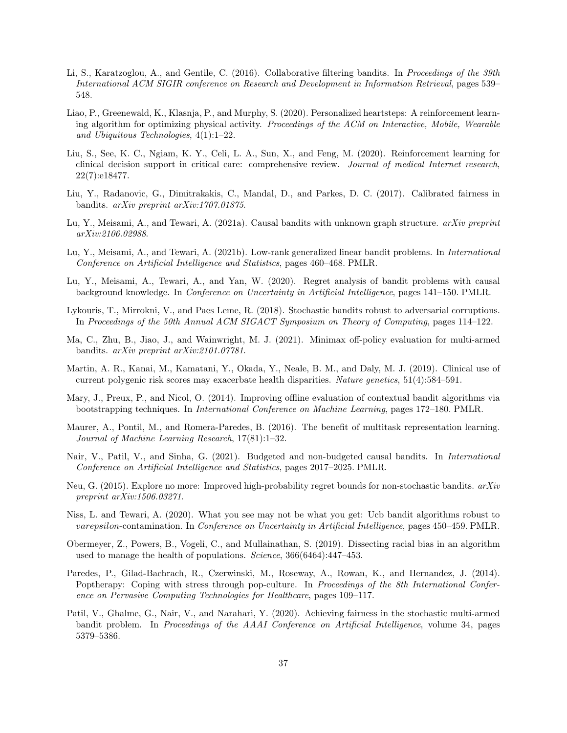Li, S., Karatzoglou, A., and Gentile, C. (2016). Collaborative filtering bandits. In *Proceedings of the 39th International ACM SIGIR conference on Research and Development in Information Retrieval*, pages 539–548.

Liao, P., Greenewald, K., Klasnja, P., and Murphy, S. (2020). Personalized heartsteps: A reinforcement learning algorithm for optimizing physical activity. *Proceedings of the ACM on Interactive, Mobile, Wearable and Ubiquitous Technologies*, 4(1):1–22.

Liu, S., See, K. C., Ngiam, K. Y., Celi, L. A., Sun, X., and Feng, M. (2020). Reinforcement learning for clinical decision support in critical care: comprehensive review. *Journal of medical Internet research*, 22(7):e18477.

Liu, Y., Radanovic, G., Dimitrakakis, C., Mandal, D., and Parkes, D. C. (2017). Calibrated fairness in bandits. *arXiv preprint arXiv:1707.01875*.

Lu, Y., Meisami, A., and Tewari, A. (2021a). Causal bandits with unknown graph structure. *arXiv preprint arXiv:2106.02988*.

Lu, Y., Meisami, A., and Tewari, A. (2021b). Low-rank generalized linear bandit problems. In *International Conference on Artificial Intelligence and Statistics*, pages 460–468. PMLR.

Lu, Y., Meisami, A., Tewari, A., and Yan, W. (2020). Regret analysis of bandit problems with causal background knowledge. In *Conference on Uncertainty in Artificial Intelligence*, pages 141–150. PMLR.

Lykouris, T., Mirrokni, V., and Paes Leme, R. (2018). Stochastic bandits robust to adversarial corruptions. In *Proceedings of the 50th Annual ACM SIGACT Symposium on Theory of Computing*, pages 114–122.

Ma, C., Zhu, B., Jiao, J., and Wainwright, M. J. (2021). Minimax off-policy evaluation for multi-armed bandits. *arXiv preprint arXiv:2101.07781*.

Martin, A. R., Kanai, M., Kamatani, Y., Okada, Y., Neale, B. M., and Daly, M. J. (2019). Clinical use of current polygenic risk scores may exacerbate health disparities. *Nature genetics*, 51(4):584–591.

Mary, J., Preux, P., and Nicol, O. (2014). Improving offline evaluation of contextual bandit algorithms via bootstrapping techniques. In *International Conference on Machine Learning*, pages 172–180. PMLR.

Maurer, A., Pontil, M., and Romera-Paredes, B. (2016). The benefit of multitask representation learning. *Journal of Machine Learning Research*, 17(81):1–32.

Nair, V., Patil, V., and Sinha, G. (2021). Budgeted and non-budgeted causal bandits. In *International Conference on Artificial Intelligence and Statistics*, pages 2017–2025. PMLR.

Neu, G. (2015). Explore no more: Improved high-probability regret bounds for non-stochastic bandits. *arXiv preprint arXiv:1506.03271*.

Niss, L. and Tewari, A. (2020). What you see may not be what you get: Ucb bandit algorithms robust to *varepsilon*-contamination. In *Conference on Uncertainty in Artificial Intelligence*, pages 450–459. PMLR.

Obermeyer, Z., Powers, B., Vogeli, C., and Mullainathan, S. (2019). Dissecting racial bias in an algorithm used to manage the health of populations. *Science*, 366(6464):447–453.

Paredes, P., Gilad-Bachrach, R., Czerwinski, M., Roseway, A., Rowan, K., and Hernandez, J. (2014). Poptherapy: Coping with stress through pop-culture. In *Proceedings of the 8th International Conference on Pervasive Computing Technologies for Healthcare*, pages 109–117.

Patil, V., Ghalme, G., Nair, V., and Narahari, Y. (2020). Achieving fairness in the stochastic multi-armed bandit problem. In *Proceedings of the AAAI Conference on Artificial Intelligence*, volume 34, pages 5379–5386.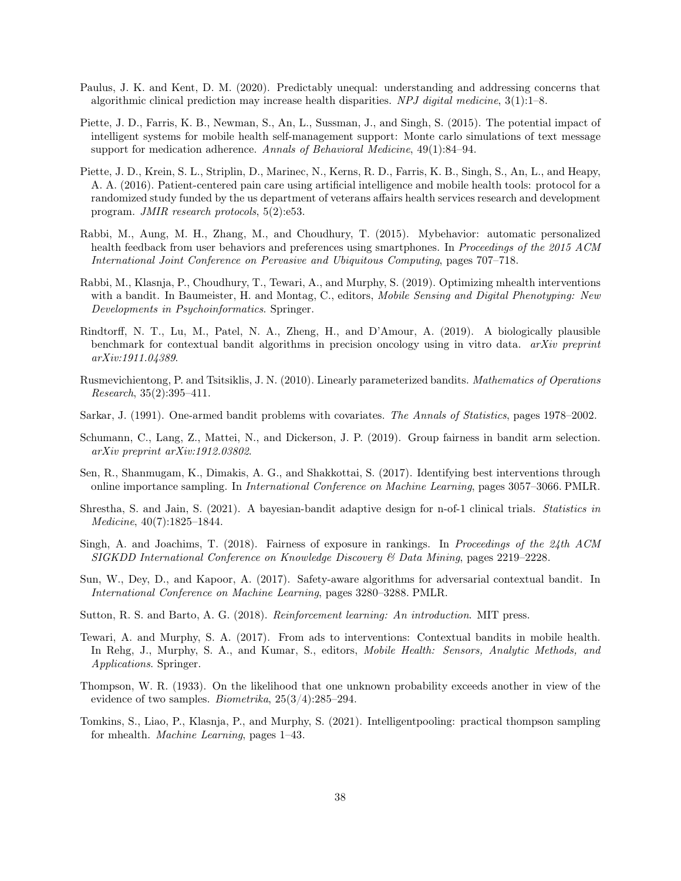Paulus, J. K. and Kent, D. M. (2020). Predictably unequal: understanding and addressing concerns that algorithmic clinical prediction may increase health disparities. *NPJ digital medicine*, 3(1):1–8.

Piette, J. D., Farris, K. B., Newman, S., An, L., Sussman, J., and Singh, S. (2015). The potential impact of intelligent systems for mobile health self-management support: Monte carlo simulations of text message support for medication adherence. *Annals of Behavioral Medicine*, 49(1):84–94.

Piette, J. D., Krein, S. L., Striplin, D., Marinec, N., Kerns, R. D., Farris, K. B., Singh, S., An, L., and Heapy, A. A. (2016). Patient-centered pain care using artificial intelligence and mobile health tools: protocol for a randomized study funded by the us department of veterans affairs health services research and development program. *JMIR research protocols*, 5(2):e53.

Rabbi, M., Aung, M. H., Zhang, M., and Choudhury, T. (2015). Mybehavior: automatic personalized health feedback from user behaviors and preferences using smartphones. In *Proceedings of the 2015 ACM International Joint Conference on Pervasive and Ubiquitous Computing*, pages 707–718.

Rabbi, M., Klasnja, P., Choudhury, T., Tewari, A., and Murphy, S. (2019). Optimizing mhealth interventions with a bandit. In Baumeister, H. and Montag, C., editors, *Mobile Sensing and Digital Phenotyping: New Developments in Psychoinformatics*. Springer.

Rindtorff, N. T., Lu, M., Patel, N. A., Zheng, H., and D'Amour, A. (2019). A biologically plausible benchmark for contextual bandit algorithms in precision oncology using in vitro data. *arXiv preprint arXiv:1911.04389*.

Rusmevichientong, P. and Tsitsiklis, J. N. (2010). Linearly parameterized bandits. *Mathematics of Operations Research*, 35(2):395–411.

Sarkar, J. (1991). One-armed bandit problems with covariates. *The Annals of Statistics*, pages 1978–2002.

Schumann, C., Lang, Z., Mattei, N., and Dickerson, J. P. (2019). Group fairness in bandit arm selection. *arXiv preprint arXiv:1912.03802*.

Sen, R., Shanmugam, K., Dimakis, A. G., and Shakkottai, S. (2017). Identifying best interventions through online importance sampling. In *International Conference on Machine Learning*, pages 3057–3066. PMLR.

Shrestha, S. and Jain, S. (2021). A bayesian-bandit adaptive design for n-of-1 clinical trials. *Statistics in Medicine*, 40(7):1825–1844.

Singh, A. and Joachims, T. (2018). Fairness of exposure in rankings. In *Proceedings of the 24th ACM SIGKDD International Conference on Knowledge Discovery & Data Mining*, pages 2219–2228.

Sun, W., Dey, D., and Kapoor, A. (2017). Safety-aware algorithms for adversarial contextual bandit. In *International Conference on Machine Learning*, pages 3280–3288. PMLR.

Sutton, R. S. and Barto, A. G. (2018). *Reinforcement learning: An introduction*. MIT press.

Tewari, A. and Murphy, S. A. (2017). From ads to interventions: Contextual bandits in mobile health. In Rehg, J., Murphy, S. A., and Kumar, S., editors, *Mobile Health: Sensors, Analytic Methods, and Applications*. Springer.

Thompson, W. R. (1933). On the likelihood that one unknown probability exceeds another in view of the evidence of two samples. *Biometrika*, 25(3/4):285–294.

Tomkins, S., Liao, P., Klasnja, P., and Murphy, S. (2021). Intelligentpooling: practical thompson sampling for mhealth. *Machine Learning*, pages 1–43.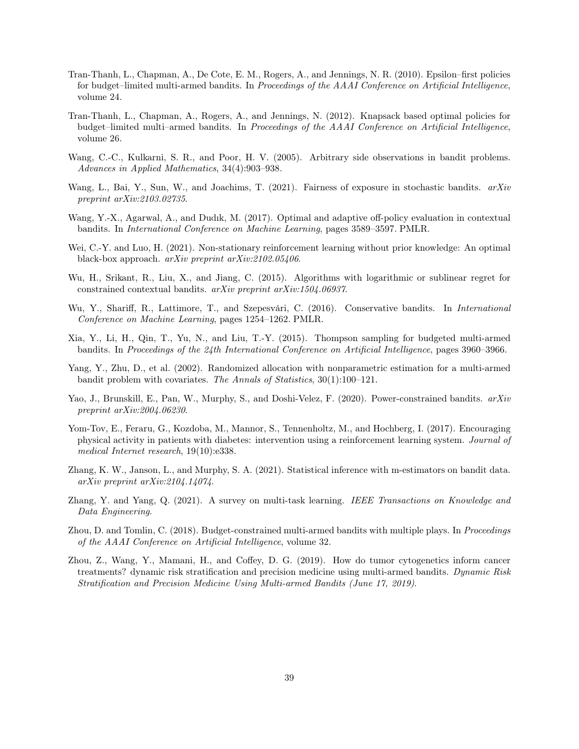Tran-Thanh, L., Chapman, A., De Cote, E. M., Rogers, A., and Jennings, N. R. (2010). Epsilon–first policies for budget–limited multi-armed bandits. In *Proceedings of the AAAI Conference on Artificial Intelligence*, volume 24.

Tran-Thanh, L., Chapman, A., Rogers, A., and Jennings, N. (2012). Knapsack based optimal policies for budget–limited multi–armed bandits. In *Proceedings of the AAAI Conference on Artificial Intelligence*, volume 26.

Wang, C.-C., Kulkarni, S. R., and Poor, H. V. (2005). Arbitrary side observations in bandit problems. *Advances in Applied Mathematics*, 34(4):903–938.

Wang, L., Bai, Y., Sun, W., and Joachims, T. (2021). Fairness of exposure in stochastic bandits. *arXiv preprint arXiv:2103.02735*.

Wang, Y.-X., Agarwal, A., and Dudık, M. (2017). Optimal and adaptive off-policy evaluation in contextual bandits. In *International Conference on Machine Learning*, pages 3589–3597. PMLR.

Wei, C.-Y. and Luo, H. (2021). Non-stationary reinforcement learning without prior knowledge: An optimal black-box approach. *arXiv preprint arXiv:2102.05406*.

Wu, H., Srikant, R., Liu, X., and Jiang, C. (2015). Algorithms with logarithmic or sublinear regret for constrained contextual bandits. *arXiv preprint arXiv:1504.06937*.

Wu, Y., Shariff, R., Lattimore, T., and Szepesvári, C. (2016). Conservative bandits. In *International Conference on Machine Learning*, pages 1254–1262. PMLR.

Xia, Y., Li, H., Qin, T., Yu, N., and Liu, T.-Y. (2015). Thompson sampling for budgeted multi-armed bandits. In *Proceedings of the 24th International Conference on Artificial Intelligence*, pages 3960–3966.

Yang, Y., Zhu, D., et al. (2002). Randomized allocation with nonparametric estimation for a multi-armed bandit problem with covariates. *The Annals of Statistics*, 30(1):100–121.

Yao, J., Brunskill, E., Pan, W., Murphy, S., and Doshi-Velez, F. (2020). Power-constrained bandits. *arXiv preprint arXiv:2004.06230*.

Yom-Tov, E., Feraru, G., Kozdoba, M., Mannor, S., Tennenholtz, M., and Hochberg, I. (2017). Encouraging physical activity in patients with diabetes: intervention using a reinforcement learning system. *Journal of medical Internet research*, 19(10):e338.

Zhang, K. W., Janson, L., and Murphy, S. A. (2021). Statistical inference with m-estimators on bandit data. *arXiv preprint arXiv:2104.14074*.

Zhang, Y. and Yang, Q. (2021). A survey on multi-task learning. *IEEE Transactions on Knowledge and Data Engineering*.

Zhou, D. and Tomlin, C. (2018). Budget-constrained multi-armed bandits with multiple plays. In *Proceedings of the AAAI Conference on Artificial Intelligence*, volume 32.

Zhou, Z., Wang, Y., Mamani, H., and Coffey, D. G. (2019). How do tumor cytogenetics inform cancer treatments? dynamic risk stratification and precision medicine using multi-armed bandits. *Dynamic Risk Stratification and Precision Medicine Using Multi-armed Bandits (June 17, 2019)*.